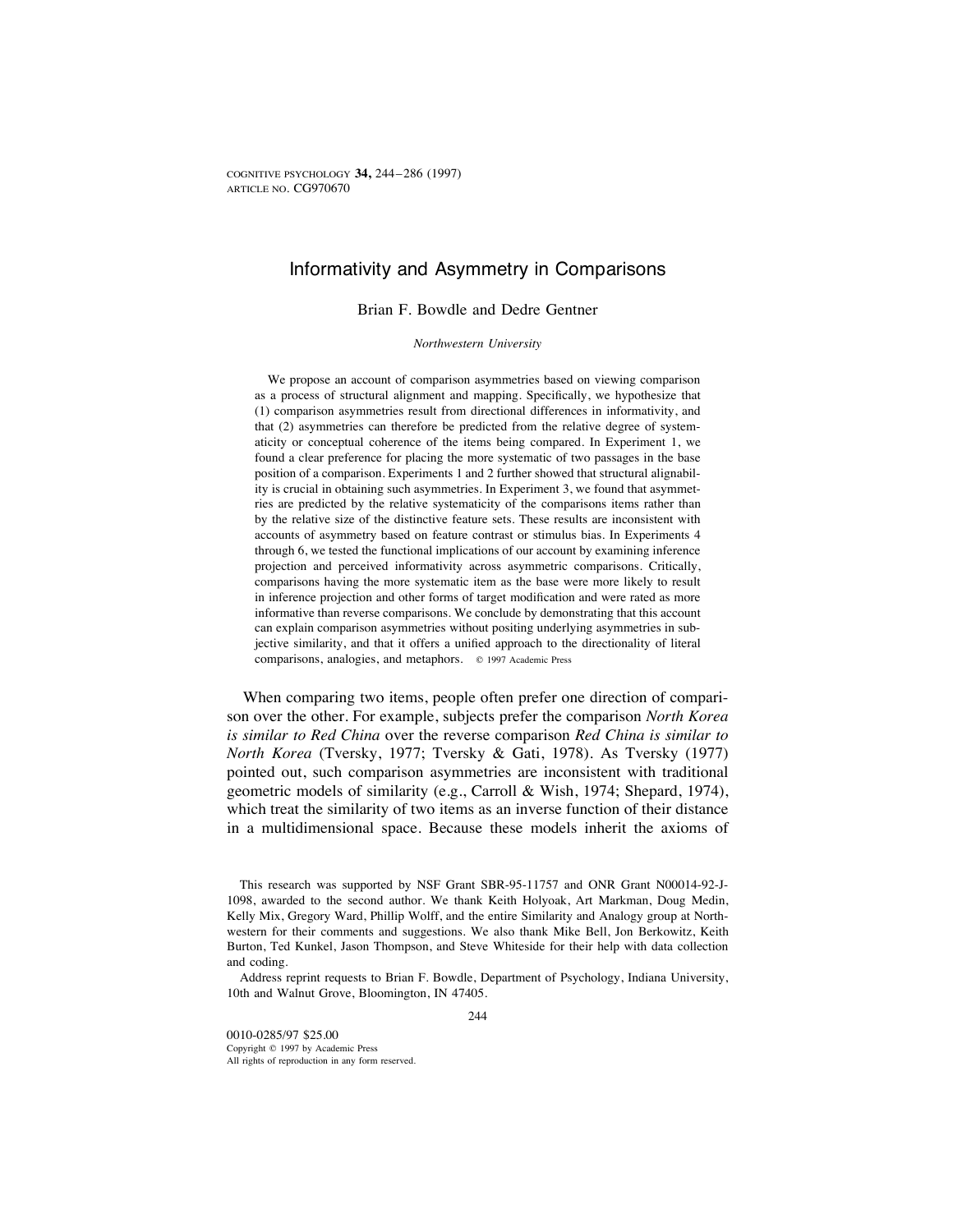# Informativity and Asymmetry in Comparisons

Brian F. Bowdle and Dedre Gentner

*Northwestern University*

We propose an account of comparison asymmetries based on viewing comparison as a process of structural alignment and mapping. Specifically, we hypothesize that (1) comparison asymmetries result from directional differences in informativity, and that (2) asymmetries can therefore be predicted from the relative degree of systematicity or conceptual coherence of the items being compared. In Experiment 1, we found a clear preference for placing the more systematic of two passages in the base position of a comparison. Experiments 1 and 2 further showed that structural alignability is crucial in obtaining such asymmetries. In Experiment 3, we found that asymmetries are predicted by the relative systematicity of the comparisons items rather than by the relative size of the distinctive feature sets. These results are inconsistent with accounts of asymmetry based on feature contrast or stimulus bias. In Experiments 4 through 6, we tested the functional implications of our account by examining inference projection and perceived informativity across asymmetric comparisons. Critically, comparisons having the more systematic item as the base were more likely to result in inference projection and other forms of target modification and were rated as more informative than reverse comparisons. We conclude by demonstrating that this account can explain comparison asymmetries without positing underlying asymmetries in subjective similarity, and that it offers a unified approach to the directionality of literal comparisons, analogies, and metaphors. © 1997 Academic Press

When comparing two items, people often prefer one direction of comparison over the other. For example, subjects prefer the comparison *North Korea is similar to Red China* over the reverse comparison *Red China is similar to North Korea* (Tversky, 1977; Tversky & Gati, 1978). As Tversky (1977) pointed out, such comparison asymmetries are inconsistent with traditional geometric models of similarity (e.g., Carroll & Wish, 1974; Shepard, 1974), which treat the similarity of two items as an inverse function of their distance in a multidimensional space. Because these models inherit the axioms of

This research was supported by NSF Grant SBR-95-11757 and ONR Grant N00014-92-J-1098, awarded to the second author. We thank Keith Holyoak, Art Markman, Doug Medin, Kelly Mix, Gregory Ward, Phillip Wolff, and the entire Similarity and Analogy group at Northwestern for their comments and suggestions. We also thank Mike Bell, Jon Berkowitz, Keith Burton, Ted Kunkel, Jason Thompson, and Steve Whiteside for their help with data collection and coding.

Address reprint requests to Brian F. Bowdle, Department of Psychology, Indiana University, 10th and Walnut Grove, Bloomington, IN 47405.

0010-0285/97 $25.00
Copyright © 1997 by Academic Press
All rights of reproduction in any form reserved.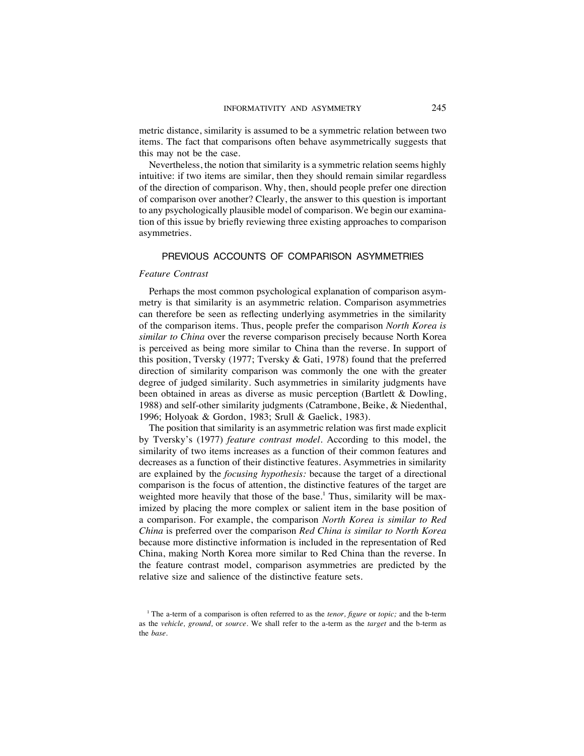metric distance, similarity is assumed to be a symmetric relation between two items. The fact that comparisons often behave asymmetrically suggests that this may not be the case.

Nevertheless, the notion that similarity is a symmetric relation seems highly intuitive: if two items are similar, then they should remain similar regardless of the direction of comparison. Why, then, should people prefer one direction of comparison over another? Clearly, the answer to this question is important to any psychologically plausible model of comparison. We begin our examination of this issue by briefly reviewing three existing approaches to comparison asymmetries.

## PREVIOUS ACCOUNTS OF COMPARISON ASYMMETRIES

### *Feature Contrast*

Perhaps the most common psychological explanation of comparison asymmetry is that similarity is an asymmetric relation. Comparison asymmetries can therefore be seen as reflecting underlying asymmetries in the similarity of the comparison items. Thus, people prefer the comparison *North Korea is similar to China* over the reverse comparison precisely because North Korea is perceived as being more similar to China than the reverse. In support of this position, Tversky (1977; Tversky & Gati, 1978) found that the preferred direction of similarity comparison was commonly the one with the greater degree of judged similarity. Such asymmetries in similarity judgments have been obtained in areas as diverse as music perception (Bartlett & Dowling, 1988) and self-other similarity judgments (Catrambone, Beike, & Niedenthal, 1996; Holyoak & Gordon, 1983; Srull & Gaelick, 1983).

The position that similarity is an asymmetric relation was first made explicit by Tversky's (1977) *feature contrast model*. According to this model, the similarity of two items increases as a function of their common features and decreases as a function of their distinctive features. Asymmetries in similarity are explained by the *focusing hypothesis:* because the target of a directional comparison is the focus of attention, the distinctive features of the target are weighted more heavily that those of the base.[1] Thus, similarity will be maximized by placing the more complex or salient item in the base position of a comparison. For example, the comparison *North Korea is similar to Red China* is preferred over the comparison *Red China is similar to North Korea* because more distinctive information is included in the representation of Red China, making North Korea more similar to Red China than the reverse. In the feature contrast model, comparison asymmetries are predicted by the relative size and salience of the distinctive feature sets.

[1] The a-term of a comparison is often referred to as the *tenor, figure* or *topic;* and the b-term as the *vehicle, ground,* or *source*. We shall refer to the a-term as the *target* and the b-term as the *base*.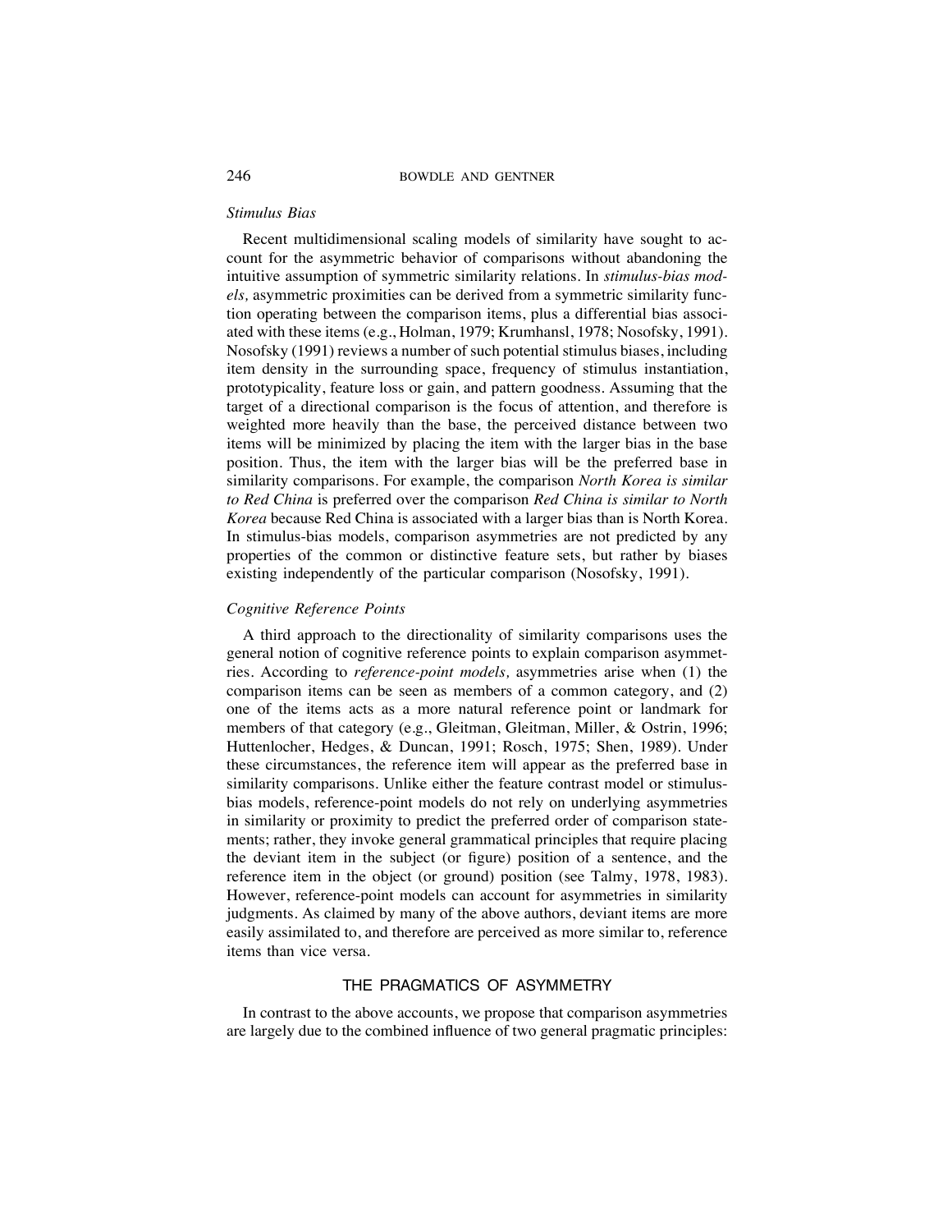### *Stimulus Bias*

Recent multidimensional scaling models of similarity have sought to account for the asymmetric behavior of comparisons without abandoning the intuitive assumption of symmetric similarity relations. In *stimulus-bias models,* asymmetric proximities can be derived from a symmetric similarity function operating between the comparison items, plus a differential bias associated with these items (e.g., Holman, 1979; Krumhansl, 1978; Nosofsky, 1991). Nosofsky (1991) reviews a number of such potential stimulus biases, including item density in the surrounding space, frequency of stimulus instantiation, prototypicality, feature loss or gain, and pattern goodness. Assuming that the target of a directional comparison is the focus of attention, and therefore is weighted more heavily than the base, the perceived distance between two items will be minimized by placing the item with the larger bias in the base position. Thus, the item with the larger bias will be the preferred base in similarity comparisons. For example, the comparison *North Korea is similar to Red China* is preferred over the comparison *Red China is similar to North Korea* because Red China is associated with a larger bias than is North Korea. In stimulus-bias models, comparison asymmetries are not predicted by any properties of the common or distinctive feature sets, but rather by biases existing independently of the particular comparison (Nosofsky, 1991).

### *Cognitive Reference Points*

A third approach to the directionality of similarity comparisons uses the general notion of cognitive reference points to explain comparison asymmetries. According to *reference-point models,* asymmetries arise when (1) the comparison items can be seen as members of a common category, and (2) one of the items acts as a more natural reference point or landmark for members of that category (e.g., Gleitman, Gleitman, Miller, & Ostrin, 1996; Huttenlocher, Hedges, & Duncan, 1991; Rosch, 1975; Shen, 1989). Under these circumstances, the reference item will appear as the preferred base in similarity comparisons. Unlike either the feature contrast model or stimulus-bias models, reference-point models do not rely on underlying asymmetries in similarity or proximity to predict the preferred order of comparison statements; rather, they invoke general grammatical principles that require placing the deviant item in the subject (or figure) position of a sentence, and the reference item in the object (or ground) position (see Talmy, 1978, 1983). However, reference-point models can account for asymmetries in similarity judgments. As claimed by many of the above authors, deviant items are more easily assimilated to, and therefore are perceived as more similar to, reference items than vice versa.

## THE PRAGMATICS OF ASYMMETRY

In contrast to the above accounts, we propose that comparison asymmetries are largely due to the combined influence of two general pragmatic principles: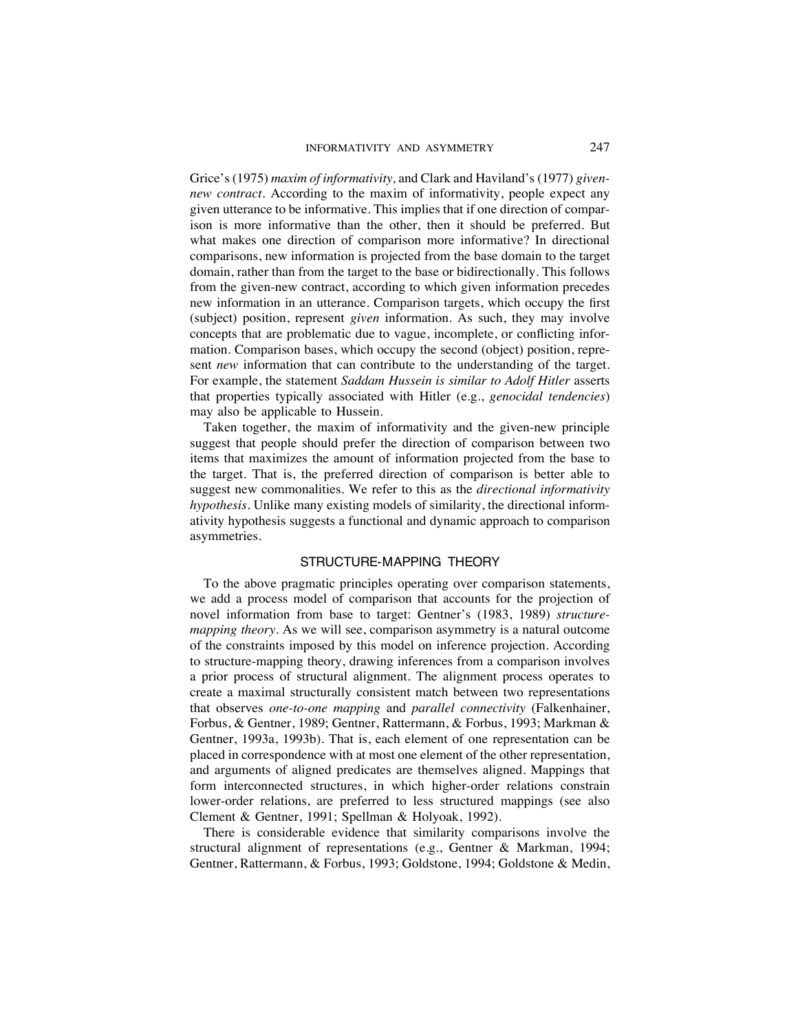Grice's (1975) *maxim of informativity,* and Clark and Haviland's (1977) *given-new contract.* According to the maxim of informativity, people expect any given utterance to be informative. This implies that if one direction of comparison is more informative than the other, then it should be preferred. But what makes one direction of comparison more informative? In directional comparisons, new information is projected from the base domain to the target domain, rather than from the target to the base or bidirectionally. This follows from the given-new contract, according to which given information precedes new information in an utterance. Comparison targets, which occupy the first (subject) position, represent *given* information. As such, they may involve concepts that are problematic due to vague, incomplete, or conflicting information. Comparison bases, which occupy the second (object) position, represent *new* information that can contribute to the understanding of the target. For example, the statement *Saddam Hussein is similar to Adolf Hitler* asserts that properties typically associated with Hitler (e.g., *genocidal tendencies*) may also be applicable to Hussein.

Taken together, the maxim of informativity and the given-new principle suggest that people should prefer the direction of comparison between two items that maximizes the amount of information projected from the base to the target. That is, the preferred direction of comparison is better able to suggest new commonalities. We refer to this as the *directional informativity hypothesis*. Unlike many existing models of similarity, the directional informativity hypothesis suggests a functional and dynamic approach to comparison asymmetries.

## STRUCTURE-MAPPING THEORY

To the above pragmatic principles operating over comparison statements, we add a process model of comparison that accounts for the projection of novel information from base to target: Gentner's (1983, 1989) *structure-mapping theory*. As we will see, comparison asymmetry is a natural outcome of the constraints imposed by this model on inference projection. According to structure-mapping theory, drawing inferences from a comparison involves a prior process of structural alignment. The alignment process operates to create a maximal structurally consistent match between two representations that observes *one-to-one mapping* and *parallel connectivity* (Falkenhainer, Forbus, & Gentner, 1989; Gentner, Rattermann, & Forbus, 1993; Markman & Gentner, 1993a, 1993b). That is, each element of one representation can be placed in correspondence with at most one element of the other representation, and arguments of aligned predicates are themselves aligned. Mappings that form interconnected structures, in which higher-order relations constrain lower-order relations, are preferred to less structured mappings (see also Clement & Gentner, 1991; Spellman & Holyoak, 1992).

There is considerable evidence that similarity comparisons involve the structural alignment of representations (e.g., Gentner & Markman, 1994; Gentner, Rattermann, & Forbus, 1993; Goldstone, 1994; Goldstone & Medin,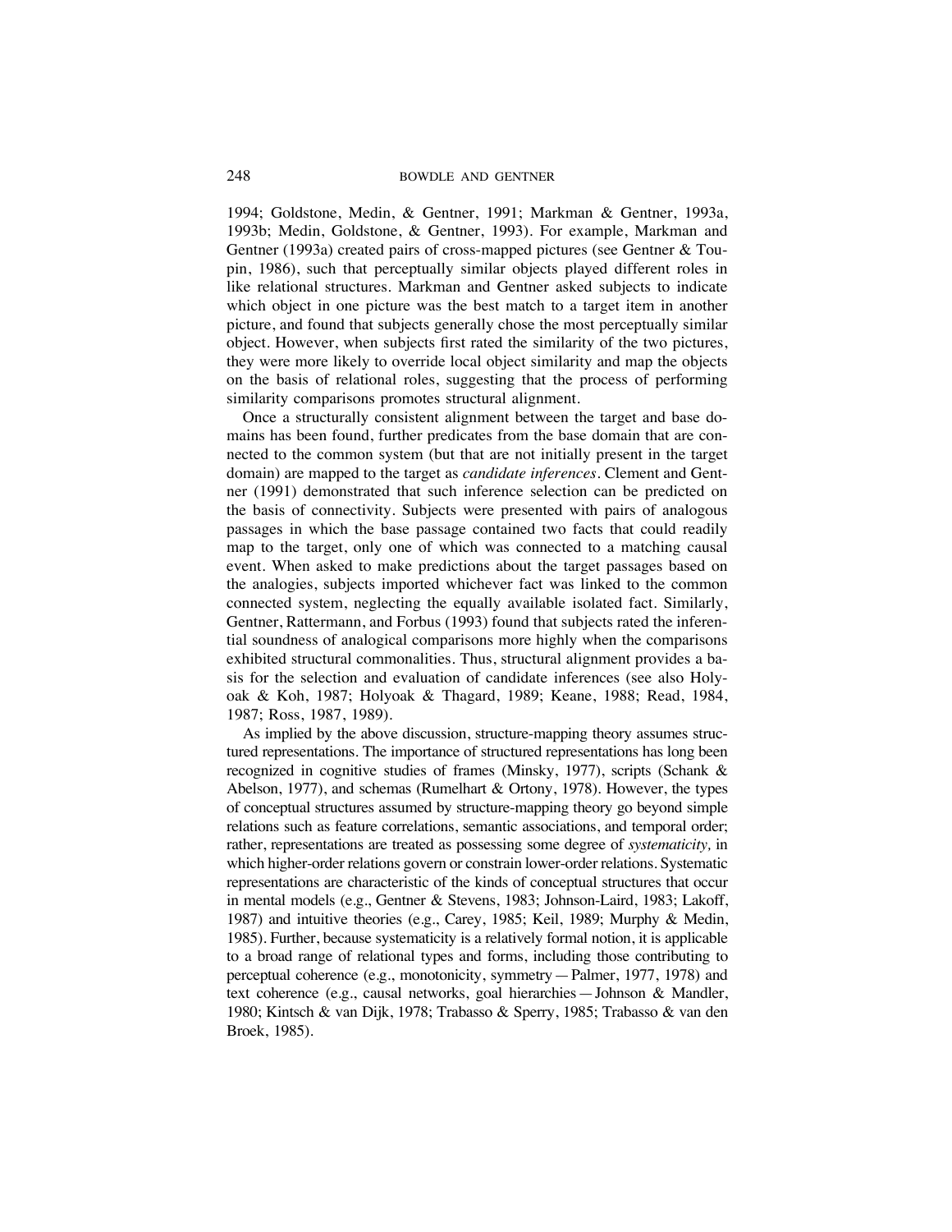1994; Goldstone, Medin, & Gentner, 1991; Markman & Gentner, 1993a, 1993b; Medin, Goldstone, & Gentner, 1993). For example, Markman and Gentner (1993a) created pairs of cross-mapped pictures (see Gentner & Toupin, 1986), such that perceptually similar objects played different roles in like relational structures. Markman and Gentner asked subjects to indicate which object in one picture was the best match to a target item in another picture, and found that subjects generally chose the most perceptually similar object. However, when subjects first rated the similarity of the two pictures, they were more likely to override local object similarity and map the objects on the basis of relational roles, suggesting that the process of performing similarity comparisons promotes structural alignment.

Once a structurally consistent alignment between the target and base domains has been found, further predicates from the base domain that are connected to the common system (but that are not initially present in the target domain) are mapped to the target as *candidate inferences*. Clement and Gentner (1991) demonstrated that such inference selection can be predicted on the basis of connectivity. Subjects were presented with pairs of analogous passages in which the base passage contained two facts that could readily map to the target, only one of which was connected to a matching causal event. When asked to make predictions about the target passages based on the analogies, subjects imported whichever fact was linked to the common connected system, neglecting the equally available isolated fact. Similarly, Gentner, Rattermann, and Forbus (1993) found that subjects rated the inferential soundness of analogical comparisons more highly when the comparisons exhibited structural commonalities. Thus, structural alignment provides a basis for the selection and evaluation of candidate inferences (see also Holyoak & Koh, 1987; Holyoak & Thagard, 1989; Keane, 1988; Read, 1984, 1987; Ross, 1987, 1989).

As implied by the above discussion, structure-mapping theory assumes structured representations. The importance of structured representations has long been recognized in cognitive studies of frames (Minsky, 1977), scripts (Schank & Abelson, 1977), and schemas (Rumelhart & Ortony, 1978). However, the types of conceptual structures assumed by structure-mapping theory go beyond simple relations such as feature correlations, semantic associations, and temporal order; rather, representations are treated as possessing some degree of *systematicity,* in which higher-order relations govern or constrain lower-order relations. Systematic representations are characteristic of the kinds of conceptual structures that occur in mental models (e.g., Gentner & Stevens, 1983; Johnson-Laird, 1983; Lakoff, 1987) and intuitive theories (e.g., Carey, 1985; Keil, 1989; Murphy & Medin, 1985). Further, because systematicity is a relatively formal notion, it is applicable to a broad range of relational types and forms, including those contributing to perceptual coherence (e.g., monotonicity, symmetry — Palmer, 1977, 1978) and text coherence (e.g., causal networks, goal hierarchies — Johnson & Mandler, 1980; Kintsch & van Dijk, 1978; Trabasso & Sperry, 1985; Trabasso & van den Broek, 1985).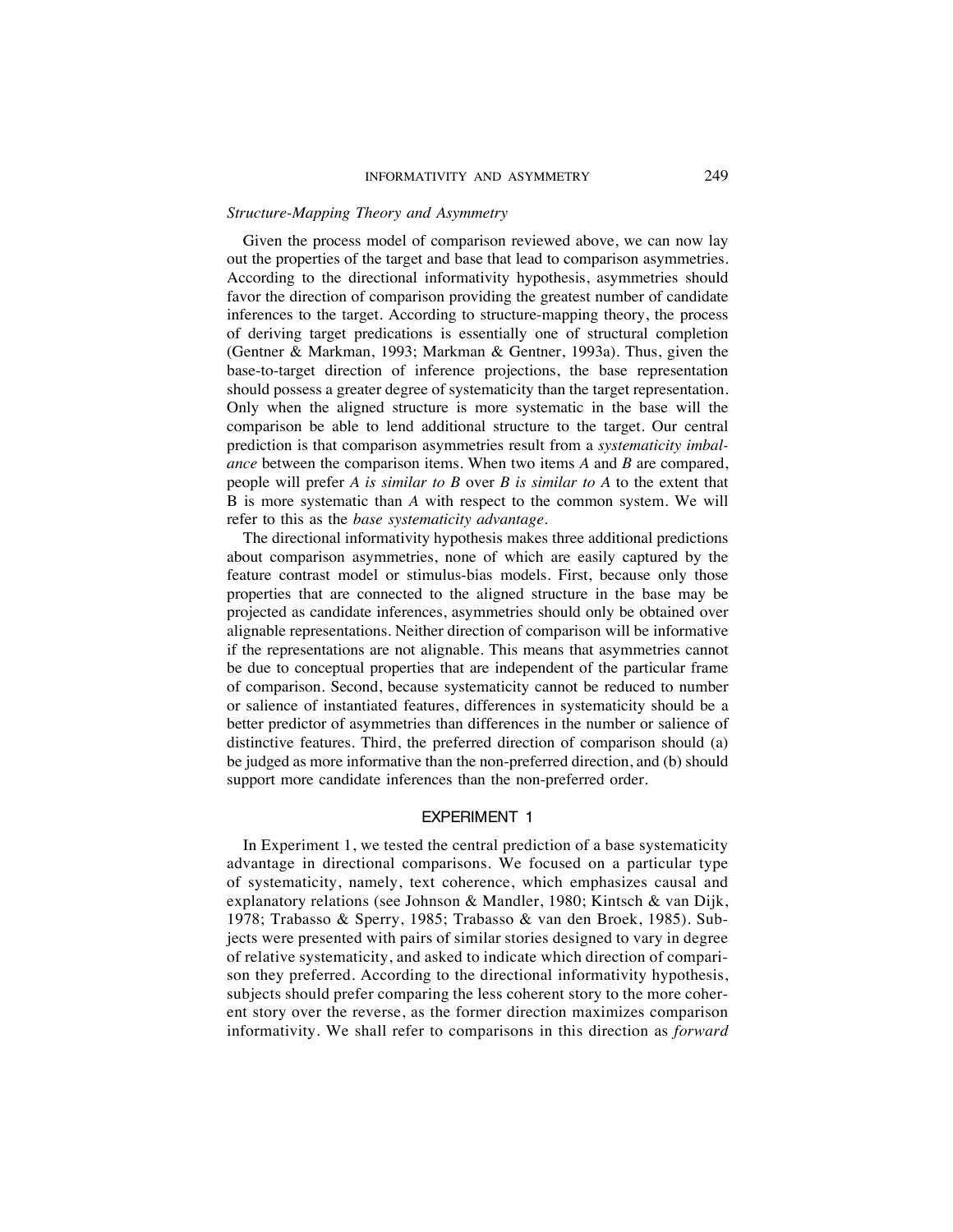### *Structure-Mapping Theory and Asymmetry*

Given the process model of comparison reviewed above, we can now lay out the properties of the target and base that lead to comparison asymmetries. According to the directional informativity hypothesis, asymmetries should favor the direction of comparison providing the greatest number of candidate inferences to the target. According to structure-mapping theory, the process of deriving target predications is essentially one of structural completion (Gentner & Markman, 1993; Markman & Gentner, 1993a). Thus, given the base-to-target direction of inference projections, the base representation should possess a greater degree of systematicity than the target representation. Only when the aligned structure is more systematic in the base will the comparison be able to lend additional structure to the target. Our central prediction is that comparison asymmetries result from a *systematicity imbalance* between the comparison items. When two items *A* and *B* are compared, people will prefer *A is similar to B* over *B is similar to A* to the extent that B is more systematic than *A* with respect to the common system. We will refer to this as the *base systematicity advantage*.

The directional informativity hypothesis makes three additional predictions about comparison asymmetries, none of which are easily captured by the feature contrast model or stimulus-bias models. First, because only those properties that are connected to the aligned structure in the base may be projected as candidate inferences, asymmetries should only be obtained over alignable representations. Neither direction of comparison will be informative if the representations are not alignable. This means that asymmetries cannot be due to conceptual properties that are independent of the particular frame of comparison. Second, because systematicity cannot be reduced to number or salience of instantiated features, differences in systematicity should be a better predictor of asymmetries than differences in the number or salience of distinctive features. Third, the preferred direction of comparison should (a) be judged as more informative than the non-preferred direction, and (b) should support more candidate inferences than the non-preferred order.

## EXPERIMENT 1

In Experiment 1, we tested the central prediction of a base systematicity advantage in directional comparisons. We focused on a particular type of systematicity, namely, text coherence, which emphasizes causal and explanatory relations (see Johnson & Mandler, 1980; Kintsch & van Dijk, 1978; Trabasso & Sperry, 1985; Trabasso & van den Broek, 1985). Subjects were presented with pairs of similar stories designed to vary in degree of relative systematicity, and asked to indicate which direction of comparison they preferred. According to the directional informativity hypothesis, subjects should prefer comparing the less coherent story to the more coherent story over the reverse, as the former direction maximizes comparison informativity. We shall refer to comparisons in this direction as *forward*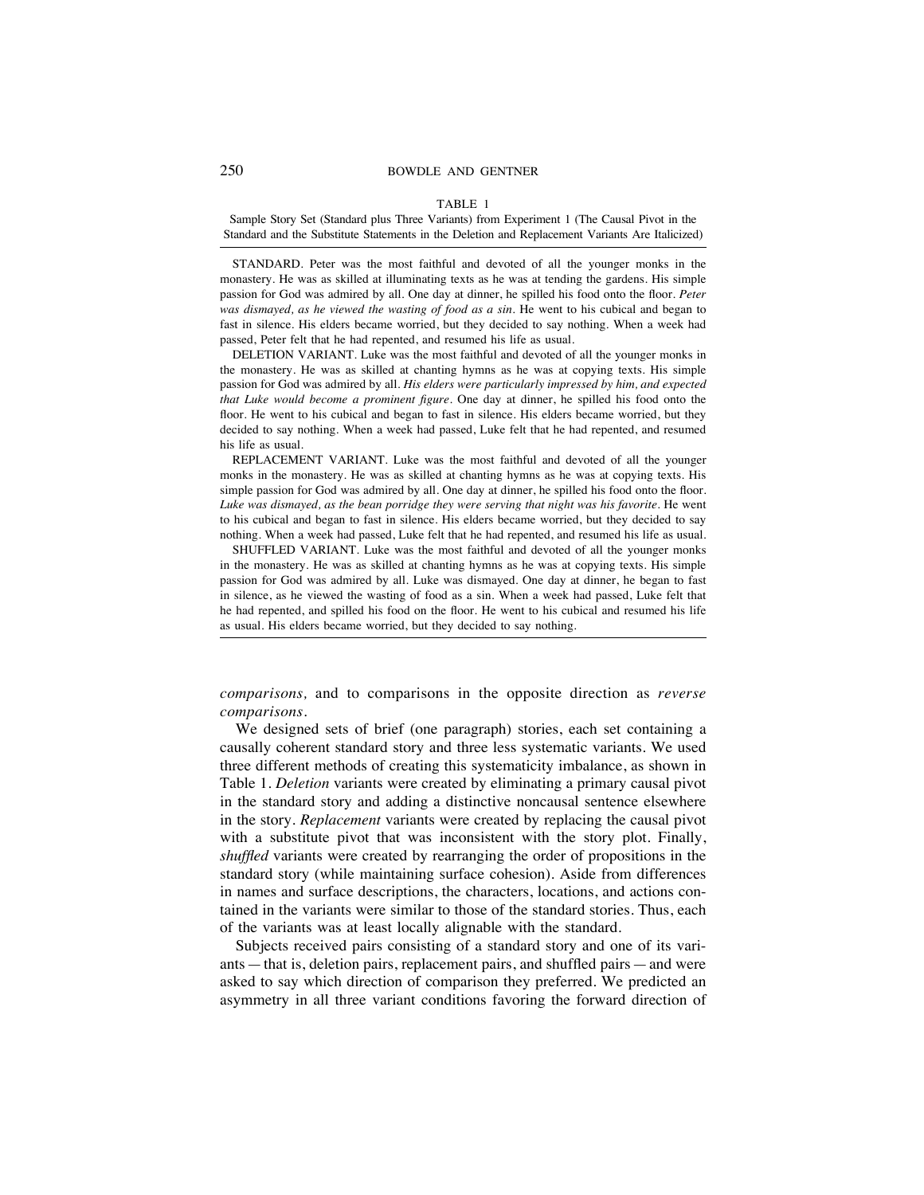TABLE 1

Sample Story Set (Standard plus Three Variants) from Experiment 1 (The Causal Pivot in the Standard and the Substitute Statements in the Deletion and Replacement Variants Are Italicized)

STANDARD. Peter was the most faithful and devoted of all the younger monks in the monastery. He was as skilled at illuminating texts as he was at tending the gardens. His simple passion for God was admired by all. One day at dinner, he spilled his food onto the floor. *Peter was dismayed, as he viewed the wasting of food as a sin.* He went to his cubical and began to fast in silence. His elders became worried, but they decided to say nothing. When a week had passed, Peter felt that he had repented, and resumed his life as usual.

DELETION VARIANT. Luke was the most faithful and devoted of all the younger monks in the monastery. He was as skilled at chanting hymns as he was at copying texts. His simple passion for God was admired by all. *His elders were particularly impressed by him, and expected that Luke would become a prominent figure.* One day at dinner, he spilled his food onto the floor. He went to his cubical and began to fast in silence. His elders became worried, but they decided to say nothing. When a week had passed, Luke felt that he had repented, and resumed his life as usual.

REPLACEMENT VARIANT. Luke was the most faithful and devoted of all the younger monks in the monastery. He was as skilled at chanting hymns as he was at copying texts. His simple passion for God was admired by all. One day at dinner, he spilled his food onto the floor. *Luke was dismayed, as the bean porridge they were serving that night was his favorite.* He went to his cubical and began to fast in silence. His elders became worried, but they decided to say nothing. When a week had passed, Luke felt that he had repented, and resumed his life as usual.

SHUFFLED VARIANT. Luke was the most faithful and devoted of all the younger monks in the monastery. He was as skilled at chanting hymns as he was at copying texts. His simple passion for God was admired by all. Luke was dismayed. One day at dinner, he began to fast in silence, as he viewed the wasting of food as a sin. When a week had passed, Luke felt that he had repented, and spilled his food on the floor. He went to his cubical and resumed his life as usual. His elders became worried, but they decided to say nothing.

*comparisons,* and to comparisons in the opposite direction as *reverse comparisons*.

We designed sets of brief (one paragraph) stories, each set containing a causally coherent standard story and three less systematic variants. We used three different methods of creating this systematicity imbalance, as shown in Table 1. *Deletion* variants were created by eliminating a primary causal pivot in the standard story and adding a distinctive noncausal sentence elsewhere in the story. *Replacement* variants were created by replacing the causal pivot with a substitute pivot that was inconsistent with the story plot. Finally, *shuffled* variants were created by rearranging the order of propositions in the standard story (while maintaining surface cohesion). Aside from differences in names and surface descriptions, the characters, locations, and actions contained in the variants were similar to those of the standard stories. Thus, each of the variants was at least locally alignable with the standard.

Subjects received pairs consisting of a standard story and one of its variants — that is, deletion pairs, replacement pairs, and shuffled pairs — and were asked to say which direction of comparison they preferred. We predicted an asymmetry in all three variant conditions favoring the forward direction of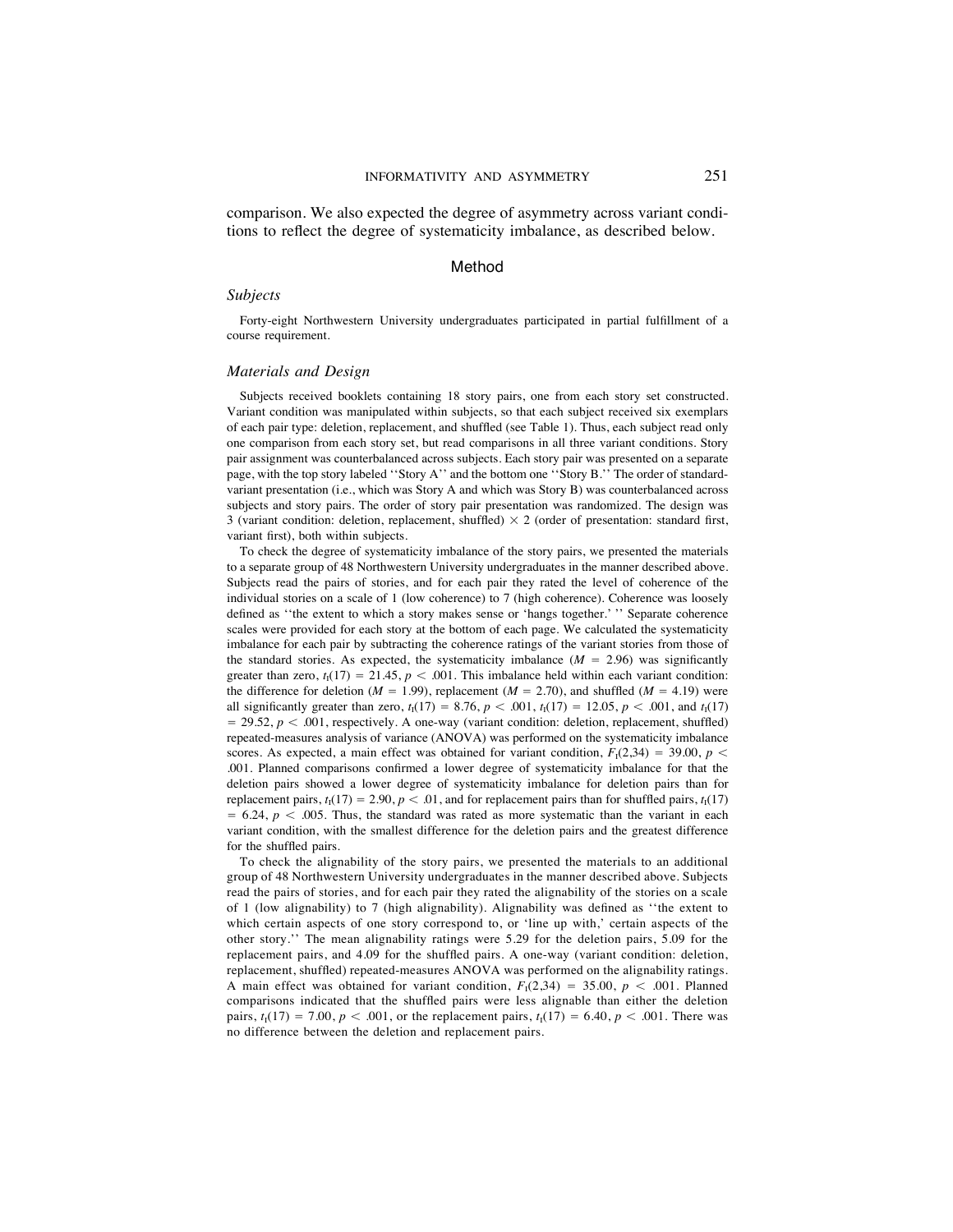comparison. We also expected the degree of asymmetry across variant conditions to reflect the degree of systematicity imbalance, as described below.

## Method

### *Subjects*

Forty-eight Northwestern University undergraduates participated in partial fulfillment of a course requirement.

### *Materials and Design*

Subjects received booklets containing 18 story pairs, one from each story set constructed. Variant condition was manipulated within subjects, so that each subject received six exemplars of each pair type: deletion, replacement, and shuffled (see Table 1). Thus, each subject read only one comparison from each story set, but read comparisons in all three variant conditions. Story pair assignment was counterbalanced across subjects. Each story pair was presented on a separate page, with the top story labeled ''Story A'' and the bottom one ''Story B.'' The order of standard-variant presentation (i.e., which was Story A and which was Story B) was counterbalanced across subjects and story pairs. The order of story pair presentation was randomized. The design was 3 (variant condition: deletion, replacement, shuffled) × 2 (order of presentation: standard first, variant first), both within subjects.

To check the degree of systematicity imbalance of the story pairs, we presented the materials to a separate group of 48 Northwestern University undergraduates in the manner described above. Subjects read the pairs of stories, and for each pair they rated the level of coherence of the individual stories on a scale of 1 (low coherence) to 7 (high coherence). Coherence was loosely defined as ''the extent to which a story makes sense or 'hangs together.' '' Separate coherence scales were provided for each story at the bottom of each page. We calculated the systematicity imbalance for each pair by subtracting the coherence ratings of the variant stories from those of the standard stories. As expected, the systematicity imbalance ($M$ = 2.96) was significantly greater than zero, $t_I(17) = 21.45$, $p < .001$. This imbalance held within each variant condition: the difference for deletion ($M$ = 1.99), replacement ($M$ = 2.70), and shuffled ($M$ = 4.19) were all significantly greater than zero, $t_I(17) = 8.76$, $p < .001$, $t_I(17) = 12.05$, $p < .001$, and $t_I(17) = 29.52$, $p < .001$, respectively. A one-way (variant condition: deletion, replacement, shuffled) repeated-measures analysis of variance (ANOVA) was performed on the systematicity imbalance scores. As expected, a main effect was obtained for variant condition, $F_I(2,34) = 39.00$, $p < .001$. Planned comparisons confirmed a lower degree of systematicity imbalance for that the deletion pairs showed a lower degree of systematicity imbalance for deletion pairs than for replacement pairs, $t_I(17) = 2.90$, $p < .01$, and for replacement pairs than for shuffled pairs, $t_I(17) = 6.24$, $p < .005$. Thus, the standard was rated as more systematic than the variant in each variant condition, with the smallest difference for the deletion pairs and the greatest difference for the shuffled pairs.

To check the alignability of the story pairs, we presented the materials to an additional group of 48 Northwestern University undergraduates in the manner described above. Subjects read the pairs of stories, and for each pair they rated the alignability of the stories on a scale of 1 (low alignability) to 7 (high alignability). Alignability was defined as ''the extent to which certain aspects of one story correspond to, or 'line up with,' certain aspects of the other story.'' The mean alignability ratings were 5.29 for the deletion pairs, 5.09 for the replacement pairs, and 4.09 for the shuffled pairs. A one-way (variant condition: deletion, replacement, shuffled) repeated-measures ANOVA was performed on the alignability ratings. A main effect was obtained for variant condition, $F_I(2,34) = 35.00$, $p < .001$. Planned comparisons indicated that the shuffled pairs were less alignable than either the deletion pairs, $t_I(17) = 7.00$, $p < .001$, or the replacement pairs, $t_I(17) = 6.40$, $p < .001$. There was no difference between the deletion and replacement pairs.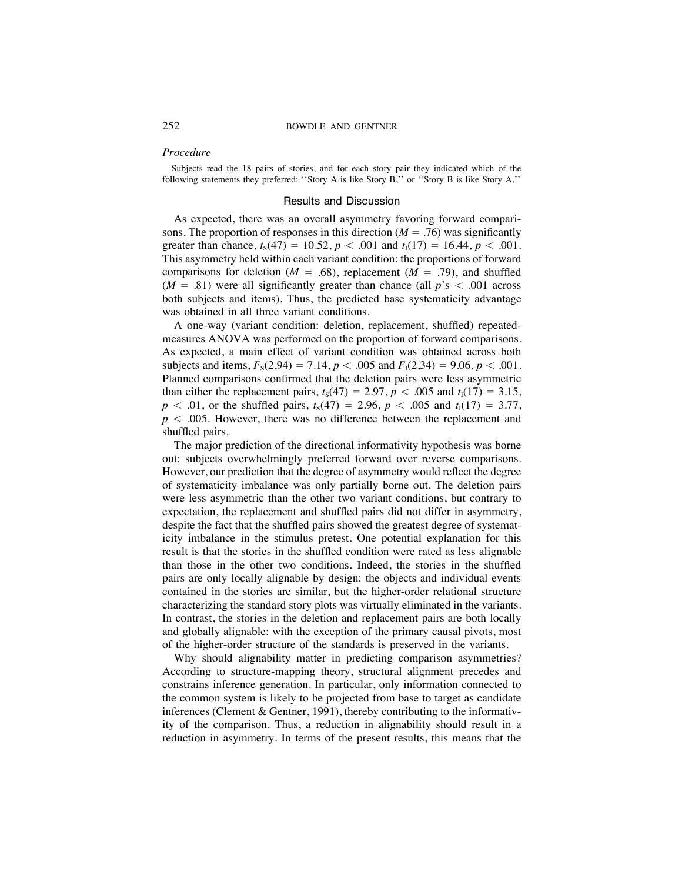### *Procedure*

Subjects read the 18 pairs of stories, and for each story pair they indicated which of the following statements they preferred: ''Story A is like Story B,'' or ''Story B is like Story A.''

## Results and Discussion

As expected, there was an overall asymmetry favoring forward comparisons. The proportion of responses in this direction ($M = .76$) was significantly greater than chance, $t_S(47) = 10.52$, $p < .001$ and $t_I(17) = 16.44$, $p < .001$. This asymmetry held within each variant condition: the proportions of forward comparisons for deletion ($M = .68$), replacement ($M = .79$), and shuffled ($M = .81$) were all significantly greater than chance (all $p$'s $< .001$ across both subjects and items). Thus, the predicted base systematicity advantage was obtained in all three variant conditions.

A one-way (variant condition: deletion, replacement, shuffled) repeated-measures ANOVA was performed on the proportion of forward comparisons. As expected, a main effect of variant condition was obtained across both subjects and items, $F_S(2,94) = 7.14$, $p < .005$ and $F_I(2,34) = 9.06$, $p < .001$. Planned comparisons confirmed that the deletion pairs were less asymmetric than either the replacement pairs, $t_S(47) = 2.97$, $p < .005$ and $t_I(17) = 3.15$, $p < .01$, or the shuffled pairs, $t_S(47) = 2.96$, $p < .005$ and $t_I(17) = 3.77$, $p < .005$. However, there was no difference between the replacement and shuffled pairs.

The major prediction of the directional informativity hypothesis was borne out: subjects overwhelmingly preferred forward over reverse comparisons. However, our prediction that the degree of asymmetry would reflect the degree of systematicity imbalance was only partially borne out. The deletion pairs were less asymmetric than the other two variant conditions, but contrary to expectation, the replacement and shuffled pairs did not differ in asymmetry, despite the fact that the shuffled pairs showed the greatest degree of systematicity imbalance in the stimulus pretest. One potential explanation for this result is that the stories in the shuffled condition were rated as less alignable than those in the other two conditions. Indeed, the stories in the shuffled pairs are only locally alignable by design: the objects and individual events contained in the stories are similar, but the higher-order relational structure characterizing the standard story plots was virtually eliminated in the variants. In contrast, the stories in the deletion and replacement pairs are both locally and globally alignable: with the exception of the primary causal pivots, most of the higher-order structure of the standards is preserved in the variants.

Why should alignability matter in predicting comparison asymmetries? According to structure-mapping theory, structural alignment precedes and constrains inference generation. In particular, only information connected to the common system is likely to be projected from base to target as candidate inferences (Clement & Gentner, 1991), thereby contributing to the informativity of the comparison. Thus, a reduction in alignability should result in a reduction in asymmetry. In terms of the present results, this means that the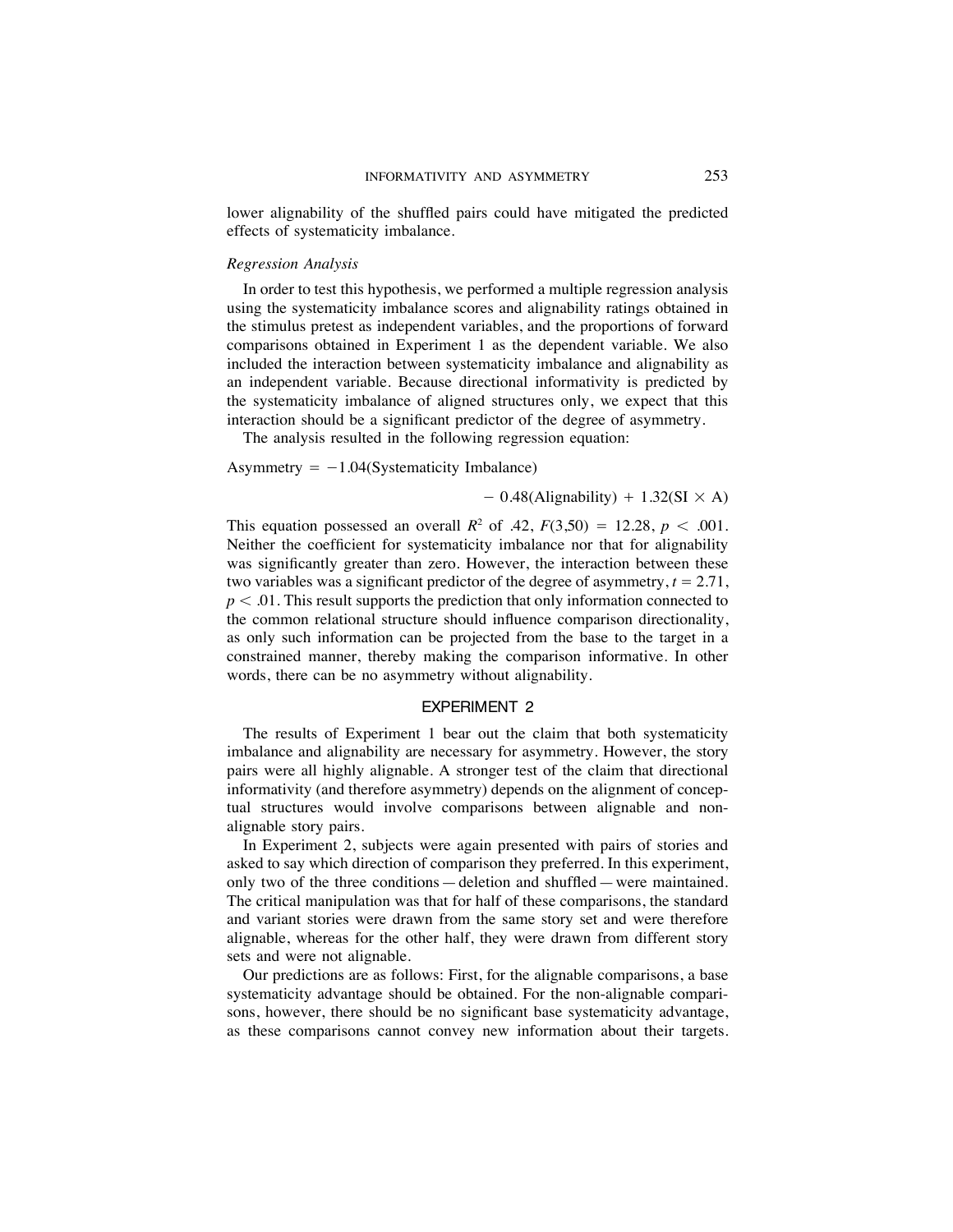lower alignability of the shuffled pairs could have mitigated the predicted effects of systematicity imbalance.

### *Regression Analysis*

In order to test this hypothesis, we performed a multiple regression analysis using the systematicity imbalance scores and alignability ratings obtained in the stimulus pretest as independent variables, and the proportions of forward comparisons obtained in Experiment 1 as the dependent variable. We also included the interaction between systematicity imbalance and alignability as an independent variable. Because directional informativity is predicted by the systematicity imbalance of aligned structures only, we expect that this interaction should be a significant predictor of the degree of asymmetry.

The analysis resulted in the following regression equation:

$$\text{Asymmetry} = -1.04(\text{Systematicity Imbalance}) - 0.48(\text{Alignability}) + 1.32(\text{SI} \times \text{A})$$

This equation possessed an overall $R^2$ of .42, $F(3,50) = 12.28$, $p < .001$. Neither the coefficient for systematicity imbalance nor that for alignability was significantly greater than zero. However, the interaction between these two variables was a significant predictor of the degree of asymmetry, $t = 2.71$, $p < .01$. This result supports the prediction that only information connected to the common relational structure should influence comparison directionality, as only such information can be projected from the base to the target in a constrained manner, thereby making the comparison informative. In other words, there can be no asymmetry without alignability.

## EXPERIMENT 2

The results of Experiment 1 bear out the claim that both systematicity imbalance and alignability are necessary for asymmetry. However, the story pairs were all highly alignable. A stronger test of the claim that directional informativity (and therefore asymmetry) depends on the alignment of conceptual structures would involve comparisons between alignable and non-alignable story pairs.

In Experiment 2, subjects were again presented with pairs of stories and asked to say which direction of comparison they preferred. In this experiment, only two of the three conditions — deletion and shuffled — were maintained. The critical manipulation was that for half of these comparisons, the standard and variant stories were drawn from the same story set and were therefore alignable, whereas for the other half, they were drawn from different story sets and were not alignable.

Our predictions are as follows: First, for the alignable comparisons, a base systematicity advantage should be obtained. For the non-alignable comparisons, however, there should be no significant base systematicity advantage, as these comparisons cannot convey new information about their targets.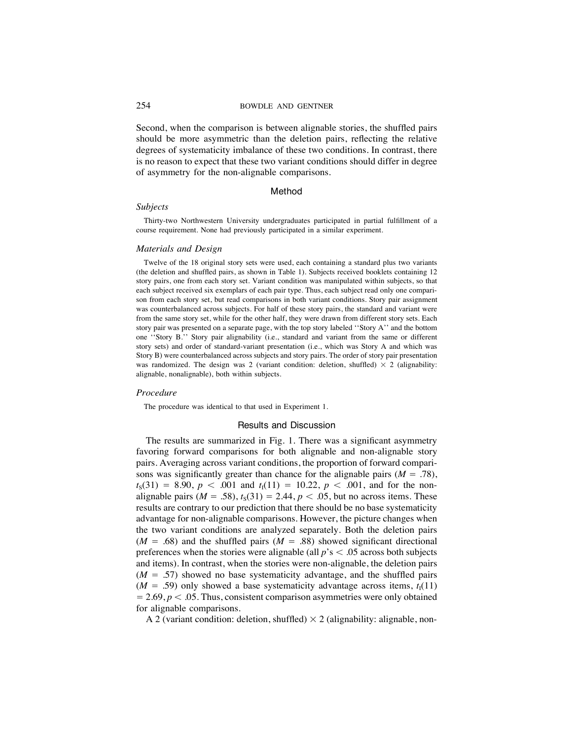Second, when the comparison is between alignable stories, the shuffled pairs should be more asymmetric than the deletion pairs, reflecting the relative degrees of systematicity imbalance of these two conditions. In contrast, there is no reason to expect that these two variant conditions should differ in degree of asymmetry for the non-alignable comparisons.

## Method

### *Subjects*

Thirty-two Northwestern University undergraduates participated in partial fulfillment of a course requirement. None had previously participated in a similar experiment.

### *Materials and Design*

Twelve of the 18 original story sets were used, each containing a standard plus two variants (the deletion and shuffled pairs, as shown in Table 1). Subjects received booklets containing 12 story pairs, one from each story set. Variant condition was manipulated within subjects, so that each subject received six exemplars of each pair type. Thus, each subject read only one comparison from each story set, but read comparisons in both variant conditions. Story pair assignment was counterbalanced across subjects. For half of these story pairs, the standard and variant were from the same story set, while for the other half, they were drawn from different story sets. Each story pair was presented on a separate page, with the top story labeled ''Story A'' and the bottom one ''Story B.'' Story pair alignability (i.e., standard and variant from the same or different story sets) and order of standard-variant presentation (i.e., which was Story A and which was Story B) were counterbalanced across subjects and story pairs. The order of story pair presentation was randomized. The design was 2 (variant condition: deletion, shuffled) $\times$ 2 (alignability: alignable, nonalignable), both within subjects.

### *Procedure*

The procedure was identical to that used in Experiment 1.

## Results and Discussion

The results are summarized in Fig. 1. There was a significant asymmetry favoring forward comparisons for both alignable and non-alignable story pairs. Averaging across variant conditions, the proportion of forward comparisons was significantly greater than chance for the alignable pairs ($M$ = .78), $t_s(31) = 8.90$, $p < .001$ and $t_I(11) = 10.22$, $p < .001$, and for the non-alignable pairs ($M$ = .58), $t_s(31) = 2.44$, $p < .05$, but no across items. These results are contrary to our prediction that there should be no base systematicity advantage for non-alignable comparisons. However, the picture changes when the two variant conditions are analyzed separately. Both the deletion pairs ($M$ = .68) and the shuffled pairs ($M$ = .88) showed significant directional preferences when the stories were alignable (all $p$'s $< .05$ across both subjects and items). In contrast, when the stories were non-alignable, the deletion pairs ($M$ = .57) showed no base systematicity advantage, and the shuffled pairs ($M$ = .59) only showed a base systematicity advantage across items, $t_I(11) = 2.69$, $p < .05$. Thus, consistent comparison asymmetries were only obtained for alignable comparisons.

A 2 (variant condition: deletion, shuffled) $\times$ 2 (alignability: alignable, non-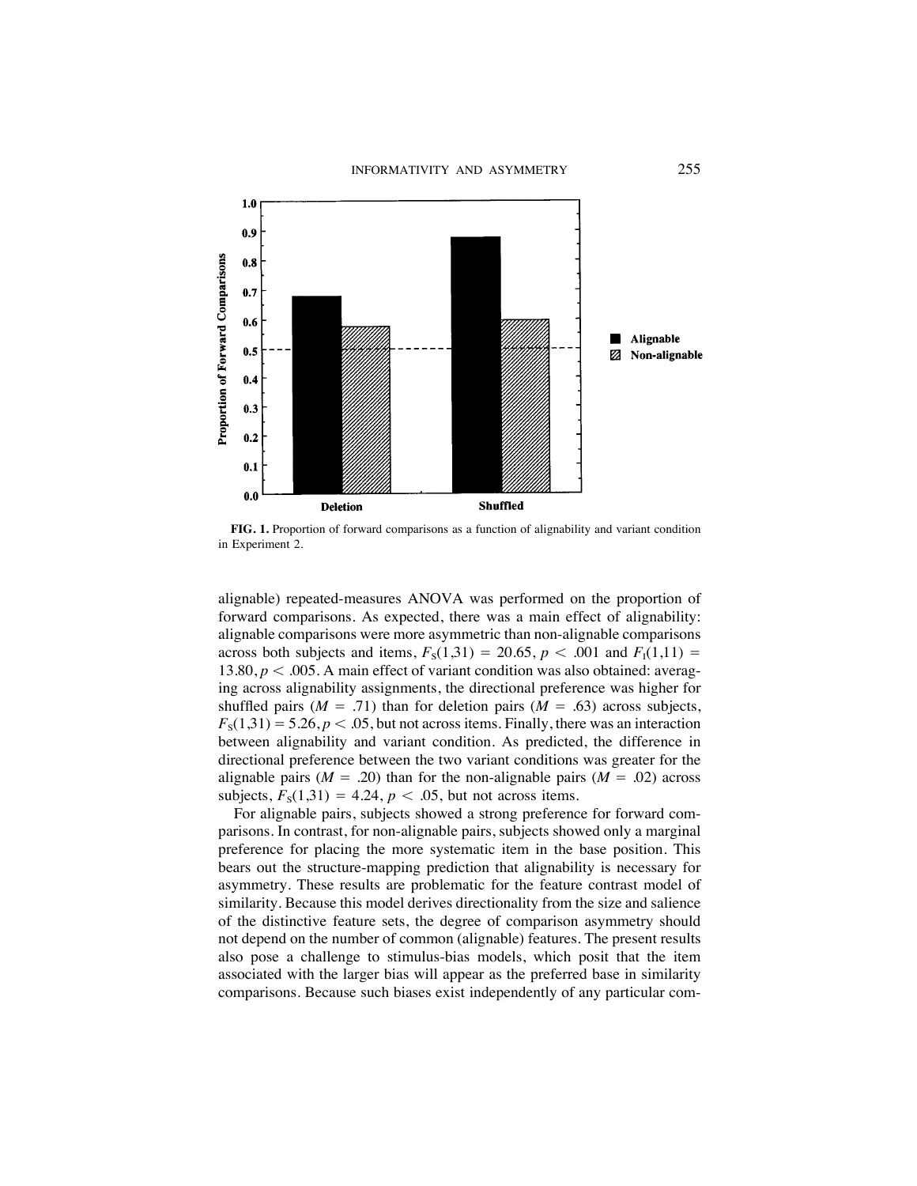FIG. 1. Proportion of forward comparisons as a function of alignability and variant condition in Experiment 2.

alignable) repeated-measures ANOVA was performed on the proportion of forward comparisons. As expected, there was a main effect of alignability: alignable comparisons were more asymmetric than non-alignable comparisons across both subjects and items, $F_S(1,31) = 20.65$, $p < .001$ and $F_I(1,11) = 13.80$, $p < .005$. A main effect of variant condition was also obtained: averaging across alignability assignments, the directional preference was higher for shuffled pairs ($M = .71$) than for deletion pairs ($M = .63$) across subjects, $F_S(1,31) = 5.26$, $p < .05$, but not across items. Finally, there was an interaction between alignability and variant condition. As predicted, the difference in directional preference between the two variant conditions was greater for the alignable pairs ($M = .20$) than for the non-alignable pairs ($M = .02$) across subjects, $F_S(1,31) = 4.24$, $p < .05$, but not across items.

For alignable pairs, subjects showed a strong preference for forward comparisons. In contrast, for non-alignable pairs, subjects showed only a marginal preference for placing the more systematic item in the base position. This bears out the structure-mapping prediction that alignability is necessary for asymmetry. These results are problematic for the feature contrast model of similarity. Because this model derives directionality from the size and salience of the distinctive feature sets, the degree of comparison asymmetry should not depend on the number of common (alignable) features. The present results also pose a challenge to stimulus-bias models, which posit that the item associated with the larger bias will appear as the preferred base in similarity comparisons. Because such biases exist independently of any particular com-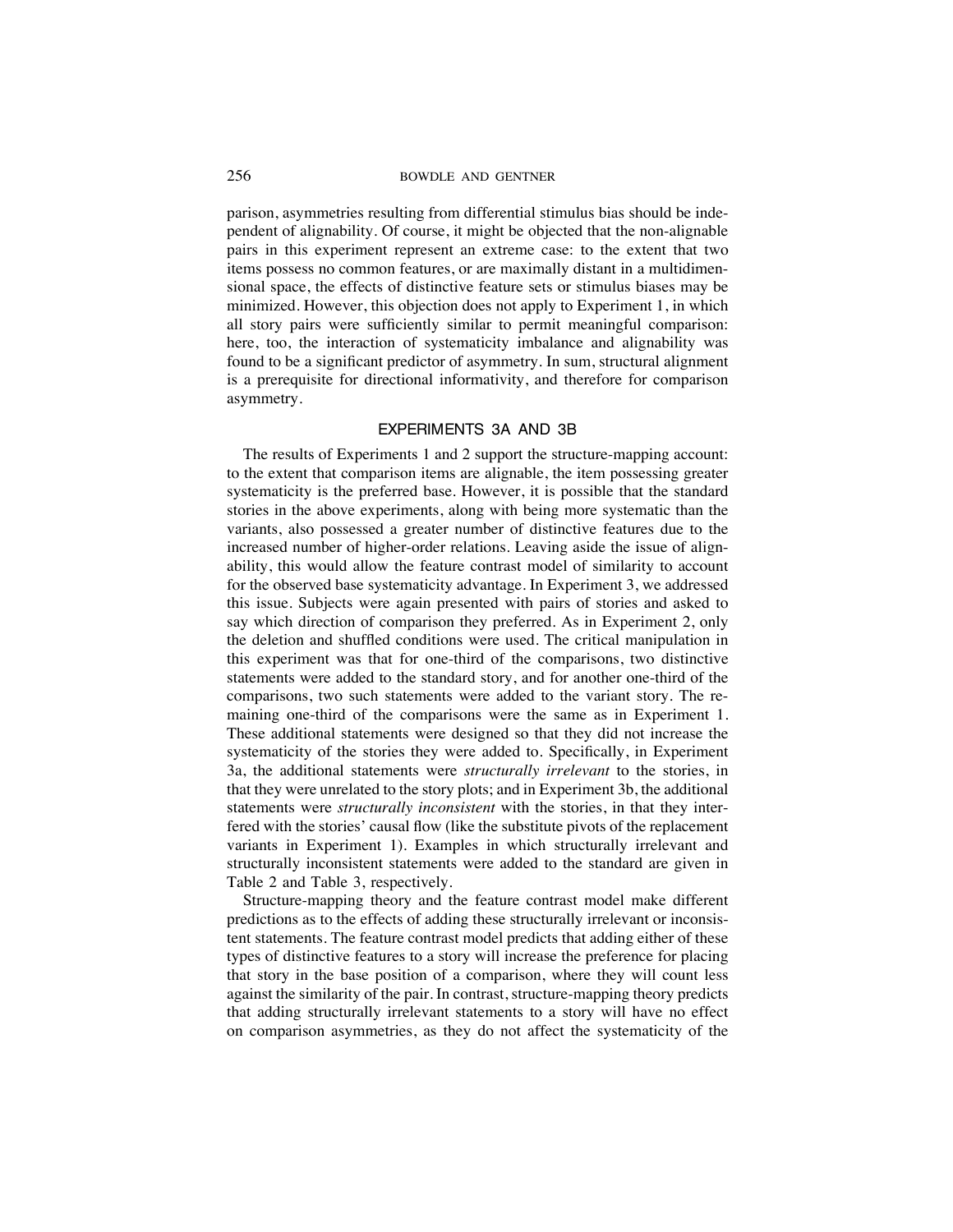parison, asymmetries resulting from differential stimulus bias should be independent of alignability. Of course, it might be objected that the non-alignable pairs in this experiment represent an extreme case: to the extent that two items possess no common features, or are maximally distant in a multidimensional space, the effects of distinctive feature sets or stimulus biases may be minimized. However, this objection does not apply to Experiment 1, in which all story pairs were sufficiently similar to permit meaningful comparison: here, too, the interaction of systematicity imbalance and alignability was found to be a significant predictor of asymmetry. In sum, structural alignment is a prerequisite for directional informativity, and therefore for comparison asymmetry.

## EXPERIMENTS 3A AND 3B

The results of Experiments 1 and 2 support the structure-mapping account: to the extent that comparison items are alignable, the item possessing greater systematicity is the preferred base. However, it is possible that the standard stories in the above experiments, along with being more systematic than the variants, also possessed a greater number of distinctive features due to the increased number of higher-order relations. Leaving aside the issue of alignability, this would allow the feature contrast model of similarity to account for the observed base systematicity advantage. In Experiment 3, we addressed this issue. Subjects were again presented with pairs of stories and asked to say which direction of comparison they preferred. As in Experiment 2, only the deletion and shuffled conditions were used. The critical manipulation in this experiment was that for one-third of the comparisons, two distinctive statements were added to the standard story, and for another one-third of the comparisons, two such statements were added to the variant story. The remaining one-third of the comparisons were the same as in Experiment 1. These additional statements were designed so that they did not increase the systematicity of the stories they were added to. Specifically, in Experiment 3a, the additional statements were *structurally irrelevant* to the stories, in that they were unrelated to the story plots; and in Experiment 3b, the additional statements were *structurally inconsistent* with the stories, in that they interfered with the stories' causal flow (like the substitute pivots of the replacement variants in Experiment 1). Examples in which structurally irrelevant and structurally inconsistent statements were added to the standard are given in Table 2 and Table 3, respectively.

Structure-mapping theory and the feature contrast model make different predictions as to the effects of adding these structurally irrelevant or inconsistent statements. The feature contrast model predicts that adding either of these types of distinctive features to a story will increase the preference for placing that story in the base position of a comparison, where they will count less against the similarity of the pair. In contrast, structure-mapping theory predicts that adding structurally irrelevant statements to a story will have no effect on comparison asymmetries, as they do not affect the systematicity of the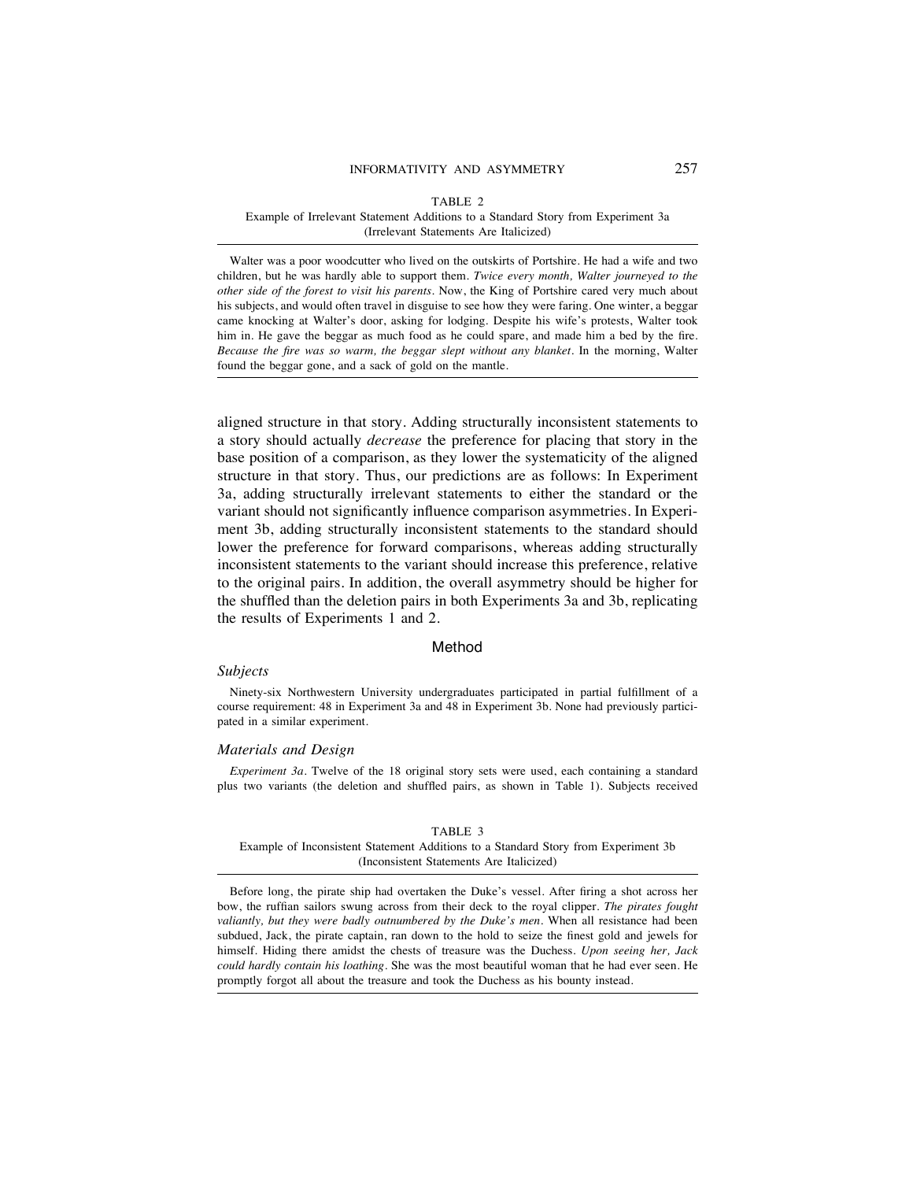TABLE 2
Example of Irrelevant Statement Additions to a Standard Story from Experiment 3a (Irrelevant Statements Are Italicized)

Walter was a poor woodcutter who lived on the outskirts of Portshire. He had a wife and two children, but he was hardly able to support them. *Twice every month, Walter journeyed to the other side of the forest to visit his parents.* Now, the King of Portshire cared very much about his subjects, and would often travel in disguise to see how they were faring. One winter, a beggar came knocking at Walter's door, asking for lodging. Despite his wife's protests, Walter took him in. He gave the beggar as much food as he could spare, and made him a bed by the fire. *Because the fire was so warm, the beggar slept without any blanket.* In the morning, Walter found the beggar gone, and a sack of gold on the mantle.

aligned structure in that story. Adding structurally inconsistent statements to a story should actually *decrease* the preference for placing that story in the base position of a comparison, as they lower the systematicity of the aligned structure in that story. Thus, our predictions are as follows: In Experiment 3a, adding structurally irrelevant statements to either the standard or the variant should not significantly influence comparison asymmetries. In Experiment 3b, adding structurally inconsistent statements to the standard should lower the preference for forward comparisons, whereas adding structurally inconsistent statements to the variant should increase this preference, relative to the original pairs. In addition, the overall asymmetry should be higher for the shuffled than the deletion pairs in both Experiments 3a and 3b, replicating the results of Experiments 1 and 2.

## Method

### *Subjects*

Ninety-six Northwestern University undergraduates participated in partial fulfillment of a course requirement: 48 in Experiment 3a and 48 in Experiment 3b. None had previously participated in a similar experiment.

### *Materials and Design*

*Experiment 3a.* Twelve of the 18 original story sets were used, each containing a standard plus two variants (the deletion and shuffled pairs, as shown in Table 1). Subjects received

TABLE 3
Example of Inconsistent Statement Additions to a Standard Story from Experiment 3b (Inconsistent Statements Are Italicized)

Before long, the pirate ship had overtaken the Duke's vessel. After firing a shot across her bow, the ruffian sailors swung across from their deck to the royal clipper. *The pirates fought valiantly, but they were badly outnumbered by the Duke's men.* When all resistance had been subdued, Jack, the pirate captain, ran down to the hold to seize the finest gold and jewels for himself. Hiding there amidst the chests of treasure was the Duchess. *Upon seeing her, Jack could hardly contain his loathing.* She was the most beautiful woman that he had ever seen. He promptly forgot all about the treasure and took the Duchess as his bounty instead.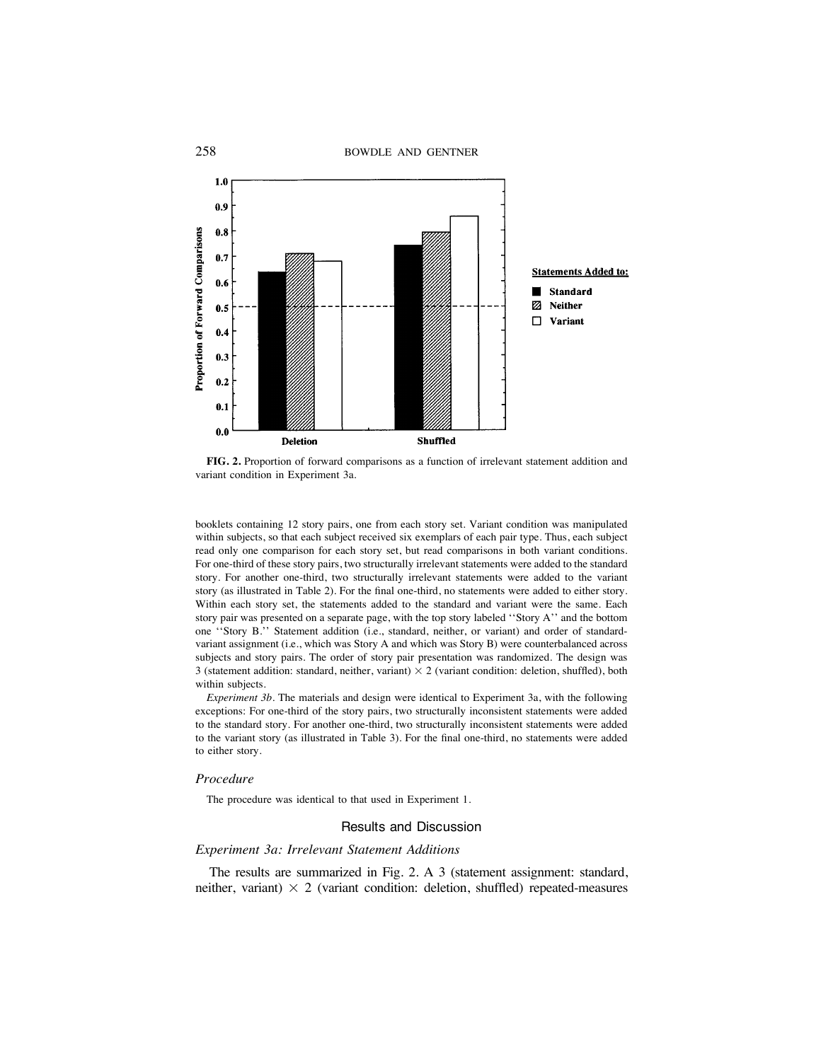**FIG. 2.** Proportion of forward comparisons as a function of irrelevant statement addition and variant condition in Experiment 3a.

booklets containing 12 story pairs, one from each story set. Variant condition was manipulated within subjects, so that each subject received six exemplars of each pair type. Thus, each subject read only one comparison for each story set, but read comparisons in both variant conditions. For one-third of these story pairs, two structurally irrelevant statements were added to the standard story. For another one-third, two structurally irrelevant statements were added to the variant story (as illustrated in Table 2). For the final one-third, no statements were added to either story. Within each story set, the statements added to the standard and variant were the same. Each story pair was presented on a separate page, with the top story labeled ''Story A'' and the bottom one ''Story B.'' Statement addition (i.e., standard, neither, or variant) and order of standard-variant assignment (i.e., which was Story A and which was Story B) were counterbalanced across subjects and story pairs. The order of story pair presentation was randomized. The design was 3 (statement addition: standard, neither, variant) × 2 (variant condition: deletion, shuffled), both within subjects.

*Experiment 3b*. The materials and design were identical to Experiment 3a, with the following exceptions: For one-third of the story pairs, two structurally inconsistent statements were added to the standard story. For another one-third, two structurally inconsistent statements were added to the variant story (as illustrated in Table 3). For the final one-third, no statements were added to either story.

### *Procedure*

The procedure was identical to that used in Experiment 1.

## Results and Discussion

### *Experiment 3a: Irrelevant Statement Additions*

The results are summarized in Fig. 2. A 3 (statement assignment: standard, neither, variant) × 2 (variant condition: deletion, shuffled) repeated-measures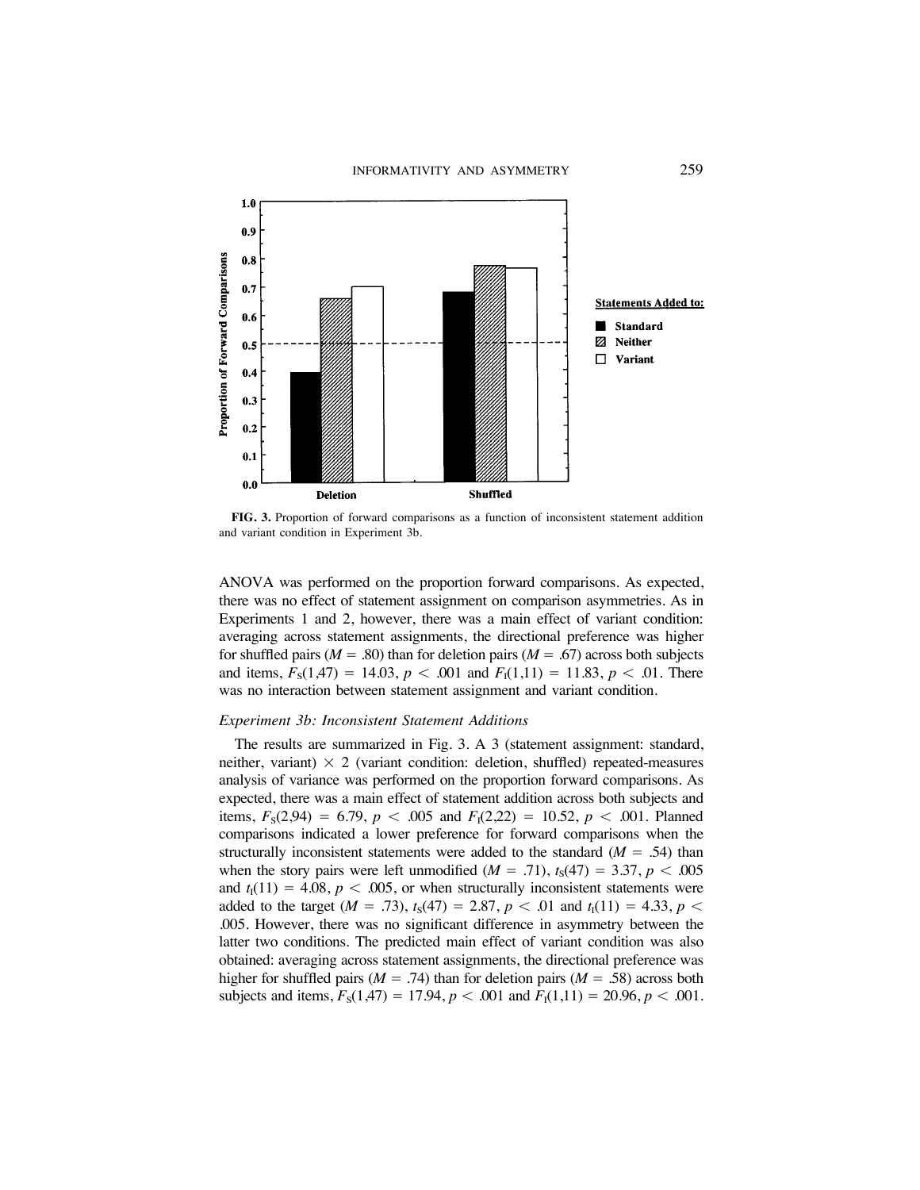**FIG. 3.** Proportion of forward comparisons as a function of inconsistent statement addition and variant condition in Experiment 3b.

ANOVA was performed on the proportion forward comparisons. As expected, there was no effect of statement assignment on comparison asymmetries. As in Experiments 1 and 2, however, there was a main effect of variant condition: averaging across statement assignments, the directional preference was higher for shuffled pairs ($M = .80$) than for deletion pairs ($M = .67$) across both subjects and items, $F_S(1,47) = 14.03$, $p < .001$ and $F_I(1,11) = 11.83$, $p < .01$. There was no interaction between statement assignment and variant condition.

### *Experiment 3b: Inconsistent Statement Additions*

The results are summarized in Fig. 3. A 3 (statement assignment: standard, neither, variant) $\times$ 2 (variant condition: deletion, shuffled) repeated-measures analysis of variance was performed on the proportion forward comparisons. As expected, there was a main effect of statement addition across both subjects and items, $F_S(2,94) = 6.79$, $p < .005$ and $F_I(2,22) = 10.52$, $p < .001$. Planned comparisons indicated a lower preference for forward comparisons when the structurally inconsistent statements were added to the standard ($M = .54$) than when the story pairs were left unmodified ($M = .71$), $t_S(47) = 3.37$, $p < .005$ and $t_I(11) = 4.08$, $p < .005$, or when structurally inconsistent statements were added to the target ($M = .73$), $t_S(47) = 2.87$, $p < .01$ and $t_I(11) = 4.33$, $p < .005$. However, there was no significant difference in asymmetry between the latter two conditions. The predicted main effect of variant condition was also obtained: averaging across statement assignments, the directional preference was higher for shuffled pairs ($M = .74$) than for deletion pairs ($M = .58$) across both subjects and items, $F_S(1,47) = 17.94$, $p < .001$ and $F_I(1,11) = 20.96$, $p < .001$.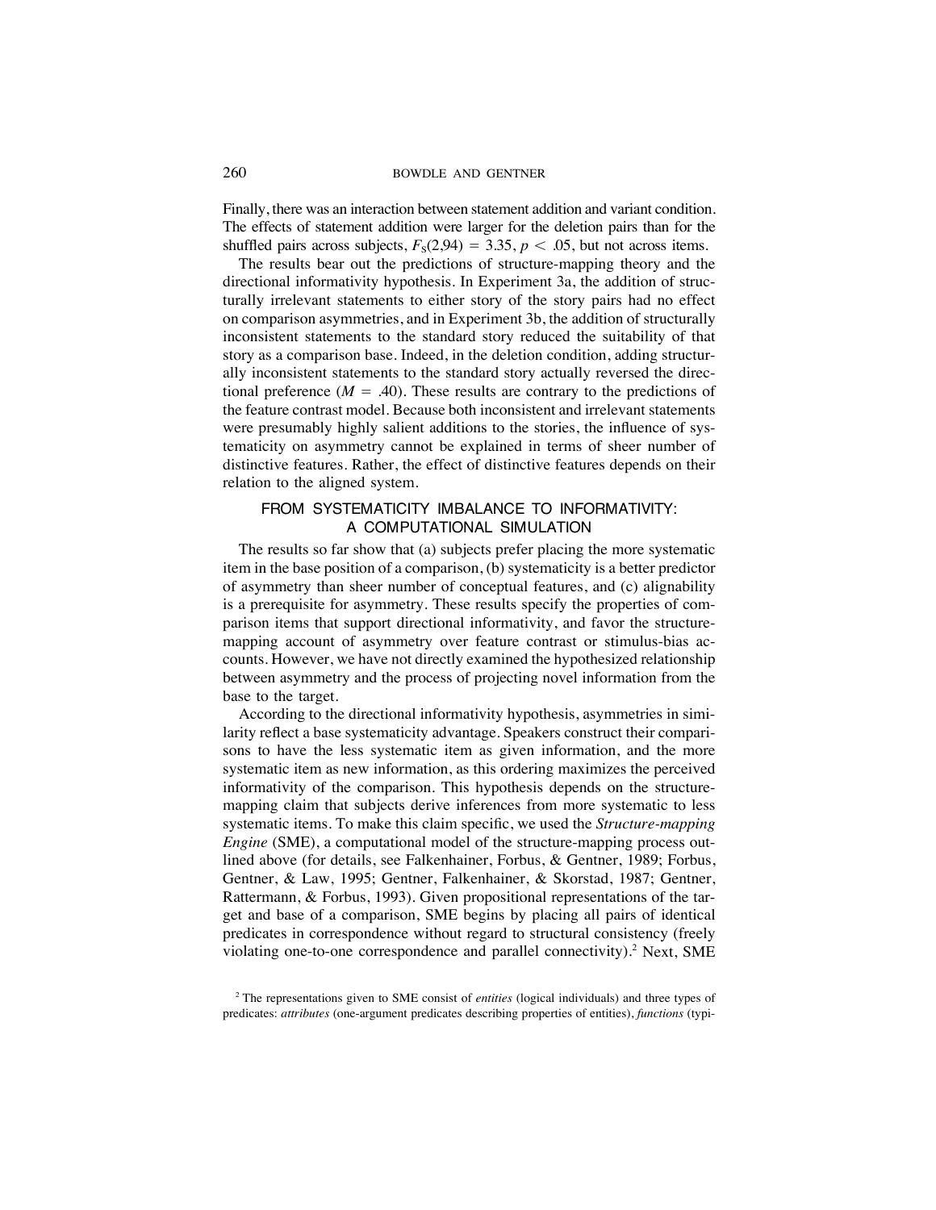Finally, there was an interaction between statement addition and variant condition. The effects of statement addition were larger for the deletion pairs than for the shuffled pairs across subjects, $F_S(2,94) = 3.35$, $p < .05$, but not across items.

The results bear out the predictions of structure-mapping theory and the directional informativity hypothesis. In Experiment 3a, the addition of structurally irrelevant statements to either story of the story pairs had no effect on comparison asymmetries, and in Experiment 3b, the addition of structurally inconsistent statements to the standard story reduced the suitability of that story as a comparison base. Indeed, in the deletion condition, adding structurally inconsistent statements to the standard story actually reversed the directional preference ($M = .40$). These results are contrary to the predictions of the feature contrast model. Because both inconsistent and irrelevant statements were presumably highly salient additions to the stories, the influence of systematicity on asymmetry cannot be explained in terms of sheer number of distinctive features. Rather, the effect of distinctive features depends on their relation to the aligned system.

## FROM SYSTEMATICITY IMBALANCE TO INFORMATIVITY: A COMPUTATIONAL SIMULATION

The results so far show that (a) subjects prefer placing the more systematic item in the base position of a comparison, (b) systematicity is a better predictor of asymmetry than sheer number of conceptual features, and (c) alignability is a prerequisite for asymmetry. These results specify the properties of comparison items that support directional informativity, and favor the structure-mapping account of asymmetry over feature contrast or stimulus-bias accounts. However, we have not directly examined the hypothesized relationship between asymmetry and the process of projecting novel information from the base to the target.

According to the directional informativity hypothesis, asymmetries in similarity reflect a base systematicity advantage. Speakers construct their comparisons to have the less systematic item as given information, and the more systematic item as new information, as this ordering maximizes the perceived informativity of the comparison. This hypothesis depends on the structure-mapping claim that subjects derive inferences from more systematic to less systematic items. To make this claim specific, we used the *Structure-mapping Engine* (SME), a computational model of the structure-mapping process outlined above (for details, see Falkenhainer, Forbus, & Gentner, 1989; Forbus, Gentner, & Law, 1995; Gentner, Falkenhainer, & Skorstad, 1987; Gentner, Rattermann, & Forbus, 1993). Given propositional representations of the target and base of a comparison, SME begins by placing all pairs of identical predicates in correspondence without regard to structural consistency (freely violating one-to-one correspondence and parallel connectivity).[2] Next, SME

[2] The representations given to SME consist of *entities* (logical individuals) and three types of predicates: *attributes* (one-argument predicates describing properties of entities), *functions* (typi-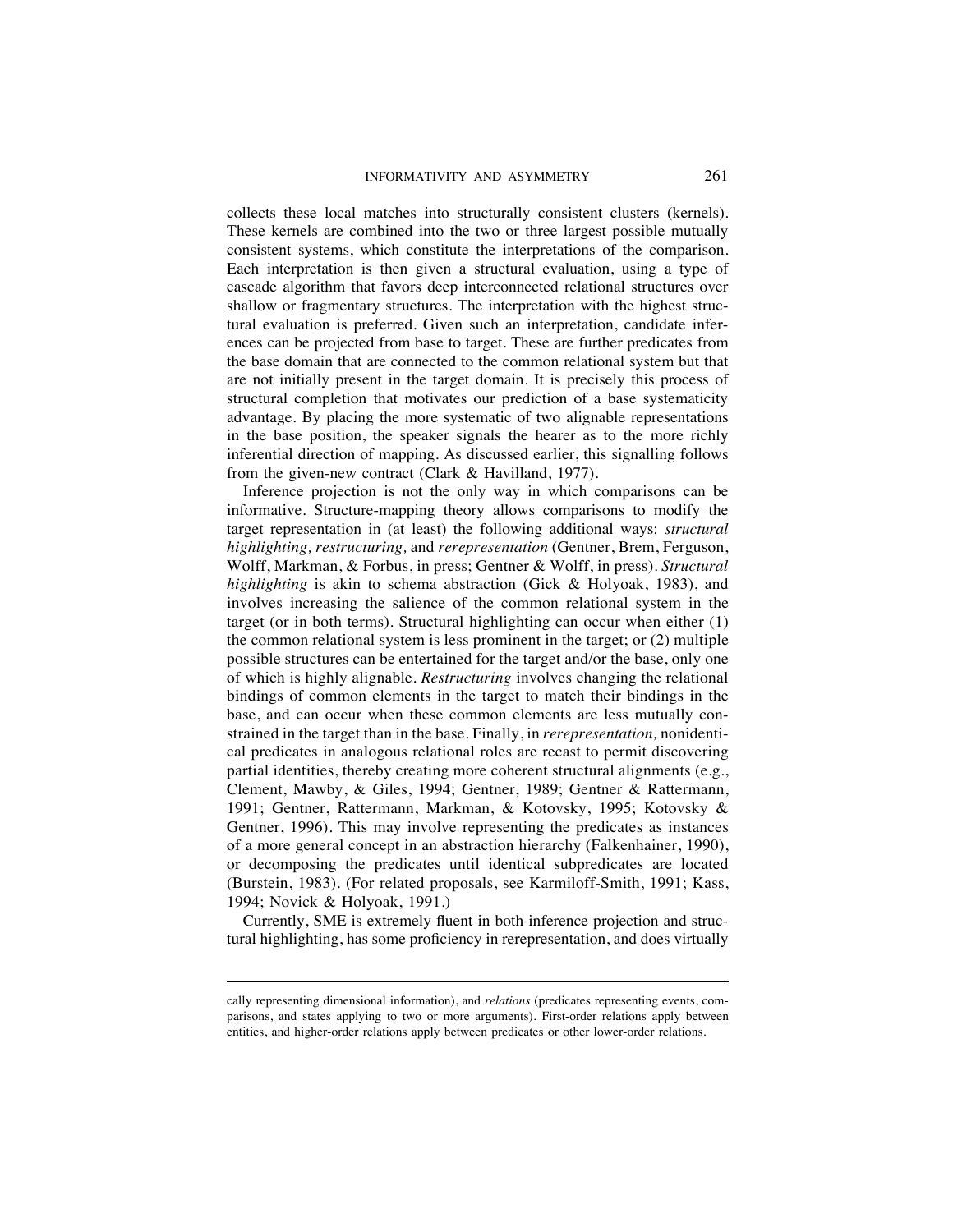collects these local matches into structurally consistent clusters (kernels). These kernels are combined into the two or three largest possible mutually consistent systems, which constitute the interpretations of the comparison. Each interpretation is then given a structural evaluation, using a type of cascade algorithm that favors deep interconnected relational structures over shallow or fragmentary structures. The interpretation with the highest structural evaluation is preferred. Given such an interpretation, candidate inferences can be projected from base to target. These are further predicates from the base domain that are connected to the common relational system but that are not initially present in the target domain. It is precisely this process of structural completion that motivates our prediction of a base systematicity advantage. By placing the more systematic of two alignable representations in the base position, the speaker signals the hearer as to the more richly inferential direction of mapping. As discussed earlier, this signalling follows from the given-new contract (Clark & Havilland, 1977).

Inference projection is not the only way in which comparisons can be informative. Structure-mapping theory allows comparisons to modify the target representation in (at least) the following additional ways: *structural highlighting, restructuring,* and *rerepresentation* (Gentner, Brem, Ferguson, Wolff, Markman, & Forbus, in press; Gentner & Wolff, in press). *Structural highlighting* is akin to schema abstraction (Gick & Holyoak, 1983), and involves increasing the salience of the common relational system in the target (or in both terms). Structural highlighting can occur when either (1) the common relational system is less prominent in the target; or (2) multiple possible structures can be entertained for the target and/or the base, only one of which is highly alignable. *Restructuring* involves changing the relational bindings of common elements in the target to match their bindings in the base, and can occur when these common elements are less mutually constrained in the target than in the base. Finally, in *rerepresentation,* nonidentical predicates in analogous relational roles are recast to permit discovering partial identities, thereby creating more coherent structural alignments (e.g., Clement, Mawby, & Giles, 1994; Gentner, 1989; Gentner & Rattermann, 1991; Gentner, Rattermann, Markman, & Kotovsky, 1995; Kotovsky & Gentner, 1996). This may involve representing the predicates as instances of a more general concept in an abstraction hierarchy (Falkenhainer, 1990), or decomposing the predicates until identical subpredicates are located (Burstein, 1983). (For related proposals, see Karmiloff-Smith, 1991; Kass, 1994; Novick & Holyoak, 1991.)

Currently, SME is extremely fluent in both inference projection and structural highlighting, has some proficiency in rerepresentation, and does virtually

---

cally representing dimensional information), and *relations* (predicates representing events, comparisons, and states applying to two or more arguments). First-order relations apply between entities, and higher-order relations apply between predicates or other lower-order relations.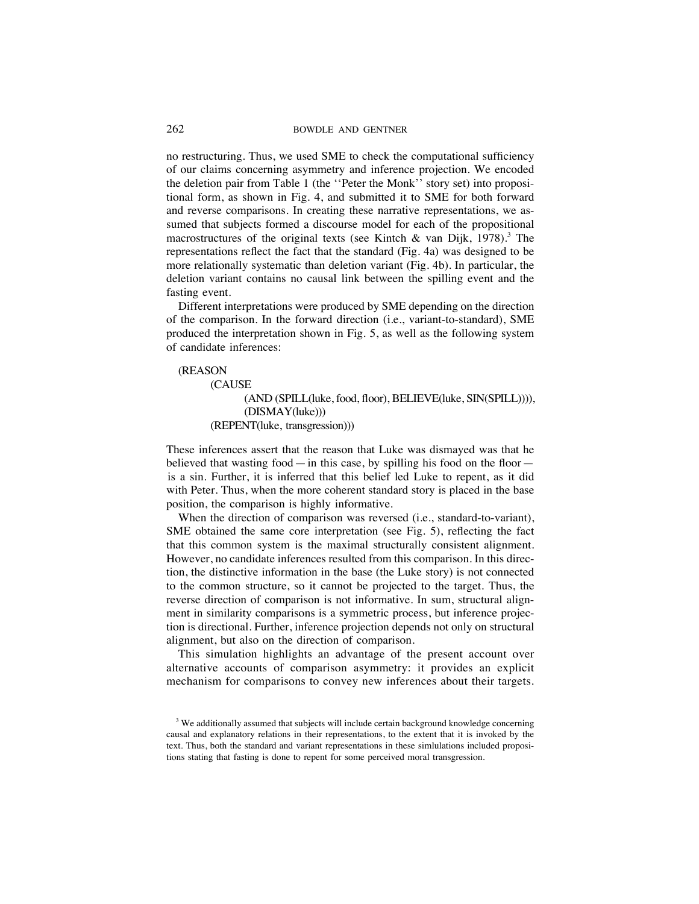no restructuring. Thus, we used SME to check the computational sufficiency of our claims concerning asymmetry and inference projection. We encoded the deletion pair from Table 1 (the ''Peter the Monk'' story set) into propositional form, as shown in Fig. 4, and submitted it to SME for both forward and reverse comparisons. In creating these narrative representations, we assumed that subjects formed a discourse model for each of the propositional macrostructures of the original texts (see Kintch & van Dijk, 1978).[3] The representations reflect the fact that the standard (Fig. 4a) was designed to be more relationally systematic than deletion variant (Fig. 4b). In particular, the deletion variant contains no causal link between the spilling event and the fasting event.

Different interpretations were produced by SME depending on the direction of the comparison. In the forward direction (i.e., variant-to-standard), SME produced the interpretation shown in Fig. 5, as well as the following system of candidate inferences:

```
(REASON
    (CAUSE
        (AND (SPILL(luke, food, floor), BELIEVE(luke, SIN(SPILL)))),
        (DISMAY(luke)))
    (REPENT(luke, transgression)))
```

These inferences assert that the reason that Luke was dismayed was that he believed that wasting food — in this case, by spilling his food on the floor — is a sin. Further, it is inferred that this belief led Luke to repent, as it did with Peter. Thus, when the more coherent standard story is placed in the base position, the comparison is highly informative.

When the direction of comparison was reversed (i.e., standard-to-variant), SME obtained the same core interpretation (see Fig. 5), reflecting the fact that this common system is the maximal structurally consistent alignment. However, no candidate inferences resulted from this comparison. In this direction, the distinctive information in the base (the Luke story) is not connected to the common structure, so it cannot be projected to the target. Thus, the reverse direction of comparison is not informative. In sum, structural alignment in similarity comparisons is a symmetric process, but inference projection is directional. Further, inference projection depends not only on structural alignment, but also on the direction of comparison.

This simulation highlights an advantage of the present account over alternative accounts of comparison asymmetry: it provides an explicit mechanism for comparisons to convey new inferences about their targets.

[3] We additionally assumed that subjects will include certain background knowledge concerning causal and explanatory relations in their representations, to the extent that it is invoked by the text. Thus, both the standard and variant representations in these simlulations included propositions stating that fasting is done to repent for some perceived moral transgression.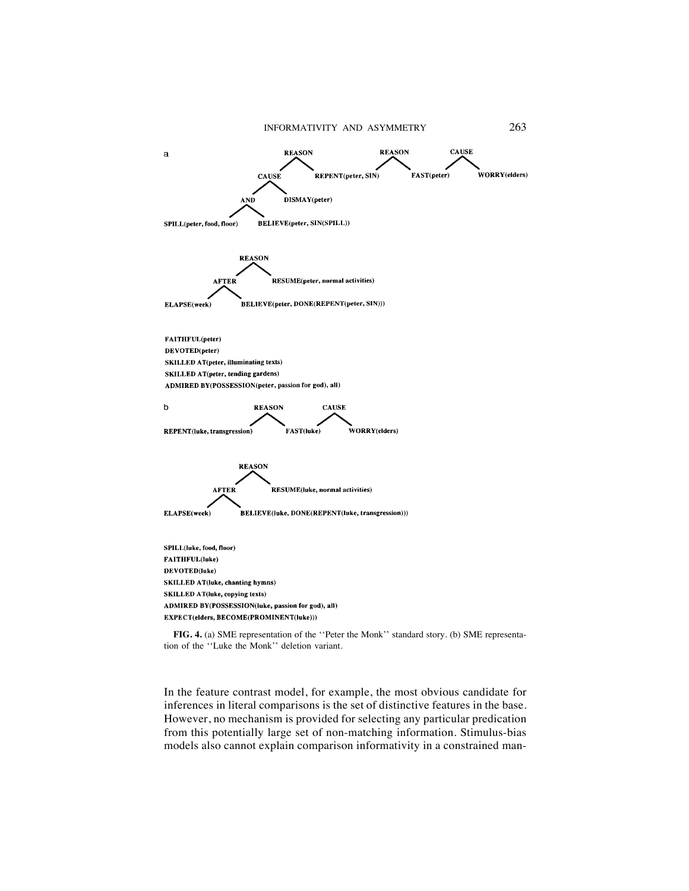a

```
                    REASON                      REASON            CAUSE
                   /      \                    /      \          /     \
              CAUSE        REPENT(peter, SIN)  FAST(peter)        WORRY(elders)
             /     \
          AND       DISMAY(peter)
         /    \
SPILL(peter, food, floor)   BELIEVE(peter, SIN(SPILL))


            REASON
           /      \
       AFTER       RESUME(peter, normal activities)
      /     \
ELAPSE(week)   BELIEVE(peter, DONE(REPENT(peter, SIN)))
```

FAITHFUL(peter)
DEVOTED(peter)
SKILLED AT(peter, illuminating texts)
SKILLED AT(peter, tending gardens)
ADMIRED BY(POSSESSION(peter, passion for god), all)

b

```
                     REASON            CAUSE
                    /      \          /     \
REPENT(luke, transgression)   FAST(luke)      WORRY(elders)


            REASON
           /      \
       AFTER       RESUME(luke, normal activities)
      /     \
ELAPSE(week)   BELIEVE(luke, DONE(REPENT(luke, transgression)))
```

SPILL(luke, food, floor)
FAITHFUL(luke)
DEVOTED(luke)
SKILLED AT(luke, chanting hymns)
SKILLED AT(luke, copying texts)
ADMIRED BY(POSSESSION(luke, passion for god), all)
EXPECT(elders, BECOME(PROMINENT(luke)))

**FIG. 4.** (a) SME representation of the ''Peter the Monk'' standard story. (b) SME representation of the ''Luke the Monk'' deletion variant.

In the feature contrast model, for example, the most obvious candidate for inferences in literal comparisons is the set of distinctive features in the base. However, no mechanism is provided for selecting any particular predication from this potentially large set of non-matching information. Stimulus-bias models also cannot explain comparison informativity in a constrained man-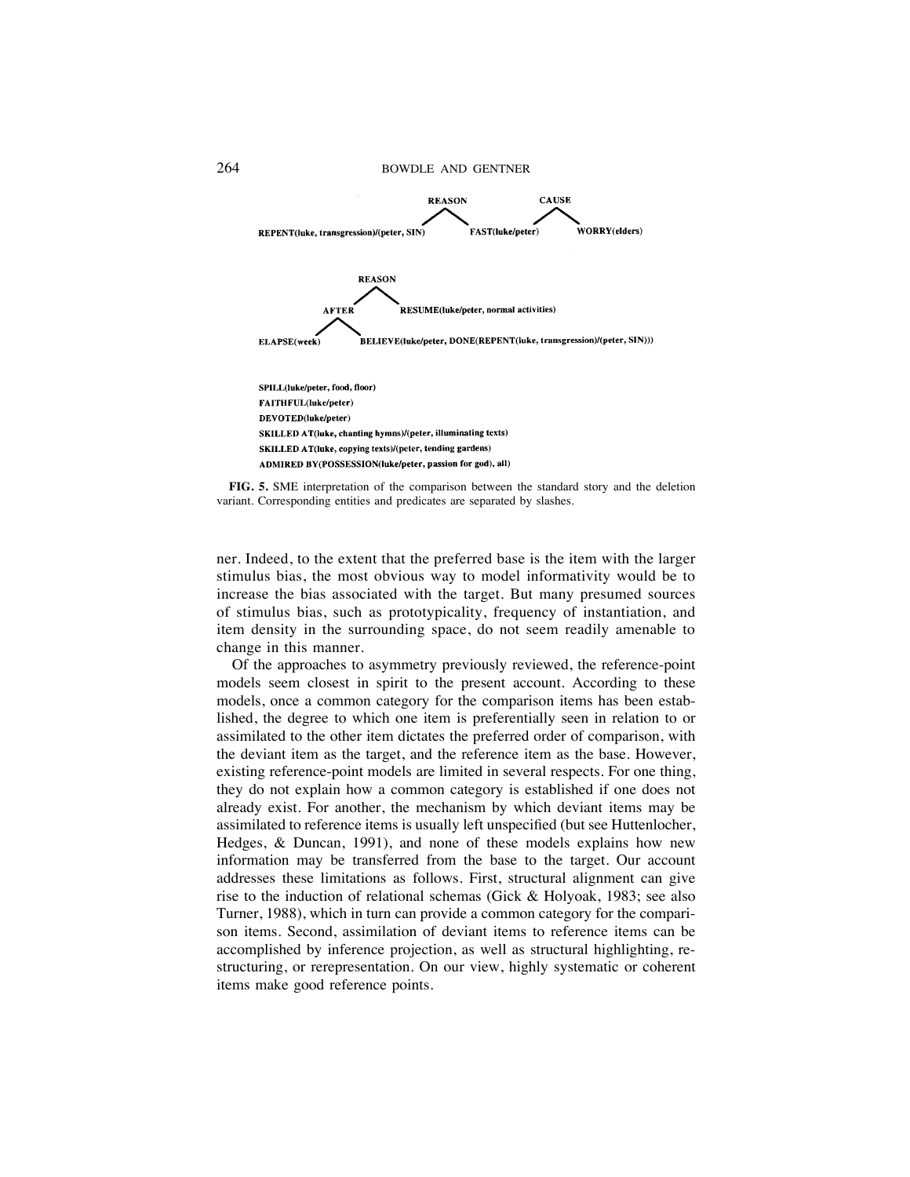REASON CAUSE

REPEAT(luke, transgression)/(peter, SIN) FAST(luke/peter) WORRY(elders)

REASON

AFTER RESUME(luke/peter, normal activities)

ELAPSE(week) BELIEVE(luke/peter, DONE(REPENT(luke, transgression)/(peter, SIN)))

SPILL(luke/peter, food, floor)
FAITHFUL(luke/peter)
DEVOTED(luke/peter)
SKILLED AT(luke, chanting hymns)/(peter, illuminating texts)
SKILLED AT(luke, copying texts)/(peter, tending gardens)
ADMIRED BY(POSSESSION(luke/peter, passion for god), all)

**FIG. 5.** SME interpretation of the comparison between the standard story and the deletion variant. Corresponding entities and predicates are separated by slashes.

ner. Indeed, to the extent that the preferred base is the item with the larger stimulus bias, the most obvious way to model informativity would be to increase the bias associated with the target. But many presumed sources of stimulus bias, such as prototypicality, frequency of instantiation, and item density in the surrounding space, do not seem readily amenable to change in this manner.

Of the approaches to asymmetry previously reviewed, the reference-point models seem closest in spirit to the present account. According to these models, once a common category for the comparison items has been established, the degree to which one item is preferentially seen in relation to or assimilated to the other item dictates the preferred order of comparison, with the deviant item as the target, and the reference item as the base. However, existing reference-point models are limited in several respects. For one thing, they do not explain how a common category is established if one does not already exist. For another, the mechanism by which deviant items may be assimilated to reference items is usually left unspecified (but see Huttenlocher, Hedges, & Duncan, 1991), and none of these models explains how new information may be transferred from the base to the target. Our account addresses these limitations as follows. First, structural alignment can give rise to the induction of relational schemas (Gick & Holyoak, 1983; see also Turner, 1988), which in turn can provide a common category for the comparison items. Second, assimilation of deviant items to reference items can be accomplished by inference projection, as well as structural highlighting, restructuring, or rerepresentation. On our view, highly systematic or coherent items make good reference points.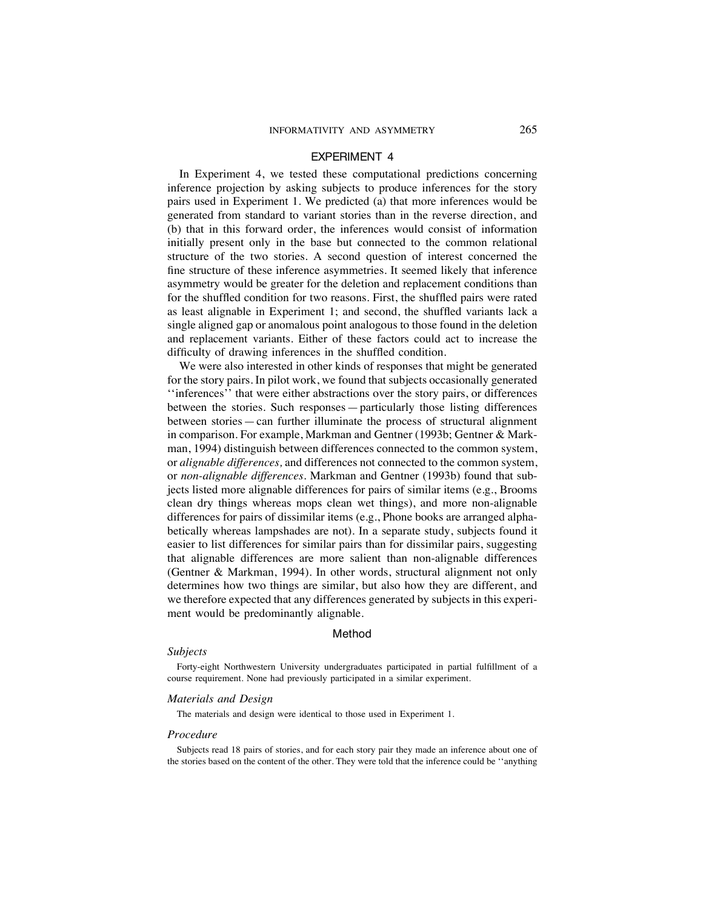## EXPERIMENT 4

In Experiment 4, we tested these computational predictions concerning inference projection by asking subjects to produce inferences for the story pairs used in Experiment 1. We predicted (a) that more inferences would be generated from standard to variant stories than in the reverse direction, and (b) that in this forward order, the inferences would consist of information initially present only in the base but connected to the common relational structure of the two stories. A second question of interest concerned the fine structure of these inference asymmetries. It seemed likely that inference asymmetry would be greater for the deletion and replacement conditions than for the shuffled condition for two reasons. First, the shuffled pairs were rated as least alignable in Experiment 1; and second, the shuffled variants lack a single aligned gap or anomalous point analogous to those found in the deletion and replacement variants. Either of these factors could act to increase the difficulty of drawing inferences in the shuffled condition.

We were also interested in other kinds of responses that might be generated for the story pairs. In pilot work, we found that subjects occasionally generated ''inferences'' that were either abstractions over the story pairs, or differences between the stories. Such responses — particularly those listing differences between stories — can further illuminate the process of structural alignment in comparison. For example, Markman and Gentner (1993b; Gentner & Markman, 1994) distinguish between differences connected to the common system, or *alignable differences,* and differences not connected to the common system, or *non-alignable differences*. Markman and Gentner (1993b) found that subjects listed more alignable differences for pairs of similar items (e.g., Brooms clean dry things whereas mops clean wet things), and more non-alignable differences for pairs of dissimilar items (e.g., Phone books are arranged alphabetically whereas lampshades are not). In a separate study, subjects found it easier to list differences for similar pairs than for dissimilar pairs, suggesting that alignable differences are more salient than non-alignable differences (Gentner & Markman, 1994). In other words, structural alignment not only determines how two things are similar, but also how they are different, and we therefore expected that any differences generated by subjects in this experiment would be predominantly alignable.

### Method

#### *Subjects*

Forty-eight Northwestern University undergraduates participated in partial fulfillment of a course requirement. None had previously participated in a similar experiment.

#### *Materials and Design*

The materials and design were identical to those used in Experiment 1.

#### *Procedure*

Subjects read 18 pairs of stories, and for each story pair they made an inference about one of the stories based on the content of the other. They were told that the inference could be ''anything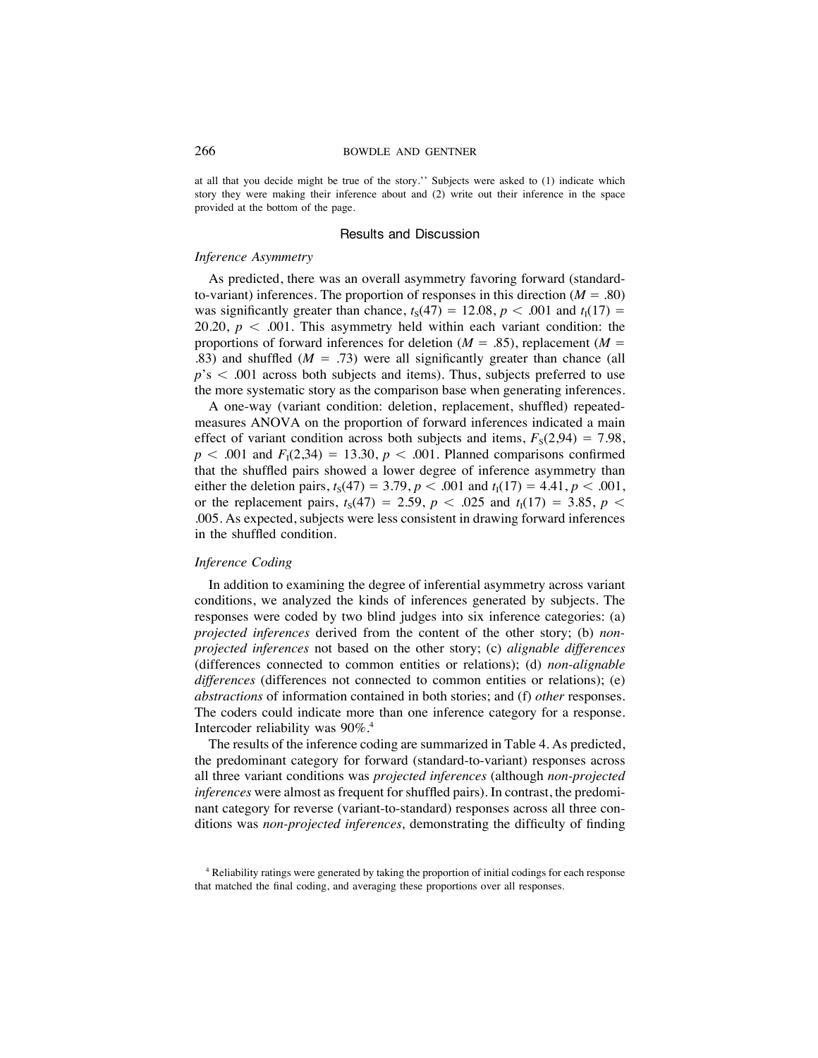at all that you decide might be true of the story.'' Subjects were asked to (1) indicate which story they were making their inference about and (2) write out their inference in the space provided at the bottom of the page.

## Results and Discussion

### *Inference Asymmetry*

As predicted, there was an overall asymmetry favoring forward (standard-to-variant) inferences. The proportion of responses in this direction ($M = .80$) was significantly greater than chance, $t_S(47) = 12.08$, $p < .001$ and $t_I(17) = 20.20$, $p < .001$. This asymmetry held within each variant condition: the proportions of forward inferences for deletion ($M = .85$), replacement ($M = .83$) and shuffled ($M = .73$) were all significantly greater than chance (all $p$'s $< .001$ across both subjects and items). Thus, subjects preferred to use the more systematic story as the comparison base when generating inferences.

A one-way (variant condition: deletion, replacement, shuffled) repeated-measures ANOVA on the proportion of forward inferences indicated a main effect of variant condition across both subjects and items, $F_S(2,94) = 7.98$, $p < .001$ and $F_I(2,34) = 13.30$, $p < .001$. Planned comparisons confirmed that the shuffled pairs showed a lower degree of inference asymmetry than either the deletion pairs, $t_S(47) = 3.79$, $p < .001$ and $t_I(17) = 4.41$, $p < .001$, or the replacement pairs, $t_S(47) = 2.59$, $p < .025$ and $t_I(17) = 3.85$, $p < .005$. As expected, subjects were less consistent in drawing forward inferences in the shuffled condition.

### *Inference Coding*

In addition to examining the degree of inferential asymmetry across variant conditions, we analyzed the kinds of inferences generated by subjects. The responses were coded by two blind judges into six inference categories: (a) *projected inferences* derived from the content of the other story; (b) *non-projected inferences* not based on the other story; (c) *alignable differences* (differences connected to common entities or relations); (d) *non-alignable differences* (differences not connected to common entities or relations); (e) *abstractions* of information contained in both stories; and (f) *other* responses. The coders could indicate more than one inference category for a response. Intercoder reliability was 90%.[4]

The results of the inference coding are summarized in Table 4. As predicted, the predominant category for forward (standard-to-variant) responses across all three variant conditions was *projected inferences* (although *non-projected inferences* were almost as frequent for shuffled pairs). In contrast, the predominant category for reverse (variant-to-standard) responses across all three conditions was *non-projected inferences,* demonstrating the difficulty of finding

[4] Reliability ratings were generated by taking the proportion of initial codings for each response that matched the final coding, and averaging these proportions over all responses.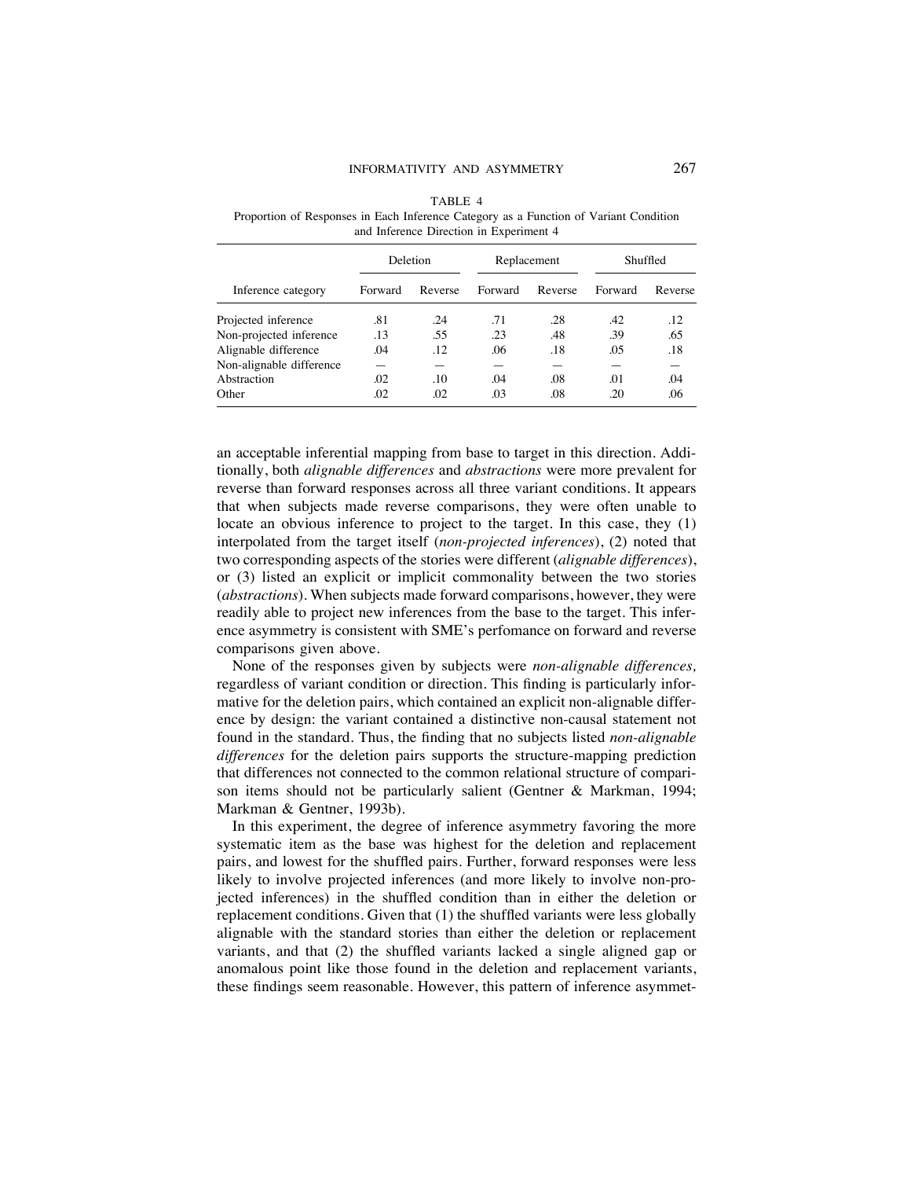TABLE 4
Proportion of Responses in Each Inference Category as a Function of Variant Condition and Inference Direction in Experiment 4

| Inference category | Deletion | | Replacement | | Shuffled | |
|---|---|---|---|---|---|---|
| | Forward | Reverse | Forward | Reverse | Forward | Reverse |
| Projected inference | .81 | .24 | .71 | .28 | .42 | .12 |
| Non-projected inference | .13 | .55 | .23 | .48 | .39 | .65 |
| Alignable difference | .04 | .12 | .06 | .18 | .05 | .18 |
| Non-alignable difference | — | — | — | — | — | — |
| Abstraction | .02 | .10 | .04 | .08 | .01 | .04 |
| Other | .02 | .02 | .03 | .08 | .20 | .06 |

an acceptable inferential mapping from base to target in this direction. Additionally, both *alignable differences* and *abstractions* were more prevalent for reverse than forward responses across all three variant conditions. It appears that when subjects made reverse comparisons, they were often unable to locate an obvious inference to project to the target. In this case, they (1) interpolated from the target itself (*non-projected inferences*), (2) noted that two corresponding aspects of the stories were different (*alignable differences*), or (3) listed an explicit or implicit commonality between the two stories (*abstractions*). When subjects made forward comparisons, however, they were readily able to project new inferences from the base to the target. This inference asymmetry is consistent with SME's perfomance on forward and reverse comparisons given above.

None of the responses given by subjects were *non-alignable differences,* regardless of variant condition or direction. This finding is particularly informative for the deletion pairs, which contained an explicit non-alignable difference by design: the variant contained a distinctive non-causal statement not found in the standard. Thus, the finding that no subjects listed *non-alignable differences* for the deletion pairs supports the structure-mapping prediction that differences not connected to the common relational structure of comparison items should not be particularly salient (Gentner & Markman, 1994; Markman & Gentner, 1993b).

In this experiment, the degree of inference asymmetry favoring the more systematic item as the base was highest for the deletion and replacement pairs, and lowest for the shuffled pairs. Further, forward responses were less likely to involve projected inferences (and more likely to involve non-projected inferences) in the shuffled condition than in either the deletion or replacement conditions. Given that (1) the shuffled variants were less globally alignable with the standard stories than either the deletion or replacement variants, and that (2) the shuffled variants lacked a single aligned gap or anomalous point like those found in the deletion and replacement variants, these findings seem reasonable. However, this pattern of inference asymmet-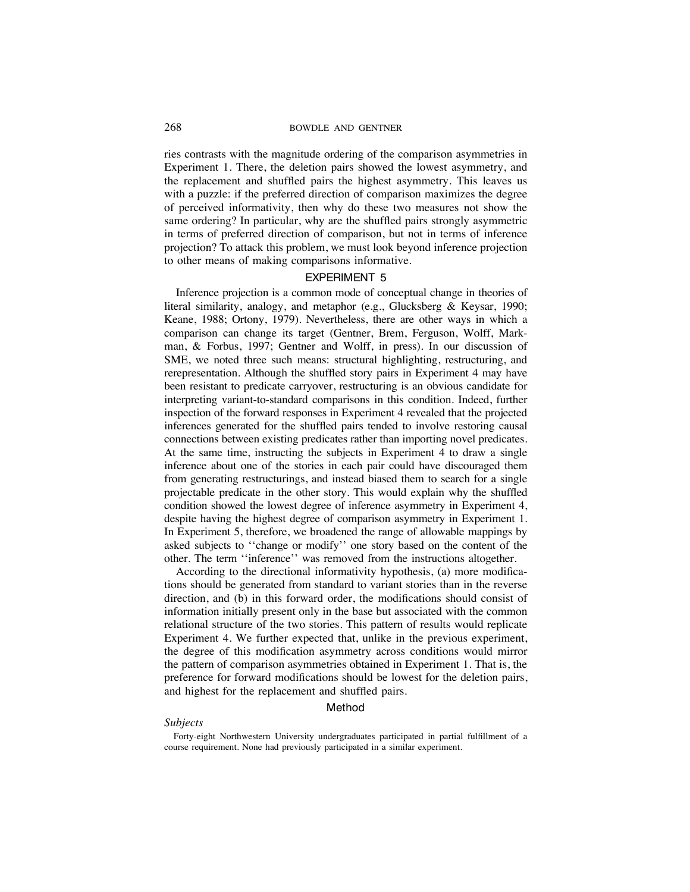ries contrasts with the magnitude ordering of the comparison asymmetries in Experiment 1. There, the deletion pairs showed the lowest asymmetry, and the replacement and shuffled pairs the highest asymmetry. This leaves us with a puzzle: if the preferred direction of comparison maximizes the degree of perceived informativity, then why do these two measures not show the same ordering? In particular, why are the shuffled pairs strongly asymmetric in terms of preferred direction of comparison, but not in terms of inference projection? To attack this problem, we must look beyond inference projection to other means of making comparisons informative.

## EXPERIMENT 5

Inference projection is a common mode of conceptual change in theories of literal similarity, analogy, and metaphor (e.g., Glucksberg & Keysar, 1990; Keane, 1988; Ortony, 1979). Nevertheless, there are other ways in which a comparison can change its target (Gentner, Brem, Ferguson, Wolff, Markman, & Forbus, 1997; Gentner and Wolff, in press). In our discussion of SME, we noted three such means: structural highlighting, restructuring, and rerepresentation. Although the shuffled story pairs in Experiment 4 may have been resistant to predicate carryover, restructuring is an obvious candidate for interpreting variant-to-standard comparisons in this condition. Indeed, further inspection of the forward responses in Experiment 4 revealed that the projected inferences generated for the shuffled pairs tended to involve restoring causal connections between existing predicates rather than importing novel predicates. At the same time, instructing the subjects in Experiment 4 to draw a single inference about one of the stories in each pair could have discouraged them from generating restructurings, and instead biased them to search for a single projectable predicate in the other story. This would explain why the shuffled condition showed the lowest degree of inference asymmetry in Experiment 4, despite having the highest degree of comparison asymmetry in Experiment 1. In Experiment 5, therefore, we broadened the range of allowable mappings by asked subjects to ''change or modify'' one story based on the content of the other. The term ''inference'' was removed from the instructions altogether.

According to the directional informativity hypothesis, (a) more modifications should be generated from standard to variant stories than in the reverse direction, and (b) in this forward order, the modifications should consist of information initially present only in the base but associated with the common relational structure of the two stories. This pattern of results would replicate Experiment 4. We further expected that, unlike in the previous experiment, the degree of this modification asymmetry across conditions would mirror the pattern of comparison asymmetries obtained in Experiment 1. That is, the preference for forward modifications should be lowest for the deletion pairs, and highest for the replacement and shuffled pairs.

### Method

*Subjects*

Forty-eight Northwestern University undergraduates participated in partial fulfillment of a course requirement. None had previously participated in a similar experiment.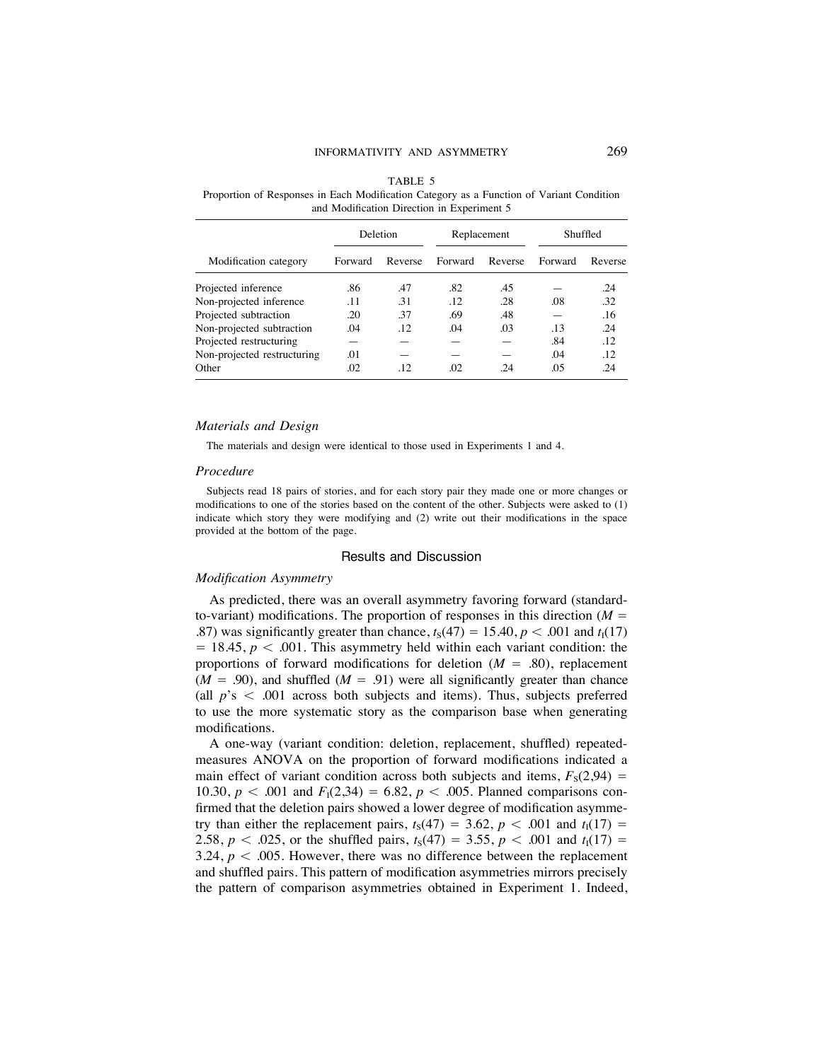TABLE 5
Proportion of Responses in Each Modification Category as a Function of Variant Condition and Modification Direction in Experiment 5

| Modification category | Deletion | | Replacement | | Shuffled | |
|---|---|---|---|---|---|---|
| | Forward | Reverse | Forward | Reverse | Forward | Reverse |
| Projected inference | .86 | .47 | .82 | .45 | — | .24 |
| Non-projected inference | .11 | .31 | .12 | .28 | .08 | .32 |
| Projected subtraction | .20 | .37 | .69 | .48 | — | .16 |
| Non-projected subtraction | .04 | .12 | .04 | .03 | .13 | .24 |
| Projected restructuring | — | — | — | — | .84 | .12 |
| Non-projected restructuring | .01 | — | — | — | .04 | .12 |
| Other | .02 | .12 | .02 | .24 | .05 | .24 |

### *Materials and Design*

The materials and design were identical to those used in Experiments 1 and 4.

### *Procedure*

Subjects read 18 pairs of stories, and for each story pair they made one or more changes or modifications to one of the stories based on the content of the other. Subjects were asked to (1) indicate which story they were modifying and (2) write out their modifications in the space provided at the bottom of the page.

## Results and Discussion

### *Modification Asymmetry*

As predicted, there was an overall asymmetry favoring forward (standard-to-variant) modifications. The proportion of responses in this direction ($M =$ .87) was significantly greater than chance, $t_S(47) = 15.40, p < .001$ and $t_I(17) = 18.45, p < .001$. This asymmetry held within each variant condition: the proportions of forward modifications for deletion ($M = .80$), replacement ($M = .90$), and shuffled ($M = .91$) were all significantly greater than chance (all $p$'s $< .001$ across both subjects and items). Thus, subjects preferred to use the more systematic story as the comparison base when generating modifications.

A one-way (variant condition: deletion, replacement, shuffled) repeated-measures ANOVA on the proportion of forward modifications indicated a main effect of variant condition across both subjects and items, $F_S(2,94) = 10.30, p < .001$ and $F_I(2,34) = 6.82, p < .005$. Planned comparisons confirmed that the deletion pairs showed a lower degree of modification asymmetry than either the replacement pairs, $t_S(47) = 3.62, p < .001$ and $t_I(17) = 2.58, p < .025$, or the shuffled pairs, $t_S(47) = 3.55, p < .001$ and $t_I(17) = 3.24, p < .005$. However, there was no difference between the replacement and shuffled pairs. This pattern of modification asymmetries mirrors precisely the pattern of comparison asymmetries obtained in Experiment 1. Indeed,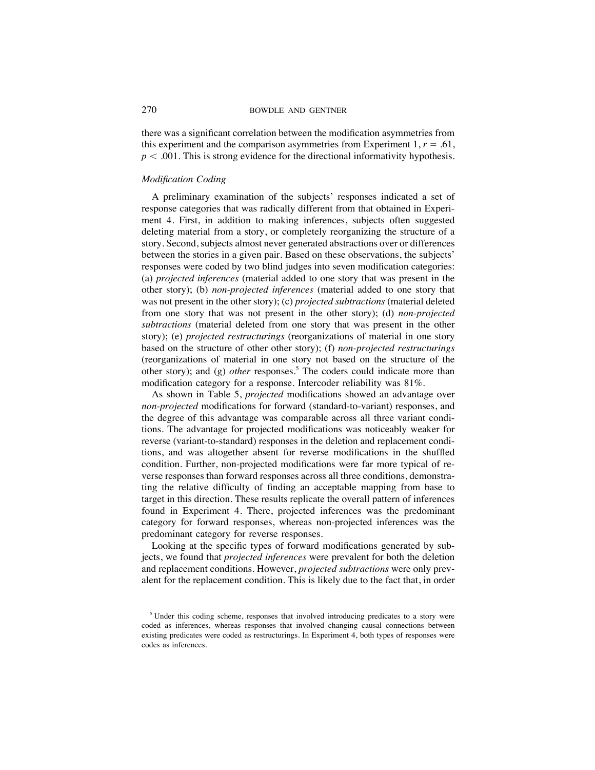there was a significant correlation between the modification asymmetries from this experiment and the comparison asymmetries from Experiment 1, $r = .61$, $p < .001$. This is strong evidence for the directional informativity hypothesis.

### *Modification Coding*

A preliminary examination of the subjects' responses indicated a set of response categories that was radically different from that obtained in Experiment 4. First, in addition to making inferences, subjects often suggested deleting material from a story, or completely reorganizing the structure of a story. Second, subjects almost never generated abstractions over or differences between the stories in a given pair. Based on these observations, the subjects' responses were coded by two blind judges into seven modification categories: (a) *projected inferences* (material added to one story that was present in the other story); (b) *non-projected inferences* (material added to one story that was not present in the other story); (c) *projected subtractions* (material deleted from one story that was not present in the other story); (d) *non-projected subtractions* (material deleted from one story that was present in the other story); (e) *projected restructurings* (reorganizations of material in one story based on the structure of other other story); (f) *non-projected restructurings* (reorganizations of material in one story not based on the structure of the other story); and (g) *other* responses.[5] The coders could indicate more than modification category for a response. Intercoder reliability was 81%.

As shown in Table 5, *projected* modifications showed an advantage over *non-projected* modifications for forward (standard-to-variant) responses, and the degree of this advantage was comparable across all three variant conditions. The advantage for projected modifications was noticeably weaker for reverse (variant-to-standard) responses in the deletion and replacement conditions, and was altogether absent for reverse modifications in the shuffled condition. Further, non-projected modifications were far more typical of reverse responses than forward responses across all three conditions, demonstrating the relative difficulty of finding an acceptable mapping from base to target in this direction. These results replicate the overall pattern of inferences found in Experiment 4. There, projected inferences was the predominant category for forward responses, whereas non-projected inferences was the predominant category for reverse responses.

Looking at the specific types of forward modifications generated by subjects, we found that *projected inferences* were prevalent for both the deletion and replacement conditions. However, *projected subtractions* were only prevalent for the replacement condition. This is likely due to the fact that, in order

[5] Under this coding scheme, responses that involved introducing predicates to a story were coded as inferences, whereas responses that involved changing causal connections between existing predicates were coded as restructurings. In Experiment 4, both types of responses were codes as inferences.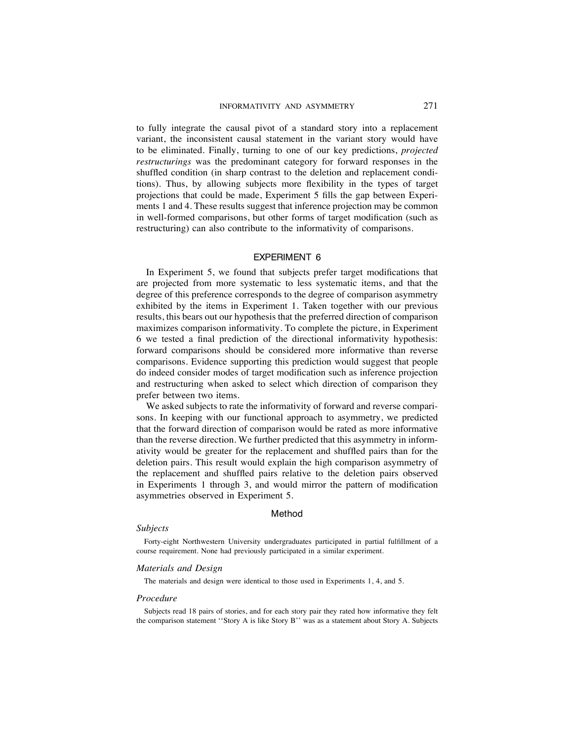to fully integrate the causal pivot of a standard story into a replacement variant, the inconsistent causal statement in the variant story would have to be eliminated. Finally, turning to one of our key predictions, *projected restructurings* was the predominant category for forward responses in the shuffled condition (in sharp contrast to the deletion and replacement conditions). Thus, by allowing subjects more flexibility in the types of target projections that could be made, Experiment 5 fills the gap between Experiments 1 and 4. These results suggest that inference projection may be common in well-formed comparisons, but other forms of target modification (such as restructuring) can also contribute to the informativity of comparisons.

## EXPERIMENT 6

In Experiment 5, we found that subjects prefer target modifications that are projected from more systematic to less systematic items, and that the degree of this preference corresponds to the degree of comparison asymmetry exhibited by the items in Experiment 1. Taken together with our previous results, this bears out our hypothesis that the preferred direction of comparison maximizes comparison informativity. To complete the picture, in Experiment 6 we tested a final prediction of the directional informativity hypothesis: forward comparisons should be considered more informative than reverse comparisons. Evidence supporting this prediction would suggest that people do indeed consider modes of target modification such as inference projection and restructuring when asked to select which direction of comparison they prefer between two items.

We asked subjects to rate the informativity of forward and reverse comparisons. In keeping with our functional approach to asymmetry, we predicted that the forward direction of comparison would be rated as more informative than the reverse direction. We further predicted that this asymmetry in informativity would be greater for the replacement and shuffled pairs than for the deletion pairs. This result would explain the high comparison asymmetry of the replacement and shuffled pairs relative to the deletion pairs observed in Experiments 1 through 3, and would mirror the pattern of modification asymmetries observed in Experiment 5.

### Method

#### *Subjects*

Forty-eight Northwestern University undergraduates participated in partial fulfillment of a course requirement. None had previously participated in a similar experiment.

#### *Materials and Design*

The materials and design were identical to those used in Experiments 1, 4, and 5.

#### *Procedure*

Subjects read 18 pairs of stories, and for each story pair they rated how informative they felt the comparison statement ''Story A is like Story B'' was as a statement about Story A. Subjects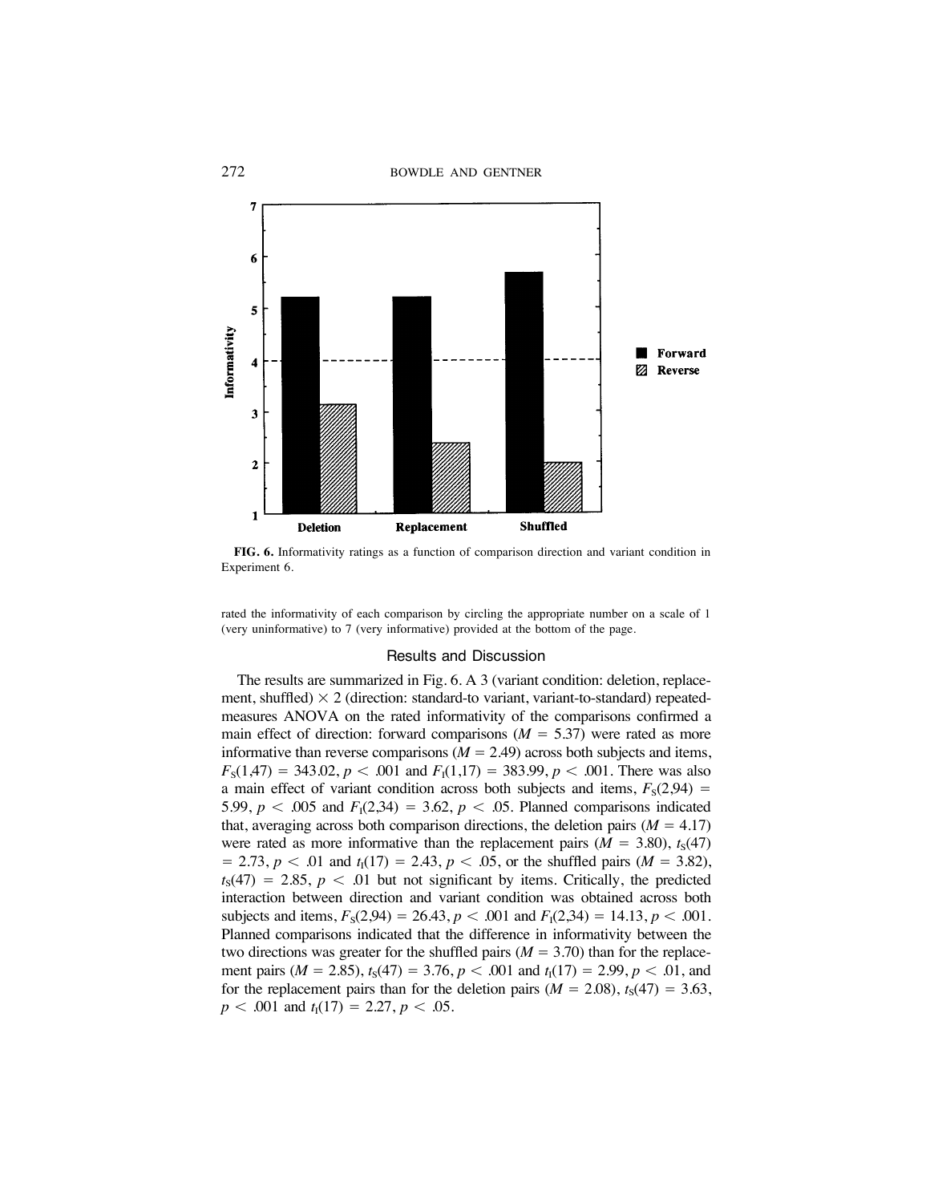FIG. 6. Informativity ratings as a function of comparison direction and variant condition in Experiment 6.

rated the informativity of each comparison by circling the appropriate number on a scale of 1 (very uninformative) to 7 (very informative) provided at the bottom of the page.

## Results and Discussion

The results are summarized in Fig. 6. A 3 (variant condition: deletion, replacement, shuffled) $\times$ 2 (direction: standard-to variant, variant-to-standard) repeated-measures ANOVA on the rated informativity of the comparisons confirmed a main effect of direction: forward comparisons ($M = 5.37$) were rated as more informative than reverse comparisons ($M = 2.49$) across both subjects and items, $F_S(1,47) = 343.02$, $p < .001$ and $F_I(1,17) = 383.99$, $p < .001$. There was also a main effect of variant condition across both subjects and items, $F_S(2,94) = 5.99$, $p < .005$ and $F_I(2,34) = 3.62$, $p < .05$. Planned comparisons indicated that, averaging across both comparison directions, the deletion pairs ($M = 4.17$) were rated as more informative than the replacement pairs ($M = 3.80$), $t_S(47) = 2.73$, $p < .01$ and $t_I(17) = 2.43$, $p < .05$, or the shuffled pairs ($M = 3.82$), $t_S(47) = 2.85$, $p < .01$ but not significant by items. Critically, the predicted interaction between direction and variant condition was obtained across both subjects and items, $F_S(2,94) = 26.43$, $p < .001$ and $F_I(2,34) = 14.13$, $p < .001$. Planned comparisons indicated that the difference in informativity between the two directions was greater for the shuffled pairs ($M = 3.70$) than for the replacement pairs ($M = 2.85$), $t_S(47) = 3.76$, $p < .001$ and $t_I(17) = 2.99$, $p < .01$, and for the replacement pairs than for the deletion pairs ($M = 2.08$), $t_S(47) = 3.63$, $p < .001$ and $t_I(17) = 2.27$, $p < .05$.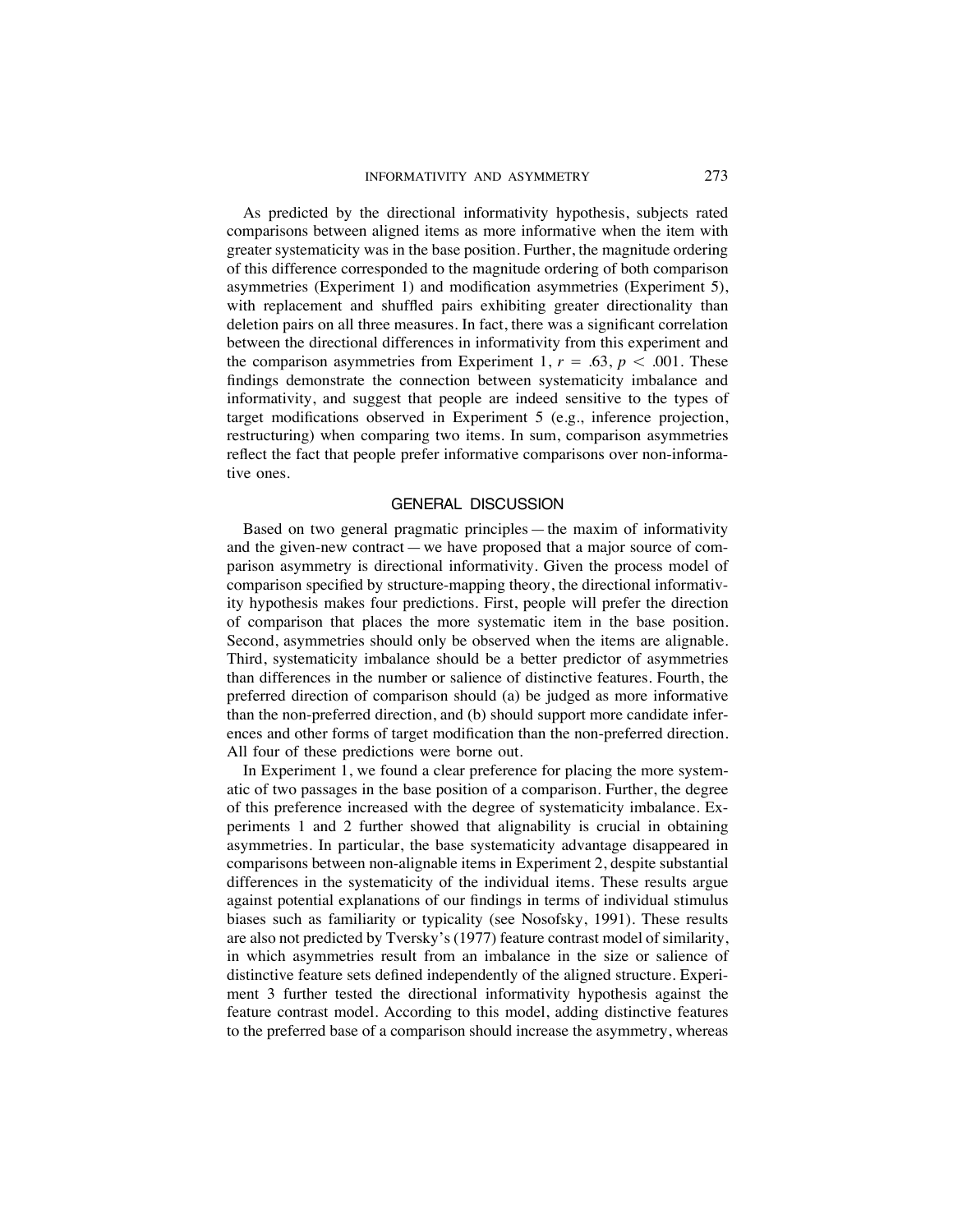As predicted by the directional informativity hypothesis, subjects rated comparisons between aligned items as more informative when the item with greater systematicity was in the base position. Further, the magnitude ordering of this difference corresponded to the magnitude ordering of both comparison asymmetries (Experiment 1) and modification asymmetries (Experiment 5), with replacement and shuffled pairs exhibiting greater directionality than deletion pairs on all three measures. In fact, there was a significant correlation between the directional differences in informativity from this experiment and the comparison asymmetries from Experiment 1, $r = .63$, $p < .001$. These findings demonstrate the connection between systematicity imbalance and informativity, and suggest that people are indeed sensitive to the types of target modifications observed in Experiment 5 (e.g., inference projection, restructuring) when comparing two items. In sum, comparison asymmetries reflect the fact that people prefer informative comparisons over non-informative ones.

## GENERAL DISCUSSION

Based on two general pragmatic principles — the maxim of informativity and the given-new contract — we have proposed that a major source of comparison asymmetry is directional informativity. Given the process model of comparison specified by structure-mapping theory, the directional informativity hypothesis makes four predictions. First, people will prefer the direction of comparison that places the more systematic item in the base position. Second, asymmetries should only be observed when the items are alignable. Third, systematicity imbalance should be a better predictor of asymmetries than differences in the number or salience of distinctive features. Fourth, the preferred direction of comparison should (a) be judged as more informative than the non-preferred direction, and (b) should support more candidate inferences and other forms of target modification than the non-preferred direction. All four of these predictions were borne out.

In Experiment 1, we found a clear preference for placing the more systematic of two passages in the base position of a comparison. Further, the degree of this preference increased with the degree of systematicity imbalance. Experiments 1 and 2 further showed that alignability is crucial in obtaining asymmetries. In particular, the base systematicity advantage disappeared in comparisons between non-alignable items in Experiment 2, despite substantial differences in the systematicity of the individual items. These results argue against potential explanations of our findings in terms of individual stimulus biases such as familiarity or typicality (see Nosofsky, 1991). These results are also not predicted by Tversky's (1977) feature contrast model of similarity, in which asymmetries result from an imbalance in the size or salience of distinctive feature sets defined independently of the aligned structure. Experiment 3 further tested the directional informativity hypothesis against the feature contrast model. According to this model, adding distinctive features to the preferred base of a comparison should increase the asymmetry, whereas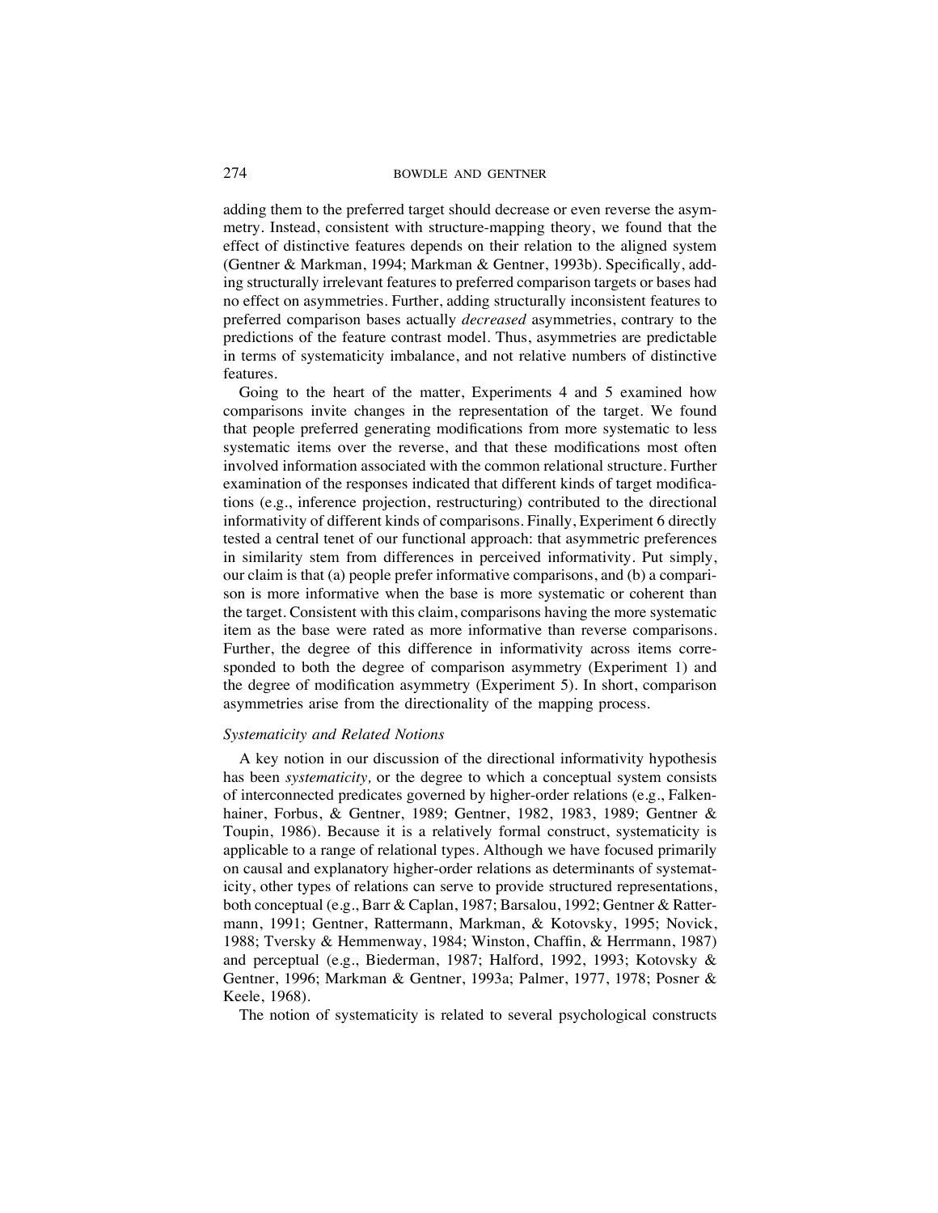adding them to the preferred target should decrease or even reverse the asymmetry. Instead, consistent with structure-mapping theory, we found that the effect of distinctive features depends on their relation to the aligned system (Gentner & Markman, 1994; Markman & Gentner, 1993b). Specifically, adding structurally irrelevant features to preferred comparison targets or bases had no effect on asymmetries. Further, adding structurally inconsistent features to preferred comparison bases actually *decreased* asymmetries, contrary to the predictions of the feature contrast model. Thus, asymmetries are predictable in terms of systematicity imbalance, and not relative numbers of distinctive features.

Going to the heart of the matter, Experiments 4 and 5 examined how comparisons invite changes in the representation of the target. We found that people preferred generating modifications from more systematic to less systematic items over the reverse, and that these modifications most often involved information associated with the common relational structure. Further examination of the responses indicated that different kinds of target modifications (e.g., inference projection, restructuring) contributed to the directional informativity of different kinds of comparisons. Finally, Experiment 6 directly tested a central tenet of our functional approach: that asymmetric preferences in similarity stem from differences in perceived informativity. Put simply, our claim is that (a) people prefer informative comparisons, and (b) a comparison is more informative when the base is more systematic or coherent than the target. Consistent with this claim, comparisons having the more systematic item as the base were rated as more informative than reverse comparisons. Further, the degree of this difference in informativity across items corresponded to both the degree of comparison asymmetry (Experiment 1) and the degree of modification asymmetry (Experiment 5). In short, comparison asymmetries arise from the directionality of the mapping process.

### *Systematicity and Related Notions*

A key notion in our discussion of the directional informativity hypothesis has been *systematicity,* or the degree to which a conceptual system consists of interconnected predicates governed by higher-order relations (e.g., Falkenhainer, Forbus, & Gentner, 1989; Gentner, 1982, 1983, 1989; Gentner & Toupin, 1986). Because it is a relatively formal construct, systematicity is applicable to a range of relational types. Although we have focused primarily on causal and explanatory higher-order relations as determinants of systematicity, other types of relations can serve to provide structured representations, both conceptual (e.g., Barr & Caplan, 1987; Barsalou, 1992; Gentner & Rattermann, 1991; Gentner, Rattermann, Markman, & Kotovsky, 1995; Novick, 1988; Tversky & Hemmenway, 1984; Winston, Chaffin, & Herrmann, 1987) and perceptual (e.g., Biederman, 1987; Halford, 1992, 1993; Kotovsky & Gentner, 1996; Markman & Gentner, 1993a; Palmer, 1977, 1978; Posner & Keele, 1968).

The notion of systematicity is related to several psychological constructs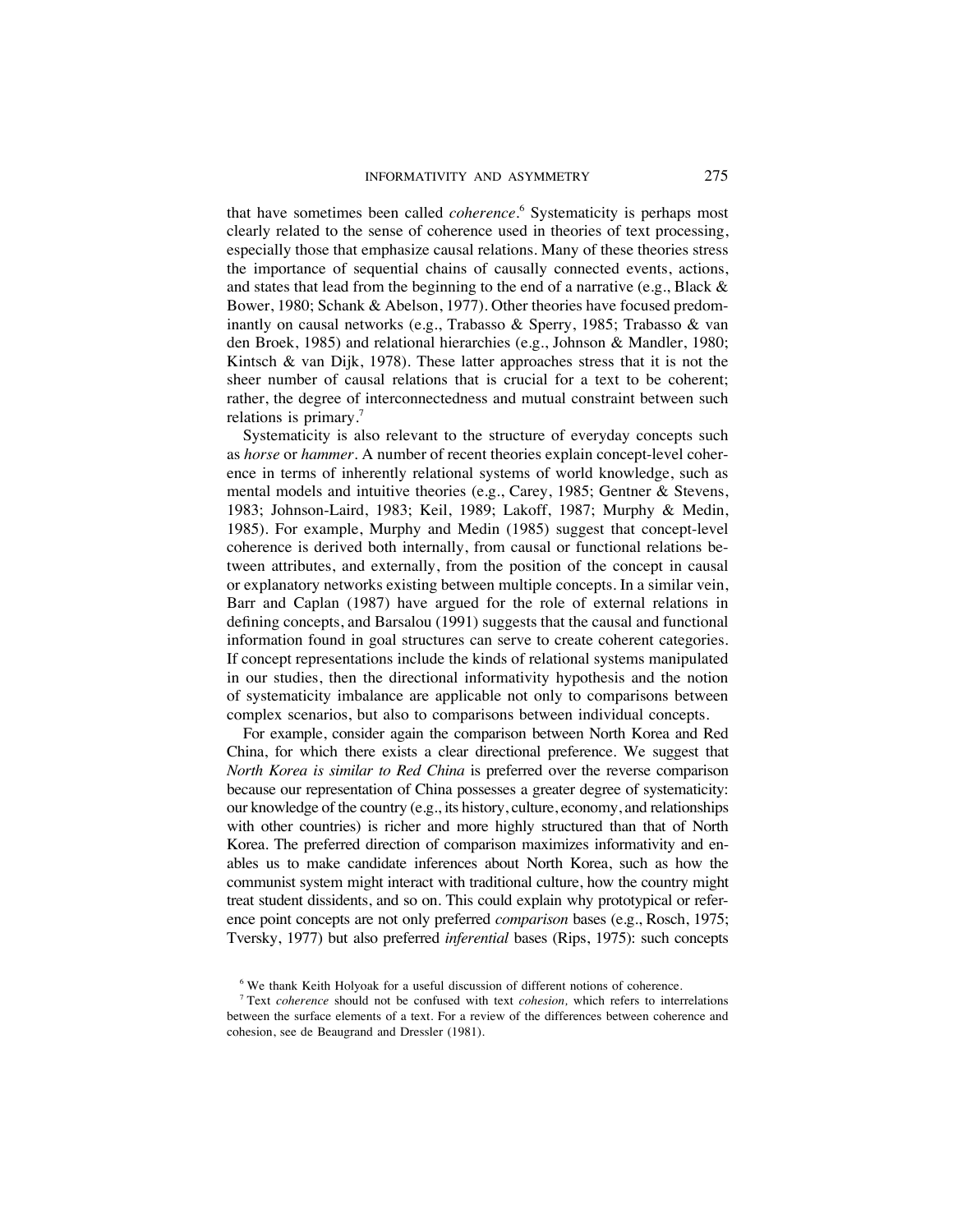that have sometimes been called *coherence*.[6] Systematicity is perhaps most clearly related to the sense of coherence used in theories of text processing, especially those that emphasize causal relations. Many of these theories stress the importance of sequential chains of causally connected events, actions, and states that lead from the beginning to the end of a narrative (e.g., Black & Bower, 1980; Schank & Abelson, 1977). Other theories have focused predominantly on causal networks (e.g., Trabasso & Sperry, 1985; Trabasso & van den Broek, 1985) and relational hierarchies (e.g., Johnson & Mandler, 1980; Kintsch & van Dijk, 1978). These latter approaches stress that it is not the sheer number of causal relations that is crucial for a text to be coherent; rather, the degree of interconnectedness and mutual constraint between such relations is primary.[7]

Systematicity is also relevant to the structure of everyday concepts such as *horse* or *hammer*. A number of recent theories explain concept-level coherence in terms of inherently relational systems of world knowledge, such as mental models and intuitive theories (e.g., Carey, 1985; Gentner & Stevens, 1983; Johnson-Laird, 1983; Keil, 1989; Lakoff, 1987; Murphy & Medin, 1985). For example, Murphy and Medin (1985) suggest that concept-level coherence is derived both internally, from causal or functional relations between attributes, and externally, from the position of the concept in causal or explanatory networks existing between multiple concepts. In a similar vein, Barr and Caplan (1987) have argued for the role of external relations in defining concepts, and Barsalou (1991) suggests that the causal and functional information found in goal structures can serve to create coherent categories. If concept representations include the kinds of relational systems manipulated in our studies, then the directional informativity hypothesis and the notion of systematicity imbalance are applicable not only to comparisons between complex scenarios, but also to comparisons between individual concepts.

For example, consider again the comparison between North Korea and Red China, for which there exists a clear directional preference. We suggest that *North Korea is similar to Red China* is preferred over the reverse comparison because our representation of China possesses a greater degree of systematicity: our knowledge of the country (e.g., its history, culture, economy, and relationships with other countries) is richer and more highly structured than that of North Korea. The preferred direction of comparison maximizes informativity and enables us to make candidate inferences about North Korea, such as how the communist system might interact with traditional culture, how the country might treat student dissidents, and so on. This could explain why prototypical or reference point concepts are not only preferred *comparison* bases (e.g., Rosch, 1975; Tversky, 1977) but also preferred *inferential* bases (Rips, 1975): such concepts

[6] We thank Keith Holyoak for a useful discussion of different notions of coherence.

[7] Text *coherence* should not be confused with text *cohesion,* which refers to interrelations between the surface elements of a text. For a review of the differences between coherence and cohesion, see de Beaugrand and Dressler (1981).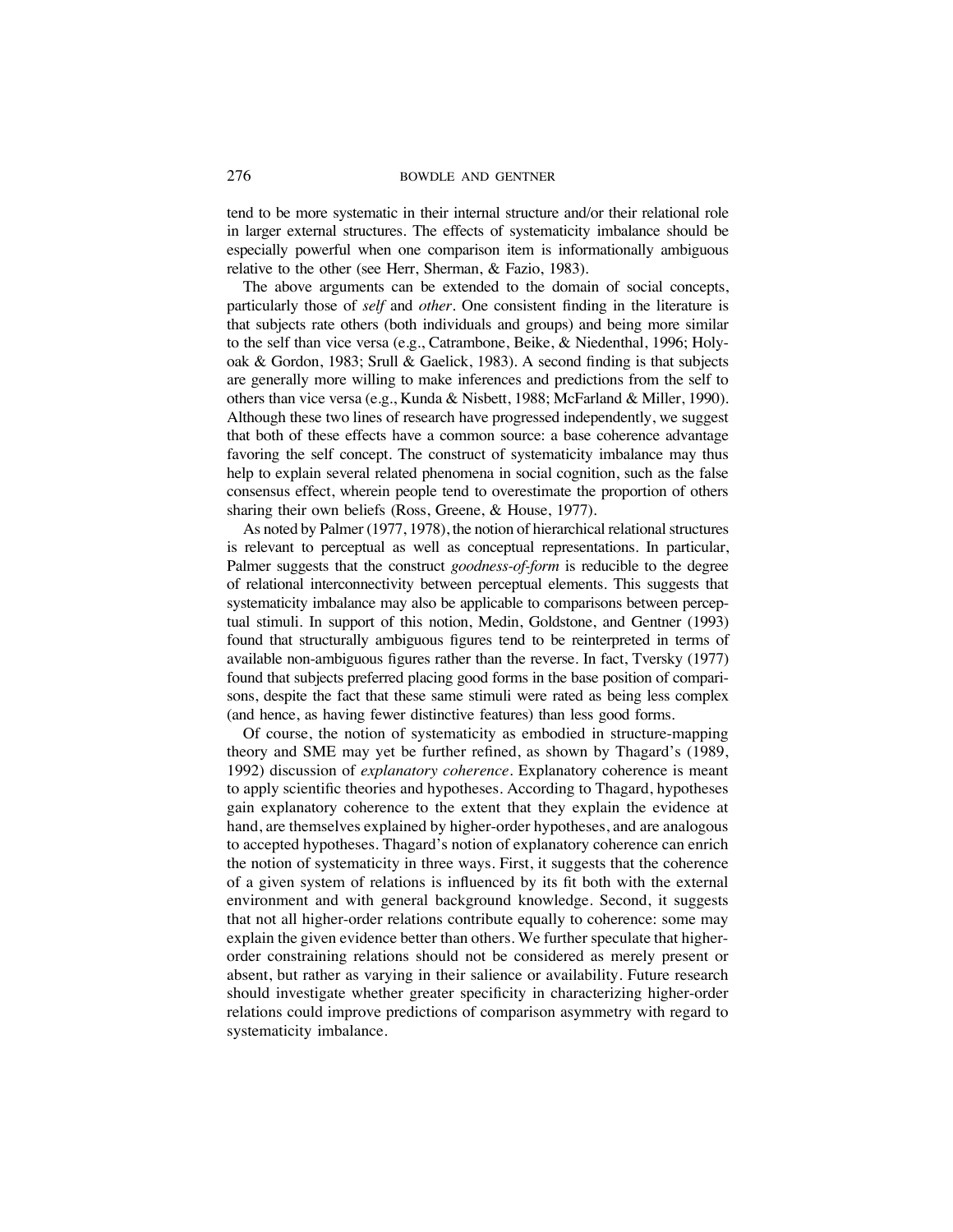tend to be more systematic in their internal structure and/or their relational role in larger external structures. The effects of systematicity imbalance should be especially powerful when one comparison item is informationally ambiguous relative to the other (see Herr, Sherman, & Fazio, 1983).

The above arguments can be extended to the domain of social concepts, particularly those of *self* and *other*. One consistent finding in the literature is that subjects rate others (both individuals and groups) and being more similar to the self than vice versa (e.g., Catrambone, Beike, & Niedenthal, 1996; Holyoak & Gordon, 1983; Srull & Gaelick, 1983). A second finding is that subjects are generally more willing to make inferences and predictions from the self to others than vice versa (e.g., Kunda & Nisbett, 1988; McFarland & Miller, 1990). Although these two lines of research have progressed independently, we suggest that both of these effects have a common source: a base coherence advantage favoring the self concept. The construct of systematicity imbalance may thus help to explain several related phenomena in social cognition, such as the false consensus effect, wherein people tend to overestimate the proportion of others sharing their own beliefs (Ross, Greene, & House, 1977).

As noted by Palmer (1977, 1978), the notion of hierarchical relational structures is relevant to perceptual as well as conceptual representations. In particular, Palmer suggests that the construct *goodness-of-form* is reducible to the degree of relational interconnectivity between perceptual elements. This suggests that systematicity imbalance may also be applicable to comparisons between perceptual stimuli. In support of this notion, Medin, Goldstone, and Gentner (1993) found that structurally ambiguous figures tend to be reinterpreted in terms of available non-ambiguous figures rather than the reverse. In fact, Tversky (1977) found that subjects preferred placing good forms in the base position of comparisons, despite the fact that these same stimuli were rated as being less complex (and hence, as having fewer distinctive features) than less good forms.

Of course, the notion of systematicity as embodied in structure-mapping theory and SME may yet be further refined, as shown by Thagard's (1989, 1992) discussion of *explanatory coherence*. Explanatory coherence is meant to apply scientific theories and hypotheses. According to Thagard, hypotheses gain explanatory coherence to the extent that they explain the evidence at hand, are themselves explained by higher-order hypotheses, and are analogous to accepted hypotheses. Thagard's notion of explanatory coherence can enrich the notion of systematicity in three ways. First, it suggests that the coherence of a given system of relations is influenced by its fit both with the external environment and with general background knowledge. Second, it suggests that not all higher-order relations contribute equally to coherence: some may explain the given evidence better than others. We further speculate that higher-order constraining relations should not be considered as merely present or absent, but rather as varying in their salience or availability. Future research should investigate whether greater specificity in characterizing higher-order relations could improve predictions of comparison asymmetry with regard to systematicity imbalance.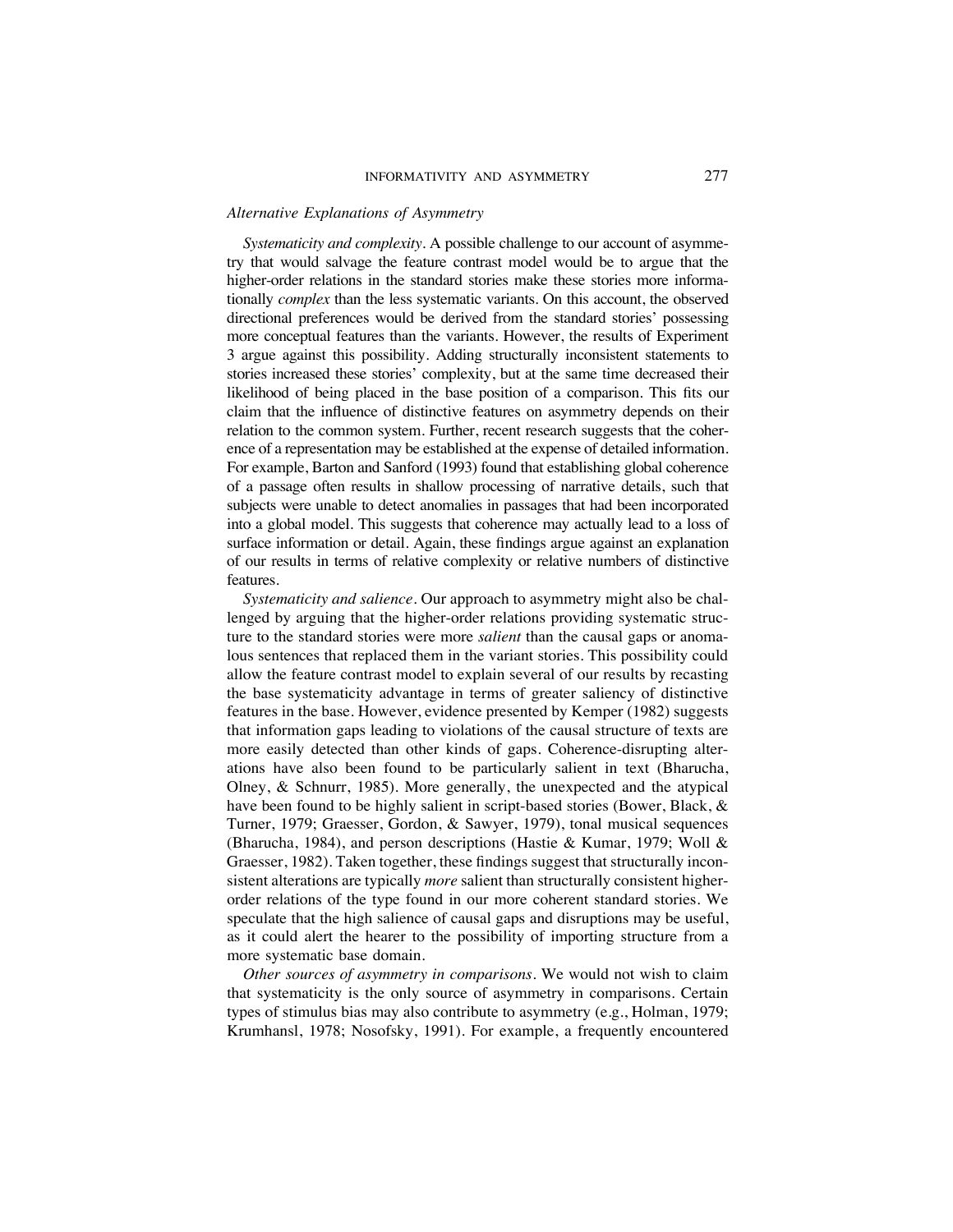*Alternative Explanations of Asymmetry*

*Systematicity and complexity*. A possible challenge to our account of asymmetry that would salvage the feature contrast model would be to argue that the higher-order relations in the standard stories make these stories more informationally *complex* than the less systematic variants. On this account, the observed directional preferences would be derived from the standard stories' possessing more conceptual features than the variants. However, the results of Experiment 3 argue against this possibility. Adding structurally inconsistent statements to stories increased these stories' complexity, but at the same time decreased their likelihood of being placed in the base position of a comparison. This fits our claim that the influence of distinctive features on asymmetry depends on their relation to the common system. Further, recent research suggests that the coherence of a representation may be established at the expense of detailed information. For example, Barton and Sanford (1993) found that establishing global coherence of a passage often results in shallow processing of narrative details, such that subjects were unable to detect anomalies in passages that had been incorporated into a global model. This suggests that coherence may actually lead to a loss of surface information or detail. Again, these findings argue against an explanation of our results in terms of relative complexity or relative numbers of distinctive features.

*Systematicity and salience*. Our approach to asymmetry might also be challenged by arguing that the higher-order relations providing systematic structure to the standard stories were more *salient* than the causal gaps or anomalous sentences that replaced them in the variant stories. This possibility could allow the feature contrast model to explain several of our results by recasting the base systematicity advantage in terms of greater saliency of distinctive features in the base. However, evidence presented by Kemper (1982) suggests that information gaps leading to violations of the causal structure of texts are more easily detected than other kinds of gaps. Coherence-disrupting alterations have also been found to be particularly salient in text (Bharucha, Olney, & Schnurr, 1985). More generally, the unexpected and the atypical have been found to be highly salient in script-based stories (Bower, Black, & Turner, 1979; Graesser, Gordon, & Sawyer, 1979), tonal musical sequences (Bharucha, 1984), and person descriptions (Hastie & Kumar, 1979; Woll & Graesser, 1982). Taken together, these findings suggest that structurally inconsistent alterations are typically *more* salient than structurally consistent higher-order relations of the type found in our more coherent standard stories. We speculate that the high salience of causal gaps and disruptions may be useful, as it could alert the hearer to the possibility of importing structure from a more systematic base domain.

*Other sources of asymmetry in comparisons*. We would not wish to claim that systematicity is the only source of asymmetry in comparisons. Certain types of stimulus bias may also contribute to asymmetry (e.g., Holman, 1979; Krumhansl, 1978; Nosofsky, 1991). For example, a frequently encountered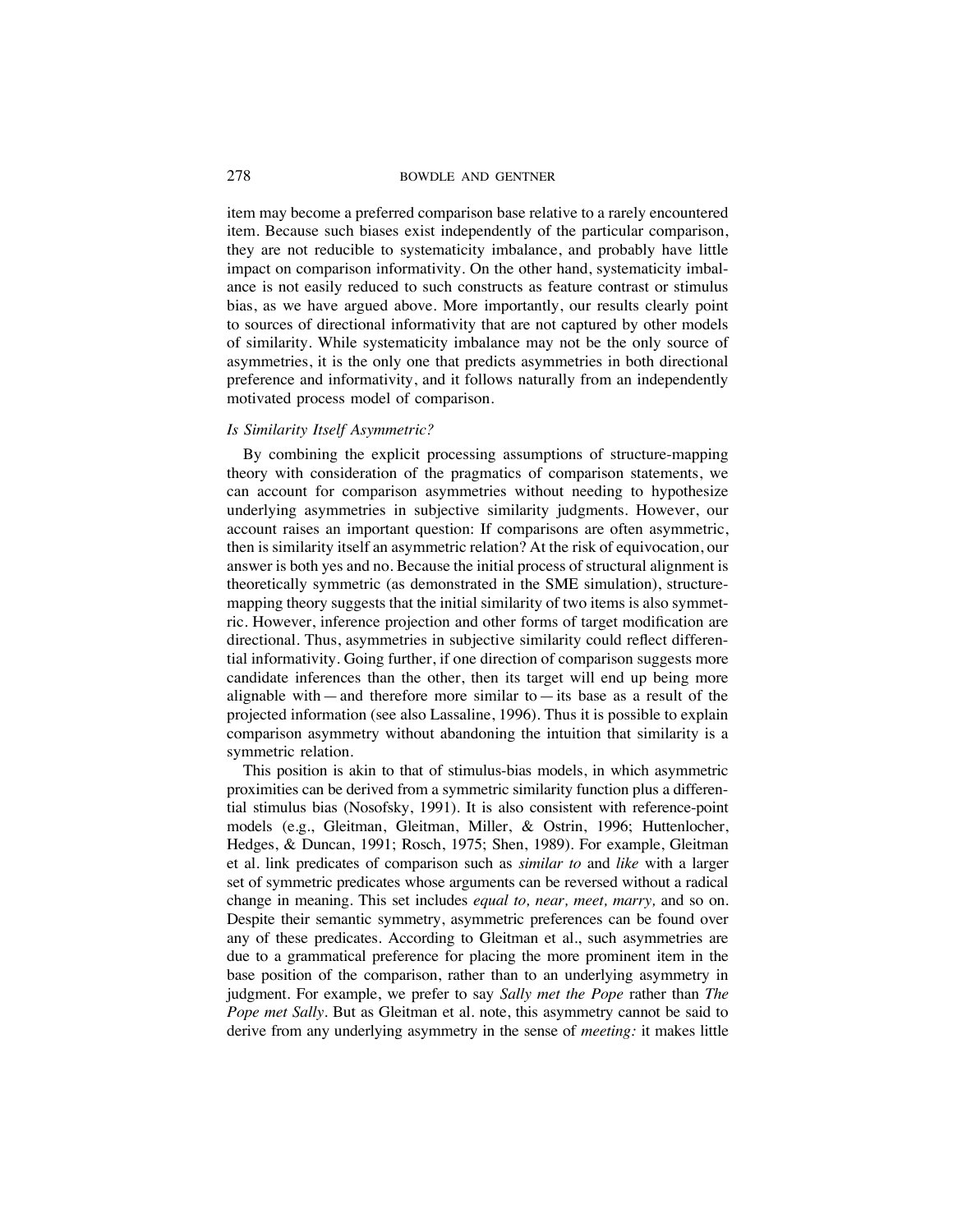item may become a preferred comparison base relative to a rarely encountered item. Because such biases exist independently of the particular comparison, they are not reducible to systematicity imbalance, and probably have little impact on comparison informativity. On the other hand, systematicity imbalance is not easily reduced to such constructs as feature contrast or stimulus bias, as we have argued above. More importantly, our results clearly point to sources of directional informativity that are not captured by other models of similarity. While systematicity imbalance may not be the only source of asymmetries, it is the only one that predicts asymmetries in both directional preference and informativity, and it follows naturally from an independently motivated process model of comparison.

### *Is Similarity Itself Asymmetric?*

By combining the explicit processing assumptions of structure-mapping theory with consideration of the pragmatics of comparison statements, we can account for comparison asymmetries without needing to hypothesize underlying asymmetries in subjective similarity judgments. However, our account raises an important question: If comparisons are often asymmetric, then is similarity itself an asymmetric relation? At the risk of equivocation, our answer is both yes and no. Because the initial process of structural alignment is theoretically symmetric (as demonstrated in the SME simulation), structure-mapping theory suggests that the initial similarity of two items is also symmetric. However, inference projection and other forms of target modification are directional. Thus, asymmetries in subjective similarity could reflect differential informativity. Going further, if one direction of comparison suggests more candidate inferences than the other, then its target will end up being more alignable with — and therefore more similar to — its base as a result of the projected information (see also Lassaline, 1996). Thus it is possible to explain comparison asymmetry without abandoning the intuition that similarity is a symmetric relation.

This position is akin to that of stimulus-bias models, in which asymmetric proximities can be derived from a symmetric similarity function plus a differential stimulus bias (Nosofsky, 1991). It is also consistent with reference-point models (e.g., Gleitman, Gleitman, Miller, & Ostrin, 1996; Huttenlocher, Hedges, & Duncan, 1991; Rosch, 1975; Shen, 1989). For example, Gleitman et al. link predicates of comparison such as *similar to* and *like* with a larger set of symmetric predicates whose arguments can be reversed without a radical change in meaning. This set includes *equal to, near, meet, marry,* and so on. Despite their semantic symmetry, asymmetric preferences can be found over any of these predicates. According to Gleitman et al., such asymmetries are due to a grammatical preference for placing the more prominent item in the base position of the comparison, rather than to an underlying asymmetry in judgment. For example, we prefer to say *Sally met the Pope* rather than *The Pope met Sally*. But as Gleitman et al. note, this asymmetry cannot be said to derive from any underlying asymmetry in the sense of *meeting:* it makes little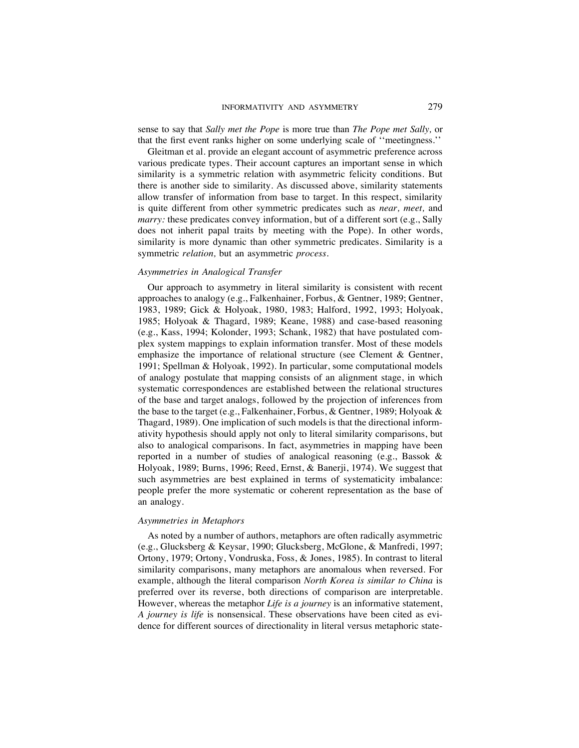sense to say that *Sally met the Pope* is more true than *The Pope met Sally,* or that the first event ranks higher on some underlying scale of ''meetingness.''

Gleitman et al. provide an elegant account of asymmetric preference across various predicate types. Their account captures an important sense in which similarity is a symmetric relation with asymmetric felicity conditions. But there is another side to similarity. As discussed above, similarity statements allow transfer of information from base to target. In this respect, similarity is quite different from other symmetric predicates such as *near, meet,* and *marry:* these predicates convey information, but of a different sort (e.g., Sally does not inherit papal traits by meeting with the Pope). In other words, similarity is more dynamic than other symmetric predicates. Similarity is a symmetric *relation,* but an asymmetric *process.*

### *Asymmetries in Analogical Transfer*

Our approach to asymmetry in literal similarity is consistent with recent approaches to analogy (e.g., Falkenhainer, Forbus, & Gentner, 1989; Gentner, 1983, 1989; Gick & Holyoak, 1980, 1983; Halford, 1992, 1993; Holyoak, 1985; Holyoak & Thagard, 1989; Keane, 1988) and case-based reasoning (e.g., Kass, 1994; Kolonder, 1993; Schank, 1982) that have postulated complex system mappings to explain information transfer. Most of these models emphasize the importance of relational structure (see Clement & Gentner, 1991; Spellman & Holyoak, 1992). In particular, some computational models of analogy postulate that mapping consists of an alignment stage, in which systematic correspondences are established between the relational structures of the base and target analogs, followed by the projection of inferences from the base to the target (e.g., Falkenhainer, Forbus, & Gentner, 1989; Holyoak & Thagard, 1989). One implication of such models is that the directional informativity hypothesis should apply not only to literal similarity comparisons, but also to analogical comparisons. In fact, asymmetries in mapping have been reported in a number of studies of analogical reasoning (e.g., Bassok & Holyoak, 1989; Burns, 1996; Reed, Ernst, & Banerji, 1974). We suggest that such asymmetries are best explained in terms of systematicity imbalance: people prefer the more systematic or coherent representation as the base of an analogy.

### *Asymmetries in Metaphors*

As noted by a number of authors, metaphors are often radically asymmetric (e.g., Glucksberg & Keysar, 1990; Glucksberg, McGlone, & Manfredi, 1997; Ortony, 1979; Ortony, Vondruska, Foss, & Jones, 1985). In contrast to literal similarity comparisons, many metaphors are anomalous when reversed. For example, although the literal comparison *North Korea is similar to China* is preferred over its reverse, both directions of comparison are interpretable. However, whereas the metaphor *Life is a journey* is an informative statement, *A journey is life* is nonsensical. These observations have been cited as evidence for different sources of directionality in literal versus metaphoric state-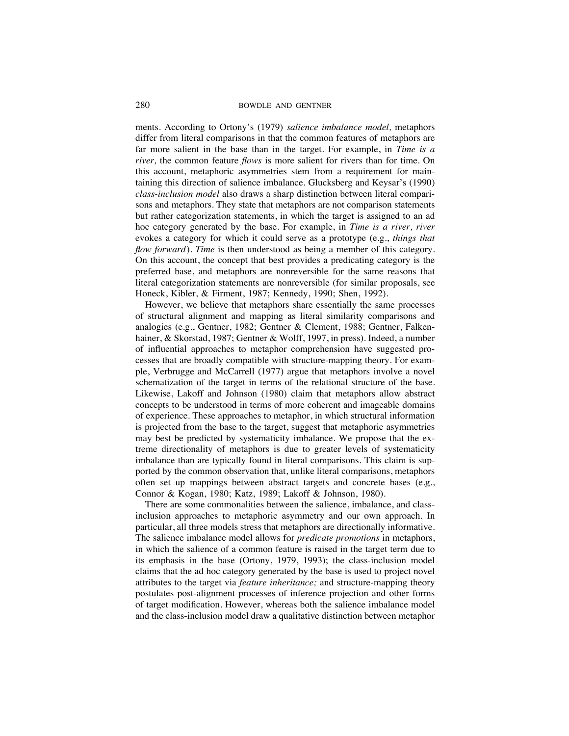ments. According to Ortony's (1979) *salience imbalance model,* metaphors differ from literal comparisons in that the common features of metaphors are far more salient in the base than in the target. For example, in *Time is a river,* the common feature *flows* is more salient for rivers than for time. On this account, metaphoric asymmetries stem from a requirement for maintaining this direction of salience imbalance. Glucksberg and Keysar's (1990) *class-inclusion model* also draws a sharp distinction between literal comparisons and metaphors. They state that metaphors are not comparison statements but rather categorization statements, in which the target is assigned to an ad hoc category generated by the base. For example, in *Time is a river, river* evokes a category for which it could serve as a prototype (e.g., *things that flow forward*). *Time* is then understood as being a member of this category. On this account, the concept that best provides a predicating category is the preferred base, and metaphors are nonreversible for the same reasons that literal categorization statements are nonreversible (for similar proposals, see Honeck, Kibler, & Firment, 1987; Kennedy, 1990; Shen, 1992).

However, we believe that metaphors share essentially the same processes of structural alignment and mapping as literal similarity comparisons and analogies (e.g., Gentner, 1982; Gentner & Clement, 1988; Gentner, Falkenhainer, & Skorstad, 1987; Gentner & Wolff, 1997, in press). Indeed, a number of influential approaches to metaphor comprehension have suggested processes that are broadly compatible with structure-mapping theory. For example, Verbrugge and McCarrell (1977) argue that metaphors involve a novel schematization of the target in terms of the relational structure of the base. Likewise, Lakoff and Johnson (1980) claim that metaphors allow abstract concepts to be understood in terms of more coherent and imageable domains of experience. These approaches to metaphor, in which structural information is projected from the base to the target, suggest that metaphoric asymmetries may best be predicted by systematicity imbalance. We propose that the extreme directionality of metaphors is due to greater levels of systematicity imbalance than are typically found in literal comparisons. This claim is supported by the common observation that, unlike literal comparisons, metaphors often set up mappings between abstract targets and concrete bases (e.g., Connor & Kogan, 1980; Katz, 1989; Lakoff & Johnson, 1980).

There are some commonalities between the salience, imbalance, and class-inclusion approaches to metaphoric asymmetry and our own approach. In particular, all three models stress that metaphors are directionally informative. The salience imbalance model allows for *predicate promotions* in metaphors, in which the salience of a common feature is raised in the target term due to its emphasis in the base (Ortony, 1979, 1993); the class-inclusion model claims that the ad hoc category generated by the base is used to project novel attributes to the target via *feature inheritance;* and structure-mapping theory postulates post-alignment processes of inference projection and other forms of target modification. However, whereas both the salience imbalance model and the class-inclusion model draw a qualitative distinction between metaphor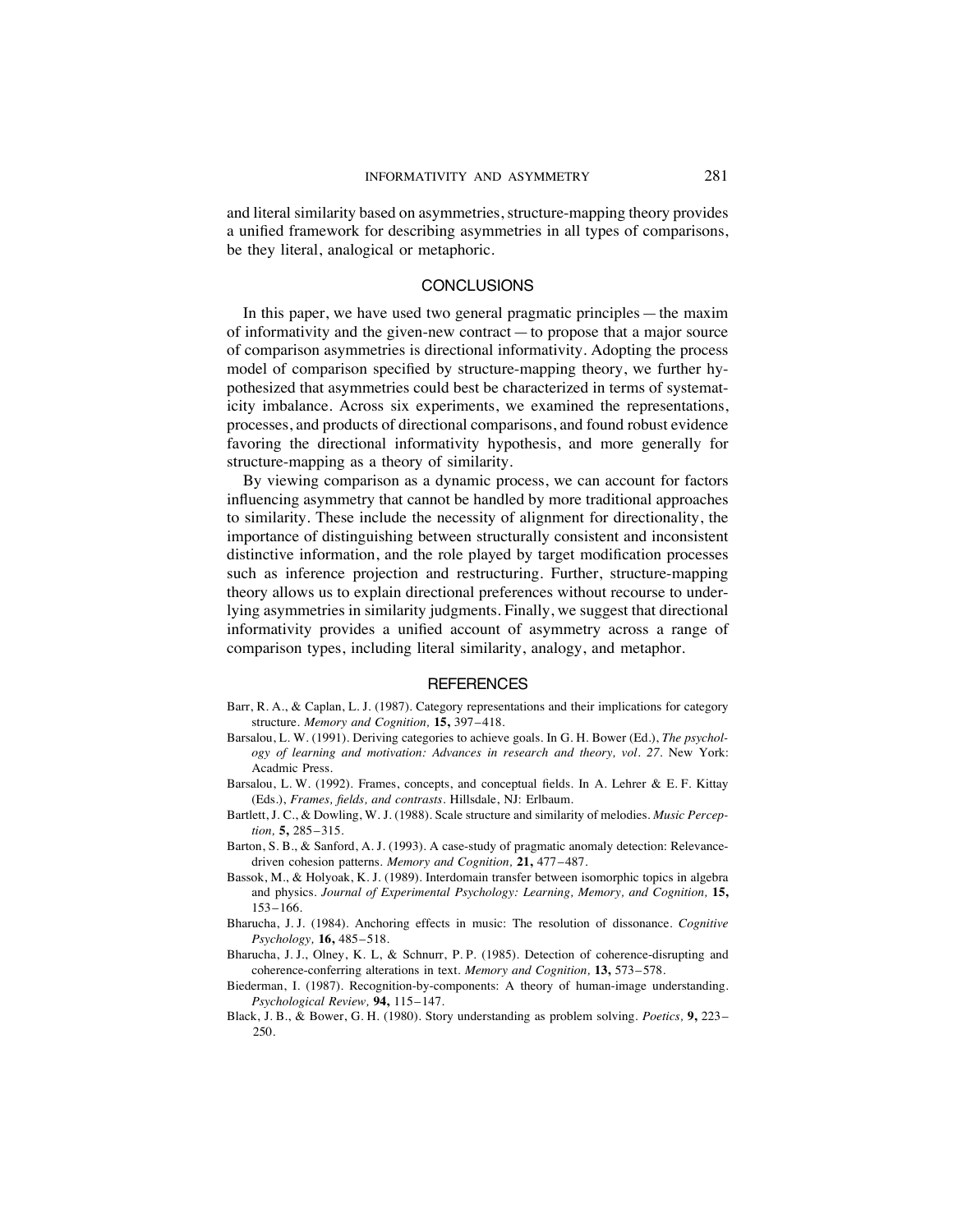and literal similarity based on asymmetries, structure-mapping theory provides a unified framework for describing asymmetries in all types of comparisons, be they literal, analogical or metaphoric.

## CONCLUSIONS

In this paper, we have used two general pragmatic principles — the maxim of informativity and the given-new contract — to propose that a major source of comparison asymmetries is directional informativity. Adopting the process model of comparison specified by structure-mapping theory, we further hypothesized that asymmetries could best be characterized in terms of systematicity imbalance. Across six experiments, we examined the representations, processes, and products of directional comparisons, and found robust evidence favoring the directional informativity hypothesis, and more generally for structure-mapping as a theory of similarity.

By viewing comparison as a dynamic process, we can account for factors influencing asymmetry that cannot be handled by more traditional approaches to similarity. These include the necessity of alignment for directionality, the importance of distinguishing between structurally consistent and inconsistent distinctive information, and the role played by target modification processes such as inference projection and restructuring. Further, structure-mapping theory allows us to explain directional preferences without recourse to underlying asymmetries in similarity judgments. Finally, we suggest that directional informativity provides a unified account of asymmetry across a range of comparison types, including literal similarity, analogy, and metaphor.

## REFERENCES

Barr, R. A., & Caplan, L. J. (1987). Category representations and their implications for category structure. *Memory and Cognition,* **15,** 397–418.

Barsalou, L. W. (1991). Deriving categories to achieve goals. In G. H. Bower (Ed.), *The psychology of learning and motivation: Advances in research and theory, vol. 27*. New York: Acadmic Press.

Barsalou, L. W. (1992). Frames, concepts, and conceptual fields. In A. Lehrer & E. F. Kittay (Eds.), *Frames, fields, and contrasts*. Hillsdale, NJ: Erlbaum.

Bartlett, J. C., & Dowling, W. J. (1988). Scale structure and similarity of melodies. *Music Perception,* **5,** 285–315.

Barton, S. B., & Sanford, A. J. (1993). A case-study of pragmatic anomaly detection: Relevance-driven cohesion patterns. *Memory and Cognition,* **21,** 477–487.

Bassok, M., & Holyoak, K. J. (1989). Interdomain transfer between isomorphic topics in algebra and physics. *Journal of Experimental Psychology: Learning, Memory, and Cognition,* **15,** 153–166.

Bharucha, J. J. (1984). Anchoring effects in music: The resolution of dissonance. *Cognitive Psychology,* **16,** 485–518.

Bharucha, J. J., Olney, K. L, & Schnurr, P. P. (1985). Detection of coherence-disrupting and coherence-conferring alterations in text. *Memory and Cognition,* **13,** 573–578.

Biederman, I. (1987). Recognition-by-components: A theory of human-image understanding. *Psychological Review,* **94,** 115–147.

Black, J. B., & Bower, G. H. (1980). Story understanding as problem solving. *Poetics,* **9,** 223–250.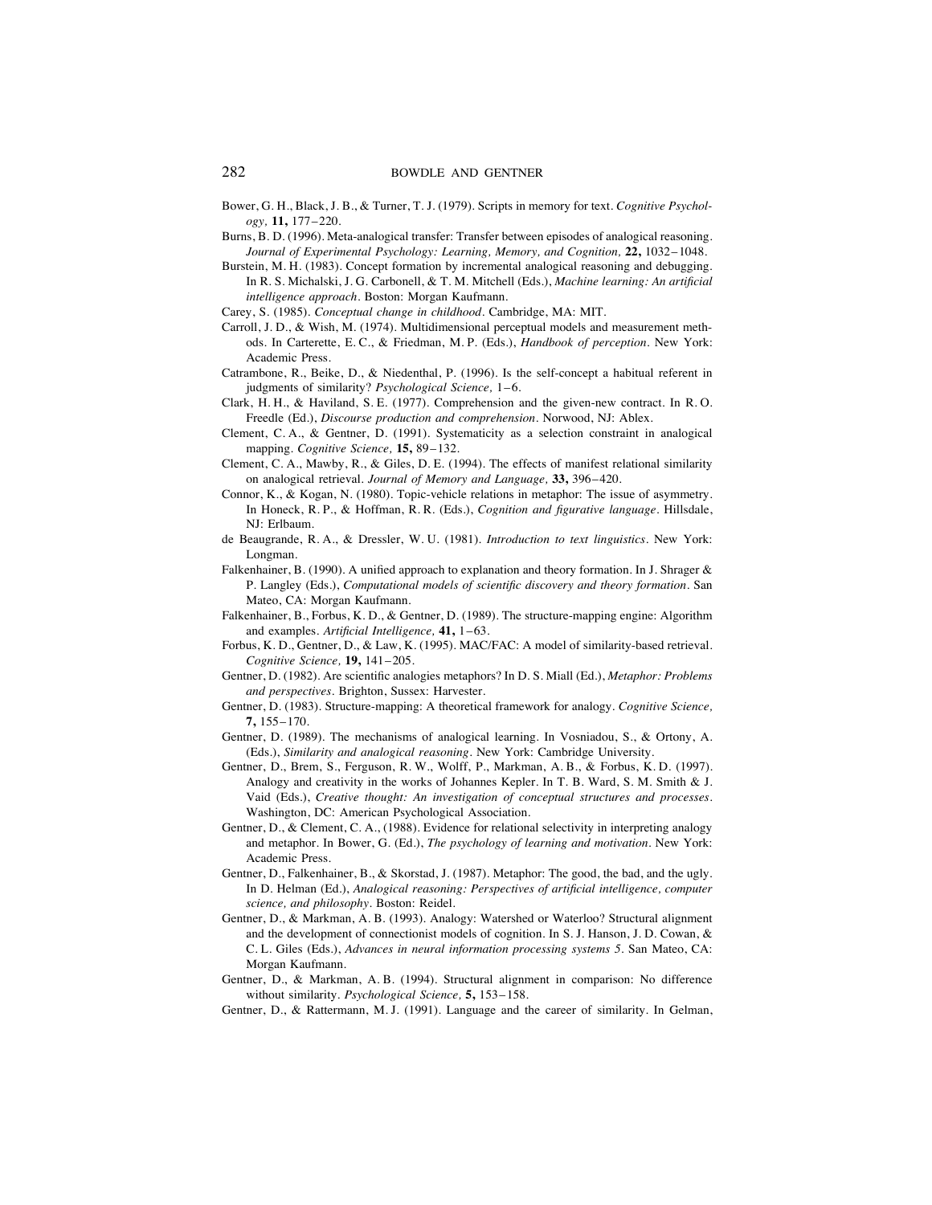Bower, G. H., Black, J. B., & Turner, T. J. (1979). Scripts in memory for text. *Cognitive Psychology,* **11,** 177–220.

Burns, B. D. (1996). Meta-analogical transfer: Transfer between episodes of analogical reasoning. *Journal of Experimental Psychology: Learning, Memory, and Cognition,* **22,** 1032–1048.

Burstein, M. H. (1983). Concept formation by incremental analogical reasoning and debugging. In R. S. Michalski, J. G. Carbonell, & T. M. Mitchell (Eds.), *Machine learning: An artificial intelligence approach*. Boston: Morgan Kaufmann.

Carey, S. (1985). *Conceptual change in childhood*. Cambridge, MA: MIT.

Carroll, J. D., & Wish, M. (1974). Multidimensional perceptual models and measurement methods. In Carterette, E. C., & Friedman, M. P. (Eds.), *Handbook of perception*. New York: Academic Press.

Catrambone, R., Beike, D., & Niedenthal, P. (1996). Is the self-concept a habitual referent in judgments of similarity? *Psychological Science,* 1–6.

Clark, H. H., & Haviland, S. E. (1977). Comprehension and the given-new contract. In R. O. Freedle (Ed.), *Discourse production and comprehension*. Norwood, NJ: Ablex.

Clement, C. A., & Gentner, D. (1991). Systematicity as a selection constraint in analogical mapping. *Cognitive Science,* **15,** 89–132.

Clement, C. A., Mawby, R., & Giles, D. E. (1994). The effects of manifest relational similarity on analogical retrieval. *Journal of Memory and Language,* **33,** 396–420.

Connor, K., & Kogan, N. (1980). Topic-vehicle relations in metaphor: The issue of asymmetry. In Honeck, R. P., & Hoffman, R. R. (Eds.), *Cognition and figurative language*. Hillsdale, NJ: Erlbaum.

de Beaugrande, R. A., & Dressler, W. U. (1981). *Introduction to text linguistics*. New York: Longman.

Falkenhainer, B. (1990). A unified approach to explanation and theory formation. In J. Shrager & P. Langley (Eds.), *Computational models of scientific discovery and theory formation*. San Mateo, CA: Morgan Kaufmann.

Falkenhainer, B., Forbus, K. D., & Gentner, D. (1989). The structure-mapping engine: Algorithm and examples. *Artificial Intelligence,* **41,** 1–63.

Forbus, K. D., Gentner, D., & Law, K. (1995). MAC/FAC: A model of similarity-based retrieval. *Cognitive Science,* **19,** 141–205.

Gentner, D. (1982). Are scientific analogies metaphors? In D. S. Miall (Ed.), *Metaphor: Problems and perspectives*. Brighton, Sussex: Harvester.

Gentner, D. (1983). Structure-mapping: A theoretical framework for analogy. *Cognitive Science,* **7,** 155–170.

Gentner, D. (1989). The mechanisms of analogical learning. In Vosniadou, S., & Ortony, A. (Eds.), *Similarity and analogical reasoning*. New York: Cambridge University.

Gentner, D., Brem, S., Ferguson, R. W., Wolff, P., Markman, A. B., & Forbus, K. D. (1997). Analogy and creativity in the works of Johannes Kepler. In T. B. Ward, S. M. Smith & J. Vaid (Eds.), *Creative thought: An investigation of conceptual structures and processes*. Washington, DC: American Psychological Association.

Gentner, D., & Clement, C. A., (1988). Evidence for relational selectivity in interpreting analogy and metaphor. In Bower, G. (Ed.), *The psychology of learning and motivation*. New York: Academic Press.

Gentner, D., Falkenhainer, B., & Skorstad, J. (1987). Metaphor: The good, the bad, and the ugly. In D. Helman (Ed.), *Analogical reasoning: Perspectives of artificial intelligence, computer science, and philosophy*. Boston: Reidel.

Gentner, D., & Markman, A. B. (1993). Analogy: Watershed or Waterloo? Structural alignment and the development of connectionist models of cognition. In S. J. Hanson, J. D. Cowan, & C. L. Giles (Eds.), *Advances in neural information processing systems 5*. San Mateo, CA: Morgan Kaufmann.

Gentner, D., & Markman, A. B. (1994). Structural alignment in comparison: No difference without similarity. *Psychological Science,* **5,** 153–158.

Gentner, D., & Rattermann, M. J. (1991). Language and the career of similarity. In Gelman,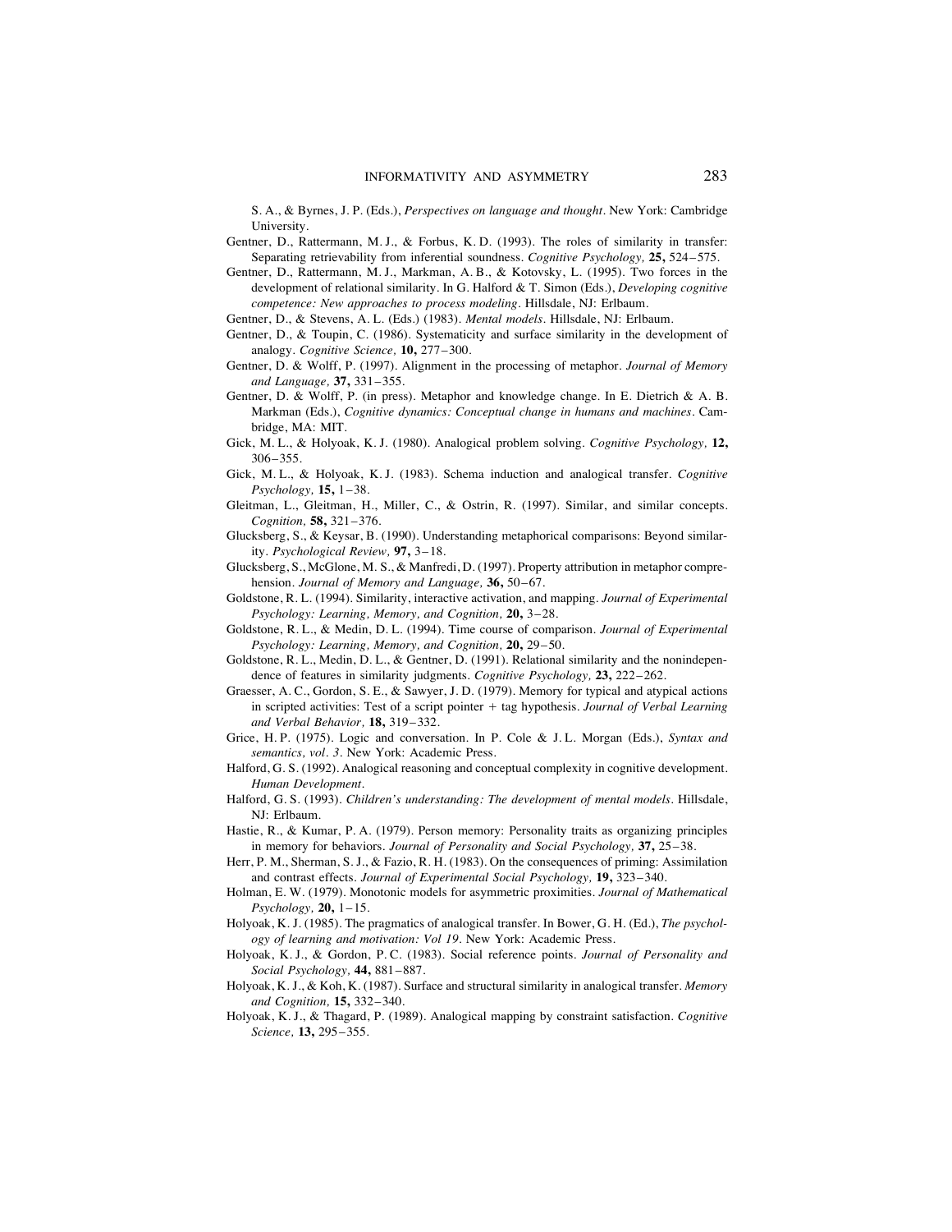S. A., & Byrnes, J. P. (Eds.), *Perspectives on language and thought*. New York: Cambridge University.

Gentner, D., Rattermann, M. J., & Forbus, K. D. (1993). The roles of similarity in transfer: Separating retrievability from inferential soundness. *Cognitive Psychology,* **25,** 524–575.

Gentner, D., Rattermann, M. J., Markman, A. B., & Kotovsky, L. (1995). Two forces in the development of relational similarity. In G. Halford & T. Simon (Eds.), *Developing cognitive competence: New approaches to process modeling*. Hillsdale, NJ: Erlbaum.

Gentner, D., & Stevens, A. L. (Eds.) (1983). *Mental models*. Hillsdale, NJ: Erlbaum.

Gentner, D., & Toupin, C. (1986). Systematicity and surface similarity in the development of analogy. *Cognitive Science,* **10,** 277–300.

Gentner, D. & Wolff, P. (1997). Alignment in the processing of metaphor. *Journal of Memory and Language,* **37,** 331–355.

Gentner, D. & Wolff, P. (in press). Metaphor and knowledge change. In E. Dietrich & A. B. Markman (Eds.), *Cognitive dynamics: Conceptual change in humans and machines*. Cambridge, MA: MIT.

Gick, M. L., & Holyoak, K. J. (1980). Analogical problem solving. *Cognitive Psychology,* **12,** 306–355.

Gick, M. L., & Holyoak, K. J. (1983). Schema induction and analogical transfer. *Cognitive Psychology,* **15,** 1–38.

Gleitman, L., Gleitman, H., Miller, C., & Ostrin, R. (1997). Similar, and similar concepts. *Cognition,* **58,** 321–376.

Glucksberg, S., & Keysar, B. (1990). Understanding metaphorical comparisons: Beyond similarity. *Psychological Review,* **97,** 3–18.

Glucksberg, S., McGlone, M. S., & Manfredi, D. (1997). Property attribution in metaphor comprehension. *Journal of Memory and Language,* **36,** 50–67.

Goldstone, R. L. (1994). Similarity, interactive activation, and mapping. *Journal of Experimental Psychology: Learning, Memory, and Cognition,* **20,** 3–28.

Goldstone, R. L., & Medin, D. L. (1994). Time course of comparison. *Journal of Experimental Psychology: Learning, Memory, and Cognition,* **20,** 29–50.

Goldstone, R. L., Medin, D. L., & Gentner, D. (1991). Relational similarity and the nonindependence of features in similarity judgments. *Cognitive Psychology,* **23,** 222–262.

Graesser, A. C., Gordon, S. E., & Sawyer, J. D. (1979). Memory for typical and atypical actions in scripted activities: Test of a script pointer + tag hypothesis. *Journal of Verbal Learning and Verbal Behavior,* **18,** 319–332.

Grice, H. P. (1975). Logic and conversation. In P. Cole & J. L. Morgan (Eds.), *Syntax and semantics, vol. 3*. New York: Academic Press.

Halford, G. S. (1992). Analogical reasoning and conceptual complexity in cognitive development. *Human Development*.

Halford, G. S. (1993). *Children's understanding: The development of mental models*. Hillsdale, NJ: Erlbaum.

Hastie, R., & Kumar, P. A. (1979). Person memory: Personality traits as organizing principles in memory for behaviors. *Journal of Personality and Social Psychology,* **37,** 25–38.

Herr, P. M., Sherman, S. J., & Fazio, R. H. (1983). On the consequences of priming: Assimilation and contrast effects. *Journal of Experimental Social Psychology,* **19,** 323–340.

Holman, E. W. (1979). Monotonic models for asymmetric proximities. *Journal of Mathematical Psychology,* **20,** 1–15.

Holyoak, K. J. (1985). The pragmatics of analogical transfer. In Bower, G. H. (Ed.), *The psychology of learning and motivation: Vol 19*. New York: Academic Press.

Holyoak, K. J., & Gordon, P. C. (1983). Social reference points. *Journal of Personality and Social Psychology,* **44,** 881–887.

Holyoak, K. J., & Koh, K. (1987). Surface and structural similarity in analogical transfer. *Memory and Cognition,* **15,** 332–340.

Holyoak, K. J., & Thagard, P. (1989). Analogical mapping by constraint satisfaction. *Cognitive Science,* **13,** 295–355.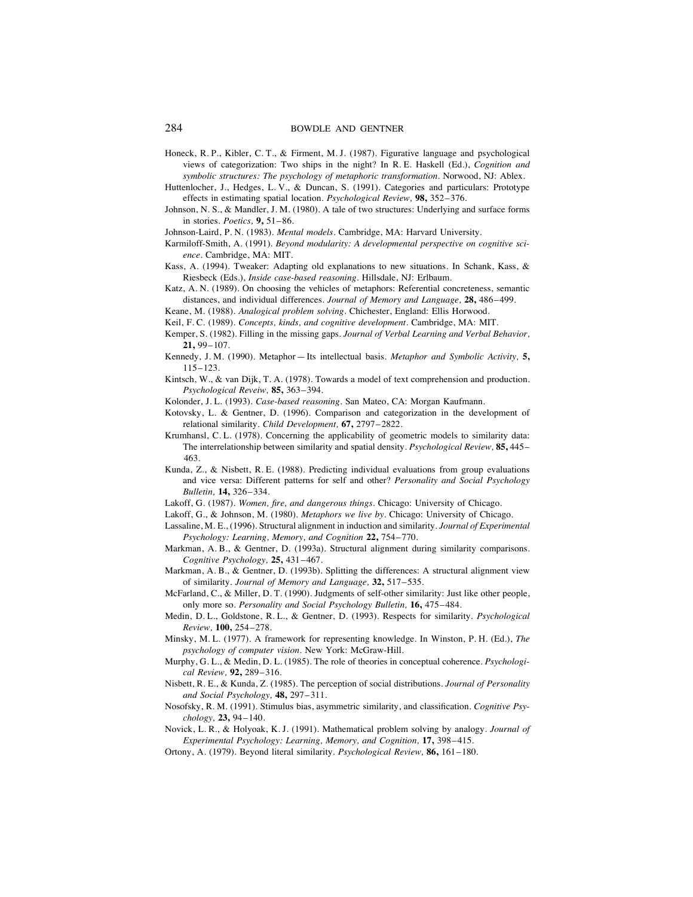Honeck, R. P., Kibler, C. T., & Firment, M. J. (1987). Figurative language and psychological views of categorization: Two ships in the night? In R. E. Haskell (Ed.), *Cognition and symbolic structures: The psychology of metaphoric transformation*. Norwood, NJ: Ablex.

Huttenlocher, J., Hedges, L. V., & Duncan, S. (1991). Categories and particulars: Prototype effects in estimating spatial location. *Psychological Review,* **98,** 352–376.

Johnson, N. S., & Mandler, J. M. (1980). A tale of two structures: Underlying and surface forms in stories. *Poetics,* **9,** 51–86.

Johnson-Laird, P. N. (1983). *Mental models*. Cambridge, MA: Harvard University.

Karmiloff-Smith, A. (1991). *Beyond modularity: A developmental perspective on cognitive science*. Cambridge, MA: MIT.

Kass, A. (1994). Tweaker: Adapting old explanations to new situations. In Schank, Kass, & Riesbeck (Eds.), *Inside case-based reasoning*. Hillsdale, NJ: Erlbaum.

Katz, A. N. (1989). On choosing the vehicles of metaphors: Referential concreteness, semantic distances, and individual differences. *Journal of Memory and Language,* **28,** 486–499.

Keane, M. (1988). *Analogical problem solving*. Chichester, England: Ellis Horwood.

Keil, F. C. (1989). *Concepts, kinds, and cognitive development*. Cambridge, MA: MIT.

Kemper, S. (1982). Filling in the missing gaps. *Journal of Verbal Learning and Verbal Behavior,* **21,** 99–107.

Kennedy, J. M. (1990). Metaphor—Its intellectual basis. *Metaphor and Symbolic Activity,* **5,** 115–123.

Kintsch, W., & van Dijk, T. A. (1978). Towards a model of text comprehension and production. *Psychological Reveiw,* **85,** 363–394.

Kolonder, J. L. (1993). *Case-based reasoning*. San Mateo, CA: Morgan Kaufmann.

Kotovsky, L. & Gentner, D. (1996). Comparison and categorization in the development of relational similarity. *Child Development,* **67,** 2797–2822.

Krumhansl, C. L. (1978). Concerning the applicability of geometric models to similarity data: The interrelationship between similarity and spatial density. *Psychological Review,* **85,** 445–463.

Kunda, Z., & Nisbett, R. E. (1988). Predicting individual evaluations from group evaluations and vice versa: Different patterns for self and other? *Personality and Social Psychology Bulletin,* **14,** 326–334.

Lakoff, G. (1987). *Women, fire, and dangerous things*. Chicago: University of Chicago.

Lakoff, G., & Johnson, M. (1980). *Metaphors we live by*. Chicago: University of Chicago.

Lassaline, M. E., (1996). Structural alignment in induction and similarity. *Journal of Experimental Psychology: Learning, Memory, and Cognition* **22,** 754–770.

Markman, A. B., & Gentner, D. (1993a). Structural alignment during similarity comparisons. *Cognitive Psychology,* **25,** 431–467.

Markman, A. B., & Gentner, D. (1993b). Splitting the differences: A structural alignment view of similarity. *Journal of Memory and Language,* **32,** 517–535.

McFarland, C., & Miller, D. T. (1990). Judgments of self-other similarity: Just like other people, only more so. *Personality and Social Psychology Bulletin,* **16,** 475–484.

Medin, D. L., Goldstone, R. L., & Gentner, D. (1993). Respects for similarity. *Psychological Review,* **100,** 254–278.

Minsky, M. L. (1977). A framework for representing knowledge. In Winston, P. H. (Ed.), *The psychology of computer vision*. New York: McGraw-Hill.

Murphy, G. L., & Medin, D. L. (1985). The role of theories in conceptual coherence. *Psychological Review,* **92,** 289–316.

Nisbett, R. E., & Kunda, Z. (1985). The perception of social distributions. *Journal of Personality and Social Psychology,* **48,** 297–311.

Nosofsky, R. M. (1991). Stimulus bias, asymmetric similarity, and classification. *Cognitive Psychology,* **23,** 94–140.

Novick, L. R., & Holyoak, K. J. (1991). Mathematical problem solving by analogy. *Journal of Experimental Psychology: Learning, Memory, and Cognition,* **17,** 398–415.

Ortony, A. (1979). Beyond literal similarity. *Psychological Review,* **86,** 161–180.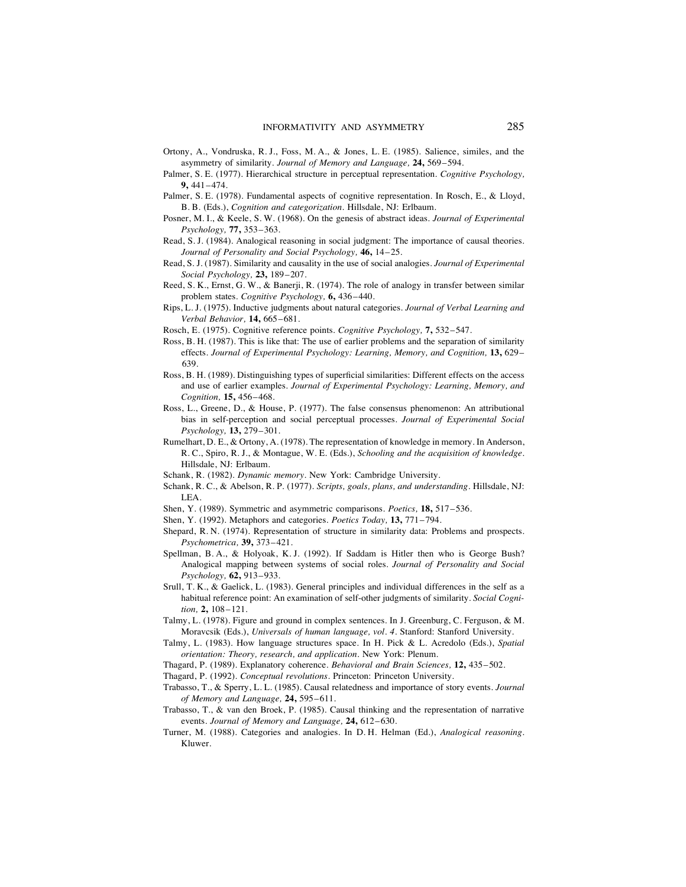Ortony, A., Vondruska, R. J., Foss, M. A., & Jones, L. E. (1985). Salience, similes, and the asymmetry of similarity. *Journal of Memory and Language,* **24,** 569–594.

Palmer, S. E. (1977). Hierarchical structure in perceptual representation. *Cognitive Psychology,* **9,** 441–474.

Palmer, S. E. (1978). Fundamental aspects of cognitive representation. In Rosch, E., & Lloyd, B. B. (Eds.), *Cognition and categorization*. Hillsdale, NJ: Erlbaum.

Posner, M. I., & Keele, S. W. (1968). On the genesis of abstract ideas. *Journal of Experimental Psychology,* **77,** 353–363.

Read, S. J. (1984). Analogical reasoning in social judgment: The importance of causal theories. *Journal of Personality and Social Psychology,* **46,** 14–25.

Read, S. J. (1987). Similarity and causality in the use of social analogies. *Journal of Experimental Social Psychology,* **23,** 189–207.

Reed, S. K., Ernst, G. W., & Banerji, R. (1974). The role of analogy in transfer between similar problem states. *Cognitive Psychology,* **6,** 436–440.

Rips, L. J. (1975). Inductive judgments about natural categories. *Journal of Verbal Learning and Verbal Behavior,* **14,** 665–681.

Rosch, E. (1975). Cognitive reference points. *Cognitive Psychology,* **7,** 532–547.

Ross, B. H. (1987). This is like that: The use of earlier problems and the separation of similarity effects. *Journal of Experimental Psychology: Learning, Memory, and Cognition,* **13,** 629–639.

Ross, B. H. (1989). Distinguishing types of superficial similarities: Different effects on the access and use of earlier examples. *Journal of Experimental Psychology: Learning, Memory, and Cognition,* **15,** 456–468.

Ross, L., Greene, D., & House, P. (1977). The false consensus phenomenon: An attributional bias in self-perception and social perceptual processes. *Journal of Experimental Social Psychology,* **13,** 279–301.

Rumelhart, D. E., & Ortony, A. (1978). The representation of knowledge in memory. In Anderson, R. C., Spiro, R. J., & Montague, W. E. (Eds.), *Schooling and the acquisition of knowledge*. Hillsdale, NJ: Erlbaum.

Schank, R. (1982). *Dynamic memory*. New York: Cambridge University.

Schank, R. C., & Abelson, R. P. (1977). *Scripts, goals, plans, and understanding*. Hillsdale, NJ: LEA.

Shen, Y. (1989). Symmetric and asymmetric comparisons. *Poetics,* **18,** 517–536.

Shen, Y. (1992). Metaphors and categories. *Poetics Today,* **13,** 771–794.

Shepard, R. N. (1974). Representation of structure in similarity data: Problems and prospects. *Psychometrica,* **39,** 373–421.

Spellman, B. A., & Holyoak, K. J. (1992). If Saddam is Hitler then who is George Bush? Analogical mapping between systems of social roles. *Journal of Personality and Social Psychology,* **62,** 913–933.

Srull, T. K., & Gaelick, L. (1983). General principles and individual differences in the self as a habitual reference point: An examination of self-other judgments of similarity. *Social Cognition,* **2,** 108–121.

Talmy, L. (1978). Figure and ground in complex sentences. In J. Greenburg, C. Ferguson, & M. Moravcsik (Eds.), *Universals of human language, vol. 4*. Stanford: Stanford University.

Talmy, L. (1983). How language structures space. In H. Pick & L. Acredolo (Eds.), *Spatial orientation: Theory, research, and application*. New York: Plenum.

Thagard, P. (1989). Explanatory coherence. *Behavioral and Brain Sciences,* **12,** 435–502.

Thagard, P. (1992). *Conceptual revolutions*. Princeton: Princeton University.

Trabasso, T., & Sperry, L. L. (1985). Causal relatedness and importance of story events. *Journal of Memory and Language,* **24,** 595–611.

Trabasso, T., & van den Broek, P. (1985). Causal thinking and the representation of narrative events. *Journal of Memory and Language,* **24,** 612–630.

Turner, M. (1988). Categories and analogies. In D. H. Helman (Ed.), *Analogical reasoning*. Kluwer.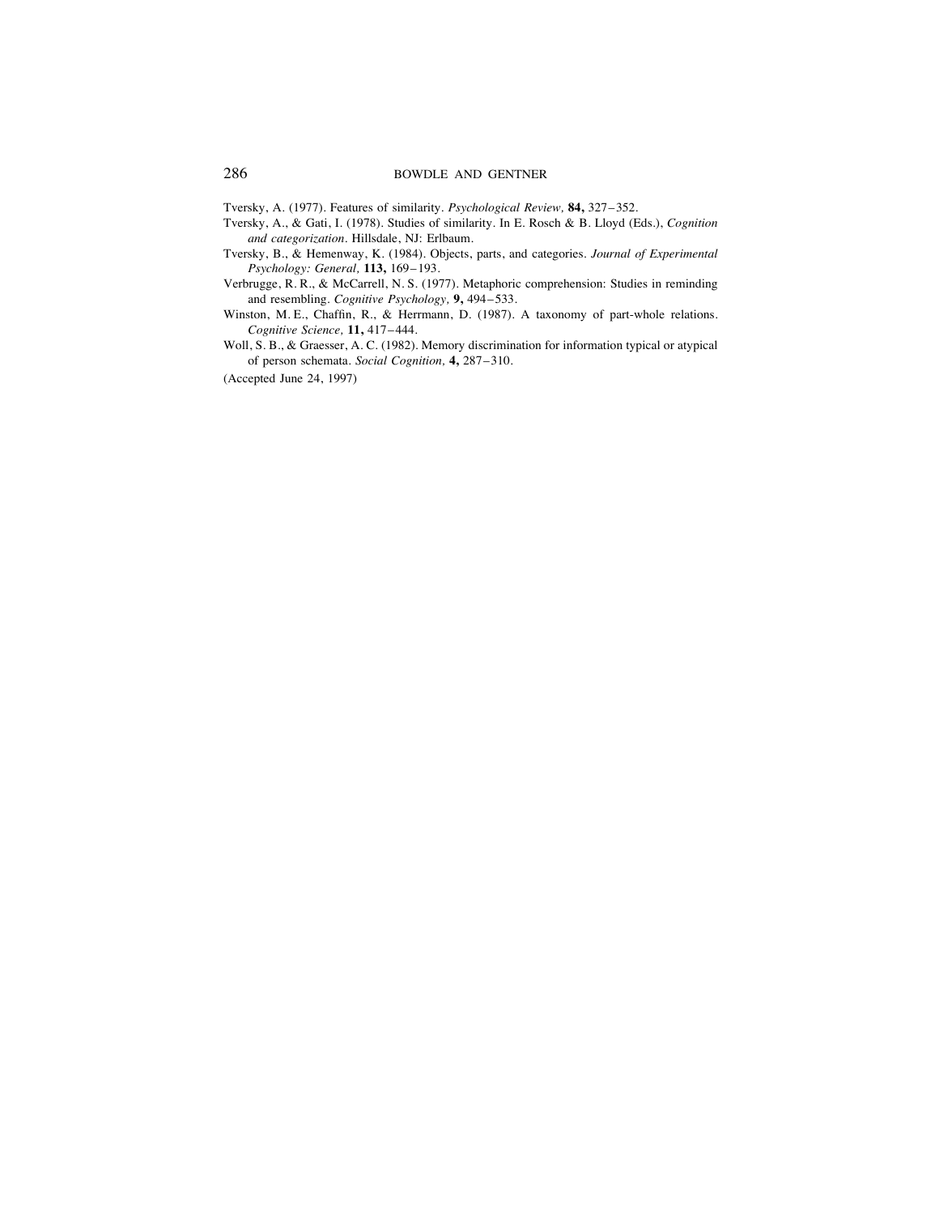Tversky, A. (1977). Features of similarity. *Psychological Review,* **84,** 327–352.

Tversky, A., & Gati, I. (1978). Studies of similarity. In E. Rosch & B. Lloyd (Eds.), *Cognition and categorization*. Hillsdale, NJ: Erlbaum.

Tversky, B., & Hemenway, K. (1984). Objects, parts, and categories. *Journal of Experimental Psychology: General,* **113,** 169–193.

Verbrugge, R. R., & McCarrell, N. S. (1977). Metaphoric comprehension: Studies in reminding and resembling. *Cognitive Psychology,* **9,** 494–533.

Winston, M. E., Chaffin, R., & Herrmann, D. (1987). A taxonomy of part-whole relations. *Cognitive Science,* **11,** 417–444.

Woll, S. B., & Graesser, A. C. (1982). Memory discrimination for information typical or atypical of person schemata. *Social Cognition,* **4,** 287–310.

(Accepted June 24, 1997)